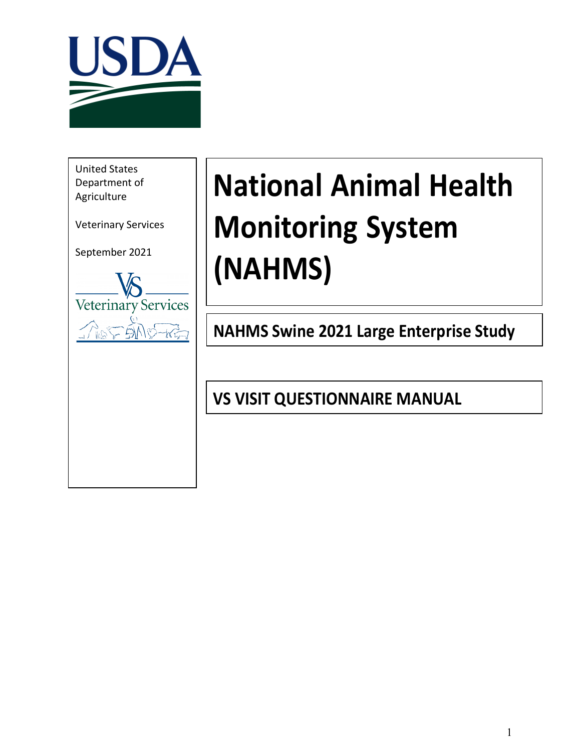USDA

United States Department of Agriculture

Veterinary Services

September 2021

Veterinary Services

# National Animal Health Monitoring System (NAHMS)

## NAHMS Swine 2021 Large Enterprise Study

## VS VISIT QUESTIONNAIRE MANUAL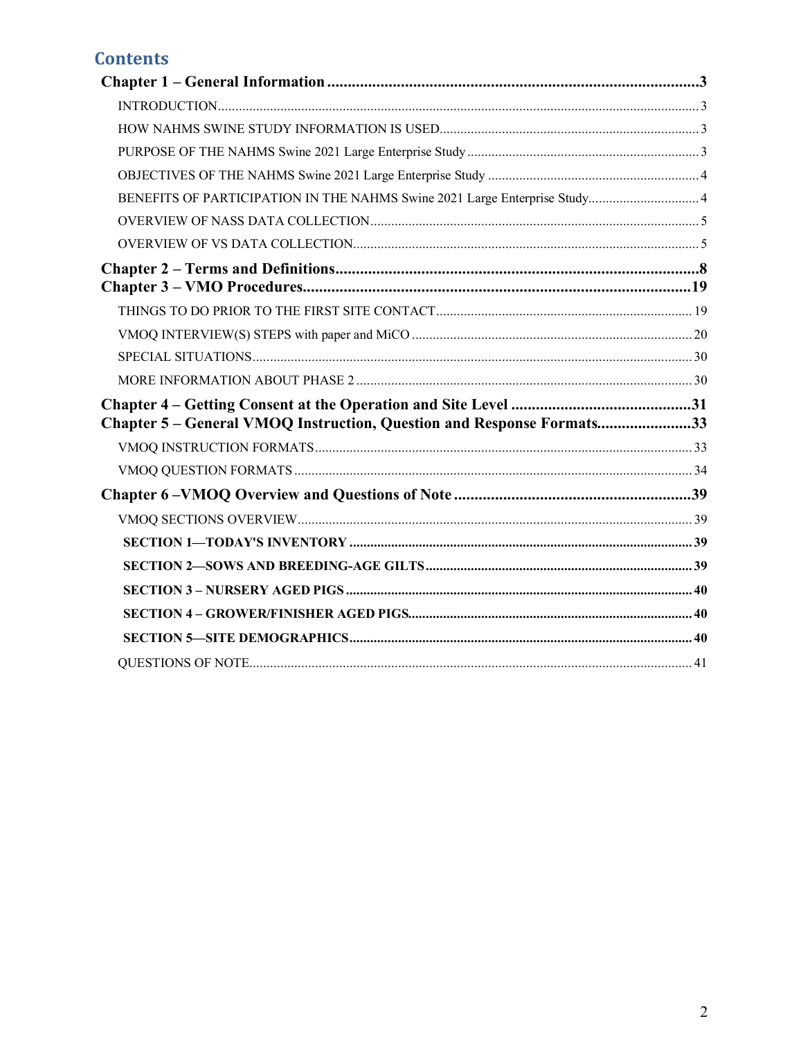# Contents

**Chapter 1 – General Information** ... 3

- INTRODUCTION ... 3
- HOW NAHMS SWINE STUDY INFORMATION IS USED ... 3
- PURPOSE OF THE NAHMS Swine 2021 Large Enterprise Study ... 3
- OBJECTIVES OF THE NAHMS Swine 2021 Large Enterprise Study ... 4
- BENEFITS OF PARTICIPATION IN THE NAHMS Swine 2021 Large Enterprise Study ... 4
- OVERVIEW OF NASS DATA COLLECTION ... 5
- OVERVIEW OF VS DATA COLLECTION ... 5

**Chapter 2 – Terms and Definitions** ... 8

**Chapter 3 – VMO Procedures** ... 19

- THINGS TO DO PRIOR TO THE FIRST SITE CONTACT ... 19
- VMOQ INTERVIEW(S) STEPS with paper and MiCO ... 20
- SPECIAL SITUATIONS ... 30
- MORE INFORMATION ABOUT PHASE 2 ... 30

**Chapter 4 – Getting Consent at the Operation and Site Level** ... 31

**Chapter 5 – General VMOQ Instruction, Question and Response Formats** ... 33

- VMOQ INSTRUCTION FORMATS ... 33
- VMOQ QUESTION FORMATS ... 34

**Chapter 6 –VMOQ Overview and Questions of Note** ... 39

- VMOQ SECTIONS OVERVIEW ... 39
  - **SECTION 1—TODAY'S INVENTORY** ... 39
  - **SECTION 2—SOWS AND BREEDING-AGE GILTS** ... 39
  - **SECTION 3 – NURSERY AGED PIGS** ... 40
  - **SECTION 4 – GROWER/FINISHER AGED PIGS** ... 40
  - **SECTION 5—SITE DEMOGRAPHICS** ... 40
- QUESTIONS OF NOTE ... 41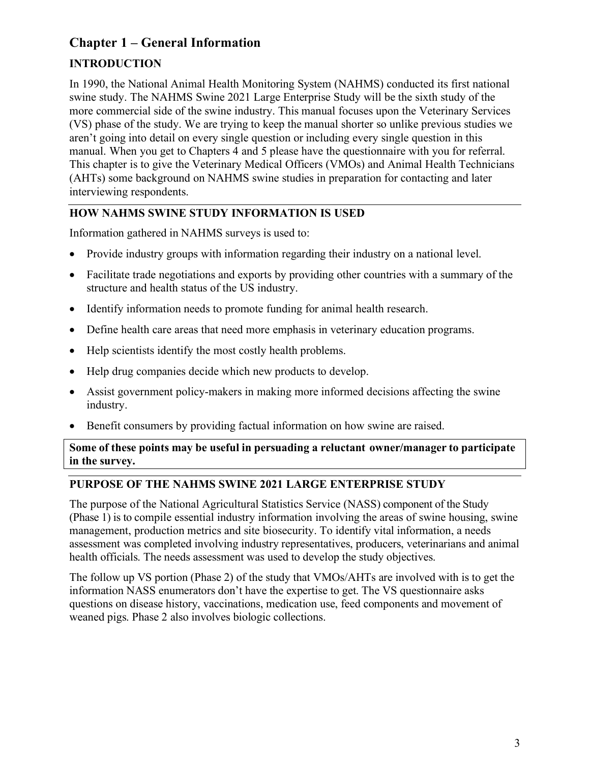# Chapter 1 – General Information

## INTRODUCTION

In 1990, the National Animal Health Monitoring System (NAHMS) conducted its first national swine study. The NAHMS Swine 2021 Large Enterprise Study will be the sixth study of the more commercial side of the swine industry. This manual focuses upon the Veterinary Services (VS) phase of the study. We are trying to keep the manual shorter so unlike previous studies we aren't going into detail on every single question or including every single question in this manual. When you get to Chapters 4 and 5 please have the questionnaire with you for referral. This chapter is to give the Veterinary Medical Officers (VMOs) and Animal Health Technicians (AHTs) some background on NAHMS swine studies in preparation for contacting and later interviewing respondents.

## HOW NAHMS SWINE STUDY INFORMATION IS USED

Information gathered in NAHMS surveys is used to:

- Provide industry groups with information regarding their industry on a national level.
- Facilitate trade negotiations and exports by providing other countries with a summary of the structure and health status of the US industry.
- Identify information needs to promote funding for animal health research.
- Define health care areas that need more emphasis in veterinary education programs.
- Help scientists identify the most costly health problems.
- Help drug companies decide which new products to develop.
- Assist government policy-makers in making more informed decisions affecting the swine industry.
- Benefit consumers by providing factual information on how swine are raised.

**Some of these points may be useful in persuading a reluctant owner/manager to participate in the survey.**

## PURPOSE OF THE NAHMS SWINE 2021 LARGE ENTERPRISE STUDY

The purpose of the National Agricultural Statistics Service (NASS) component of the Study (Phase 1) is to compile essential industry information involving the areas of swine housing, swine management, production metrics and site biosecurity. To identify vital information, a needs assessment was completed involving industry representatives, producers, veterinarians and animal health officials. The needs assessment was used to develop the study objectives.

The follow up VS portion (Phase 2) of the study that VMOs/AHTs are involved with is to get the information NASS enumerators don't have the expertise to get. The VS questionnaire asks questions on disease history, vaccinations, medication use, feed components and movement of weaned pigs. Phase 2 also involves biologic collections.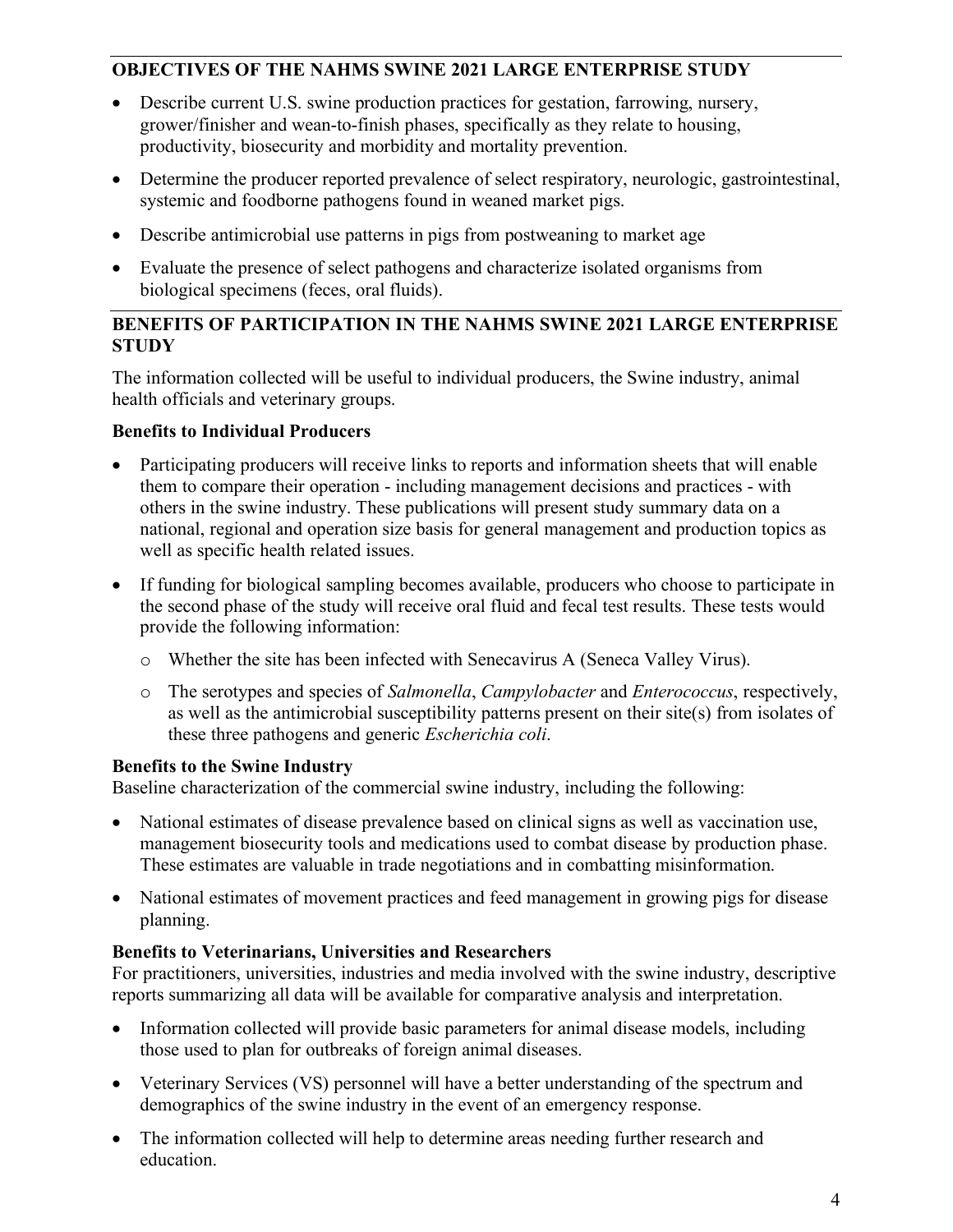## OBJECTIVES OF THE NAHMS SWINE 2021 LARGE ENTERPRISE STUDY

- Describe current U.S. swine production practices for gestation, farrowing, nursery, grower/finisher and wean-to-finish phases, specifically as they relate to housing, productivity, biosecurity and morbidity and mortality prevention.
- Determine the producer reported prevalence of select respiratory, neurologic, gastrointestinal, systemic and foodborne pathogens found in weaned market pigs.
- Describe antimicrobial use patterns in pigs from postweaning to market age
- Evaluate the presence of select pathogens and characterize isolated organisms from biological specimens (feces, oral fluids).

## BENEFITS OF PARTICIPATION IN THE NAHMS SWINE 2021 LARGE ENTERPRISE STUDY

The information collected will be useful to individual producers, the Swine industry, animal health officials and veterinary groups.

### Benefits to Individual Producers

- Participating producers will receive links to reports and information sheets that will enable them to compare their operation - including management decisions and practices - with others in the swine industry. These publications will present study summary data on a national, regional and operation size basis for general management and production topics as well as specific health related issues.
- If funding for biological sampling becomes available, producers who choose to participate in the second phase of the study will receive oral fluid and fecal test results. These tests would provide the following information:
  - Whether the site has been infected with Senecavirus A (Seneca Valley Virus).
  - The serotypes and species of *Salmonella*, *Campylobacter* and *Enterococcus*, respectively, as well as the antimicrobial susceptibility patterns present on their site(s) from isolates of these three pathogens and generic *Escherichia coli*.

### Benefits to the Swine Industry

Baseline characterization of the commercial swine industry, including the following:

- National estimates of disease prevalence based on clinical signs as well as vaccination use, management biosecurity tools and medications used to combat disease by production phase. These estimates are valuable in trade negotiations and in combatting misinformation.
- National estimates of movement practices and feed management in growing pigs for disease planning.

### Benefits to Veterinarians, Universities and Researchers

For practitioners, universities, industries and media involved with the swine industry, descriptive reports summarizing all data will be available for comparative analysis and interpretation.

- Information collected will provide basic parameters for animal disease models, including those used to plan for outbreaks of foreign animal diseases.
- Veterinary Services (VS) personnel will have a better understanding of the spectrum and demographics of the swine industry in the event of an emergency response.
- The information collected will help to determine areas needing further research and education.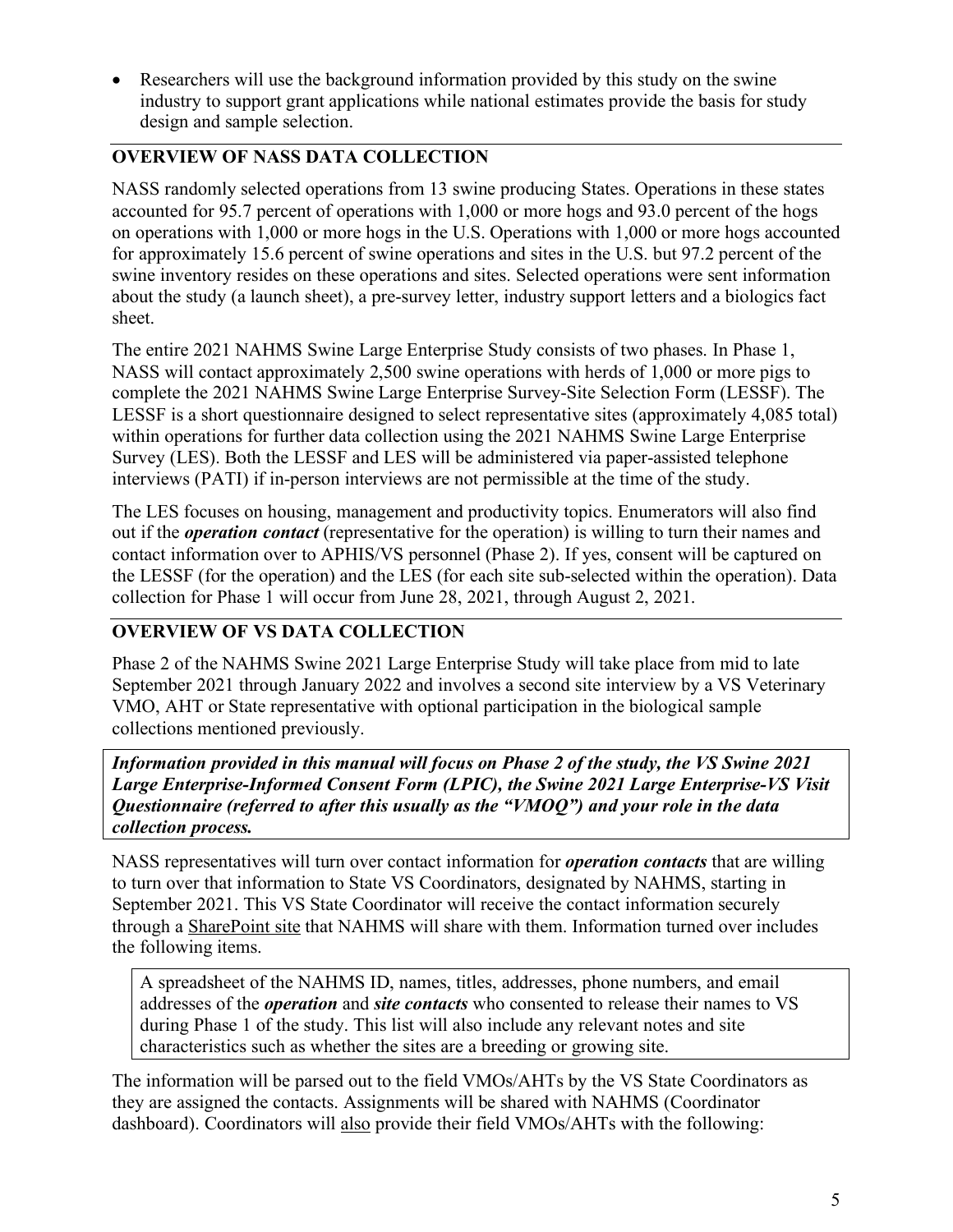- Researchers will use the background information provided by this study on the swine industry to support grant applications while national estimates provide the basis for study design and sample selection.

## OVERVIEW OF NASS DATA COLLECTION

NASS randomly selected operations from 13 swine producing States. Operations in these states accounted for 95.7 percent of operations with 1,000 or more hogs and 93.0 percent of the hogs on operations with 1,000 or more hogs in the U.S. Operations with 1,000 or more hogs accounted for approximately 15.6 percent of swine operations and sites in the U.S. but 97.2 percent of the swine inventory resides on these operations and sites. Selected operations were sent information about the study (a launch sheet), a pre-survey letter, industry support letters and a biologics fact sheet.

The entire 2021 NAHMS Swine Large Enterprise Study consists of two phases. In Phase 1, NASS will contact approximately 2,500 swine operations with herds of 1,000 or more pigs to complete the 2021 NAHMS Swine Large Enterprise Survey-Site Selection Form (LESSF). The LESSF is a short questionnaire designed to select representative sites (approximately 4,085 total) within operations for further data collection using the 2021 NAHMS Swine Large Enterprise Survey (LES). Both the LESSF and LES will be administered via paper-assisted telephone interviews (PATI) if in-person interviews are not permissible at the time of the study.

The LES focuses on housing, management and productivity topics. Enumerators will also find out if the ***operation contact*** (representative for the operation) is willing to turn their names and contact information over to APHIS/VS personnel (Phase 2). If yes, consent will be captured on the LESSF (for the operation) and the LES (for each site sub-selected within the operation). Data collection for Phase 1 will occur from June 28, 2021, through August 2, 2021.

## OVERVIEW OF VS DATA COLLECTION

Phase 2 of the NAHMS Swine 2021 Large Enterprise Study will take place from mid to late September 2021 through January 2022 and involves a second site interview by a VS Veterinary VMO, AHT or State representative with optional participation in the biological sample collections mentioned previously.

***Information provided in this manual will focus on Phase 2 of the study, the VS Swine 2021 Large Enterprise-Informed Consent Form (LPIC), the Swine 2021 Large Enterprise-VS Visit Questionnaire (referred to after this usually as the "VMOQ") and your role in the data collection process.***

NASS representatives will turn over contact information for ***operation contacts*** that are willing to turn over that information to State VS Coordinators, designated by NAHMS, starting in September 2021. This VS State Coordinator will receive the contact information securely through a SharePoint site that NAHMS will share with them. Information turned over includes the following items.

> A spreadsheet of the NAHMS ID, names, titles, addresses, phone numbers, and email addresses of the ***operation*** and ***site contacts*** who consented to release their names to VS during Phase 1 of the study. This list will also include any relevant notes and site characteristics such as whether the sites are a breeding or growing site.

The information will be parsed out to the field VMOs/AHTs by the VS State Coordinators as they are assigned the contacts. Assignments will be shared with NAHMS (Coordinator dashboard). Coordinators will also provide their field VMOs/AHTs with the following: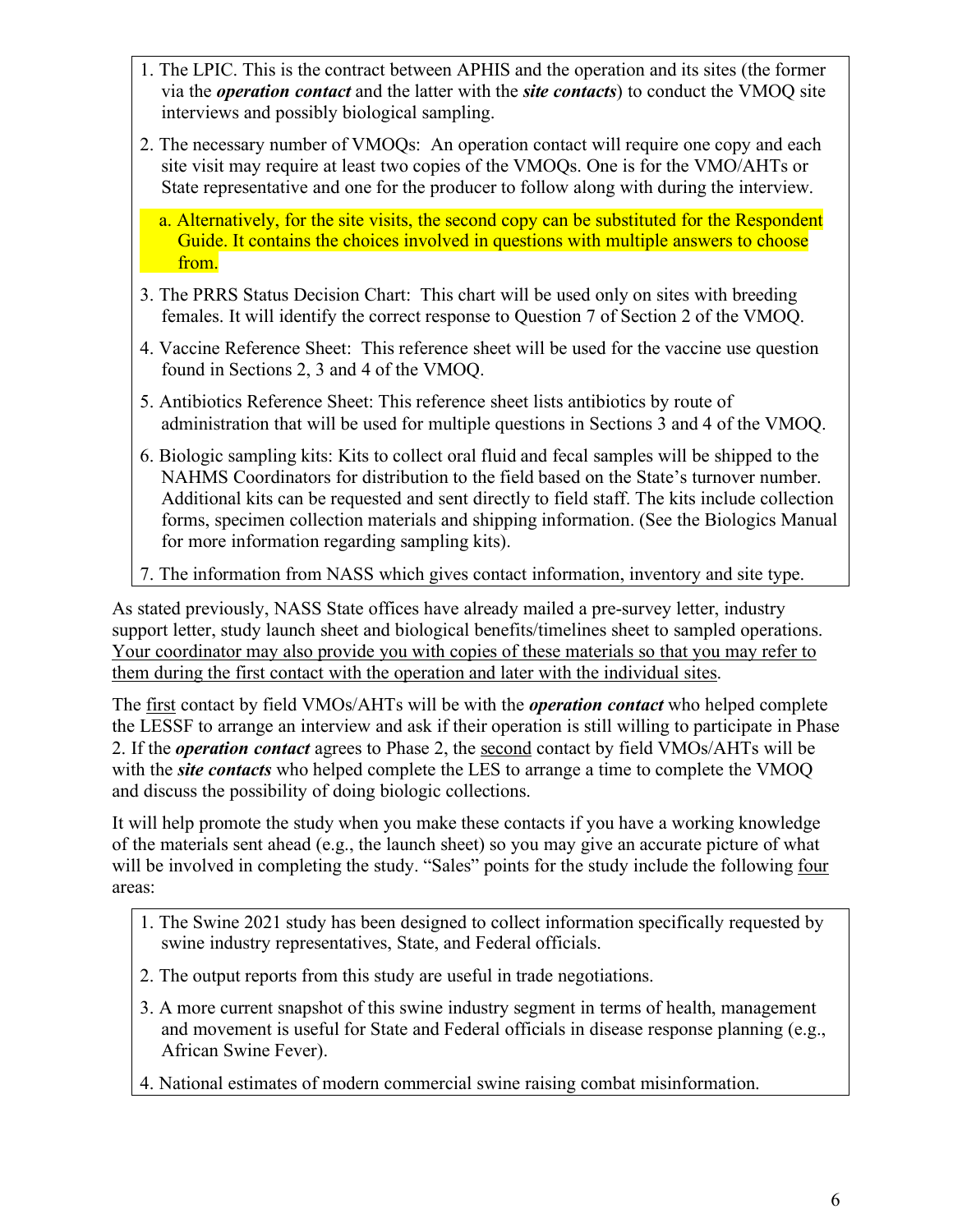1. The LPIC. This is the contract between APHIS and the operation and its sites (the former via the ***operation contact*** and the latter with the ***site contacts***) to conduct the VMOQ site interviews and possibly biological sampling.
2. The necessary number of VMOQs: An operation contact will require one copy and each site visit may require at least two copies of the VMOQs. One is for the VMO/AHTs or State representative and one for the producer to follow along with during the interview.
    a. Alternatively, for the site visits, the second copy can be substituted for the Respondent Guide. It contains the choices involved in questions with multiple answers to choose from.
3. The PRRS Status Decision Chart: This chart will be used only on sites with breeding females. It will identify the correct response to Question 7 of Section 2 of the VMOQ.
4. Vaccine Reference Sheet: This reference sheet will be used for the vaccine use question found in Sections 2, 3 and 4 of the VMOQ.
5. Antibiotics Reference Sheet: This reference sheet lists antibiotics by route of administration that will be used for multiple questions in Sections 3 and 4 of the VMOQ.
6. Biologic sampling kits: Kits to collect oral fluid and fecal samples will be shipped to the NAHMS Coordinators for distribution to the field based on the State's turnover number. Additional kits can be requested and sent directly to field staff. The kits include collection forms, specimen collection materials and shipping information. (See the Biologics Manual for more information regarding sampling kits).
7. The information from NASS which gives contact information, inventory and site type.

As stated previously, NASS State offices have already mailed a pre-survey letter, industry support letter, study launch sheet and biological benefits/timelines sheet to sampled operations. Your coordinator may also provide you with copies of these materials so that you may refer to them during the first contact with the operation and later with the individual sites.

The first contact by field VMOs/AHTs will be with the ***operation contact*** who helped complete the LESSF to arrange an interview and ask if their operation is still willing to participate in Phase 2. If the ***operation contact*** agrees to Phase 2, the second contact by field VMOs/AHTs will be with the ***site contacts*** who helped complete the LES to arrange a time to complete the VMOQ and discuss the possibility of doing biologic collections.

It will help promote the study when you make these contacts if you have a working knowledge of the materials sent ahead (e.g., the launch sheet) so you may give an accurate picture of what will be involved in completing the study. "Sales" points for the study include the following four areas:

1. The Swine 2021 study has been designed to collect information specifically requested by swine industry representatives, State, and Federal officials.
2. The output reports from this study are useful in trade negotiations.
3. A more current snapshot of this swine industry segment in terms of health, management and movement is useful for State and Federal officials in disease response planning (e.g., African Swine Fever).
4. National estimates of modern commercial swine raising combat misinformation.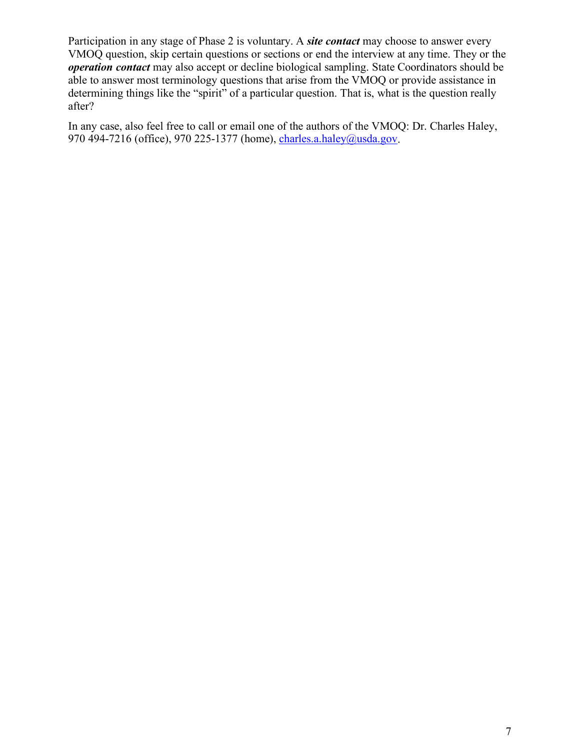Participation in any stage of Phase 2 is voluntary. A ***site contact*** may choose to answer every VMOQ question, skip certain questions or sections or end the interview at any time. They or the ***operation contact*** may also accept or decline biological sampling. State Coordinators should be able to answer most terminology questions that arise from the VMOQ or provide assistance in determining things like the "spirit" of a particular question. That is, what is the question really after?

In any case, also feel free to call or email one of the authors of the VMOQ: Dr. Charles Haley, 970 494-7216 (office), 970 225-1377 (home), charles.a.haley@usda.gov.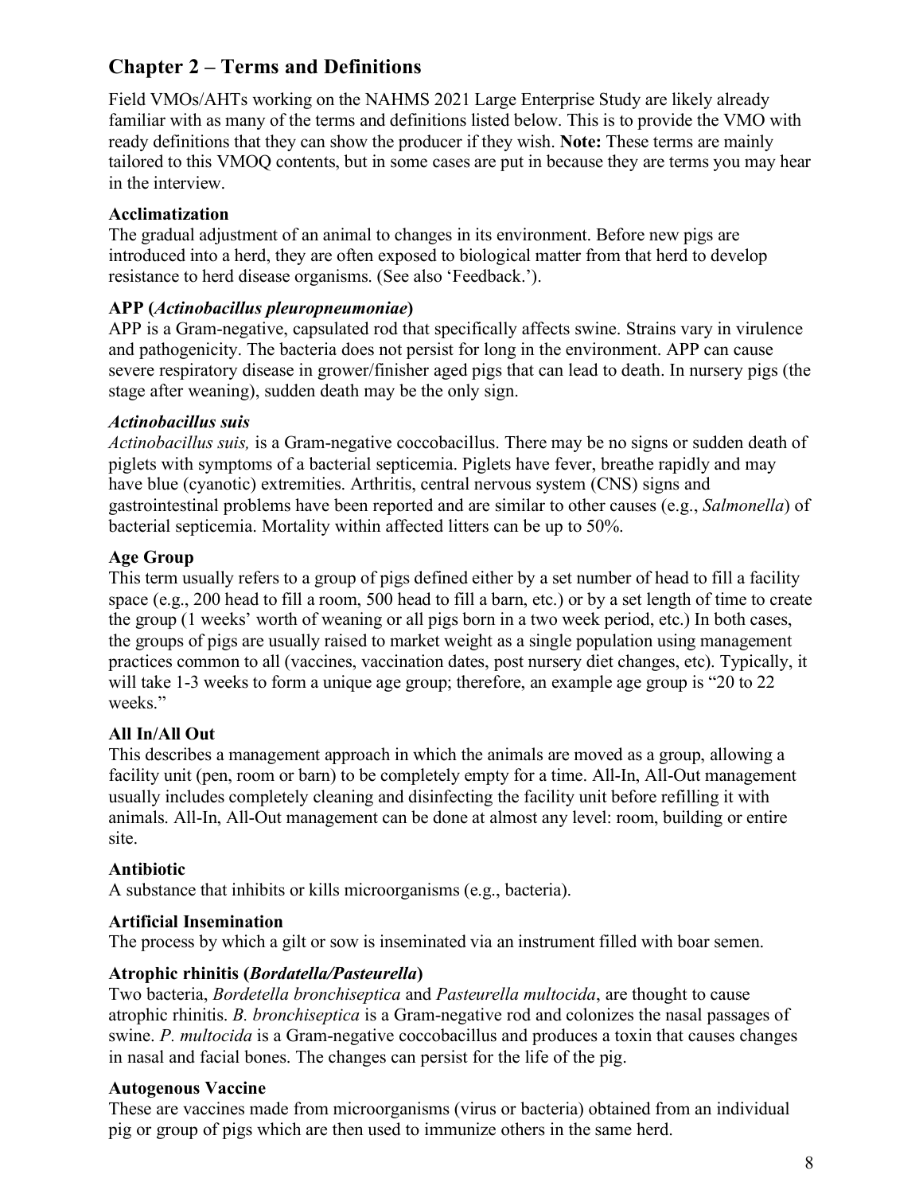## Chapter 2 – Terms and Definitions

Field VMOs/AHTs working on the NAHMS 2021 Large Enterprise Study are likely already familiar with as many of the terms and definitions listed below. This is to provide the VMO with ready definitions that they can show the producer if they wish. **Note:** These terms are mainly tailored to this VMOQ contents, but in some cases are put in because they are terms you may hear in the interview.

**Acclimatization**
The gradual adjustment of an animal to changes in its environment. Before new pigs are introduced into a herd, they are often exposed to biological matter from that herd to develop resistance to herd disease organisms. (See also 'Feedback.').

**APP (*Actinobacillus pleuropneumoniae*)**
APP is a Gram-negative, capsulated rod that specifically affects swine. Strains vary in virulence and pathogenicity. The bacteria does not persist for long in the environment. APP can cause severe respiratory disease in grower/finisher aged pigs that can lead to death. In nursery pigs (the stage after weaning), sudden death may be the only sign.

***Actinobacillus suis***
*Actinobacillus suis,* is a Gram-negative coccobacillus. There may be no signs or sudden death of piglets with symptoms of a bacterial septicemia. Piglets have fever, breathe rapidly and may have blue (cyanotic) extremities. Arthritis, central nervous system (CNS) signs and gastrointestinal problems have been reported and are similar to other causes (e.g., *Salmonella*) of bacterial septicemia. Mortality within affected litters can be up to 50%.

**Age Group**
This term usually refers to a group of pigs defined either by a set number of head to fill a facility space (e.g., 200 head to fill a room, 500 head to fill a barn, etc.) or by a set length of time to create the group (1 weeks' worth of weaning or all pigs born in a two week period, etc.) In both cases, the groups of pigs are usually raised to market weight as a single population using management practices common to all (vaccines, vaccination dates, post nursery diet changes, etc). Typically, it will take 1-3 weeks to form a unique age group; therefore, an example age group is "20 to 22 weeks."

**All In/All Out**
This describes a management approach in which the animals are moved as a group, allowing a facility unit (pen, room or barn) to be completely empty for a time. All-In, All-Out management usually includes completely cleaning and disinfecting the facility unit before refilling it with animals. All-In, All-Out management can be done at almost any level: room, building or entire site.

**Antibiotic**
A substance that inhibits or kills microorganisms (e.g., bacteria).

**Artificial Insemination**
The process by which a gilt or sow is inseminated via an instrument filled with boar semen.

**Atrophic rhinitis (*Bordatella/Pasteurella*)**
Two bacteria, *Bordetella bronchiseptica* and *Pasteurella multocida*, are thought to cause atrophic rhinitis. *B. bronchiseptica* is a Gram-negative rod and colonizes the nasal passages of swine. *P. multocida* is a Gram-negative coccobacillus and produces a toxin that causes changes in nasal and facial bones. The changes can persist for the life of the pig.

**Autogenous Vaccine**
These are vaccines made from microorganisms (virus or bacteria) obtained from an individual pig or group of pigs which are then used to immunize others in the same herd.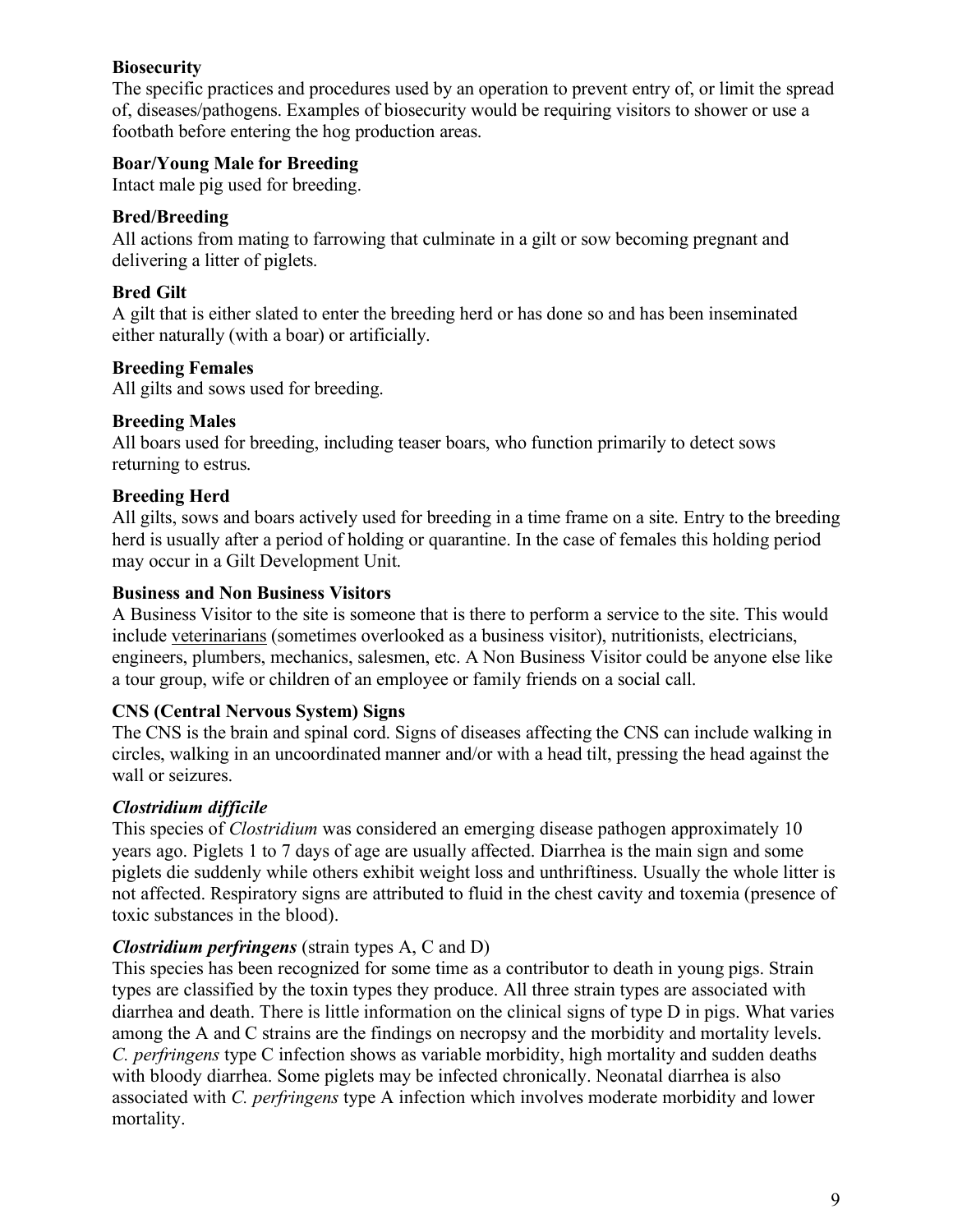**Biosecurity**
The specific practices and procedures used by an operation to prevent entry of, or limit the spread of, diseases/pathogens. Examples of biosecurity would be requiring visitors to shower or use a footbath before entering the hog production areas.

**Boar/Young Male for Breeding**
Intact male pig used for breeding.

**Bred/Breeding**
All actions from mating to farrowing that culminate in a gilt or sow becoming pregnant and delivering a litter of piglets.

**Bred Gilt**
A gilt that is either slated to enter the breeding herd or has done so and has been inseminated either naturally (with a boar) or artificially.

**Breeding Females**
All gilts and sows used for breeding.

**Breeding Males**
All boars used for breeding, including teaser boars, who function primarily to detect sows returning to estrus.

**Breeding Herd**
All gilts, sows and boars actively used for breeding in a time frame on a site. Entry to the breeding herd is usually after a period of holding or quarantine. In the case of females this holding period may occur in a Gilt Development Unit.

**Business and Non Business Visitors**
A Business Visitor to the site is someone that is there to perform a service to the site. This would include <u>veterinarians</u> (sometimes overlooked as a business visitor), nutritionists, electricians, engineers, plumbers, mechanics, salesmen, etc. A Non Business Visitor could be anyone else like a tour group, wife or children of an employee or family friends on a social call.

**CNS (Central Nervous System) Signs**
The CNS is the brain and spinal cord. Signs of diseases affecting the CNS can include walking in circles, walking in an uncoordinated manner and/or with a head tilt, pressing the head against the wall or seizures.

***Clostridium difficile***
This species of *Clostridium* was considered an emerging disease pathogen approximately 10 years ago. Piglets 1 to 7 days of age are usually affected. Diarrhea is the main sign and some piglets die suddenly while others exhibit weight loss and unthriftiness. Usually the whole litter is not affected. Respiratory signs are attributed to fluid in the chest cavity and toxemia (presence of toxic substances in the blood).

***Clostridium perfringens*** (strain types A, C and D)
This species has been recognized for some time as a contributor to death in young pigs. Strain types are classified by the toxin types they produce. All three strain types are associated with diarrhea and death. There is little information on the clinical signs of type D in pigs. What varies among the A and C strains are the findings on necropsy and the morbidity and mortality levels. *C. perfringens* type C infection shows as variable morbidity, high mortality and sudden deaths with bloody diarrhea. Some piglets may be infected chronically. Neonatal diarrhea is also associated with *C. perfringens* type A infection which involves moderate morbidity and lower mortality.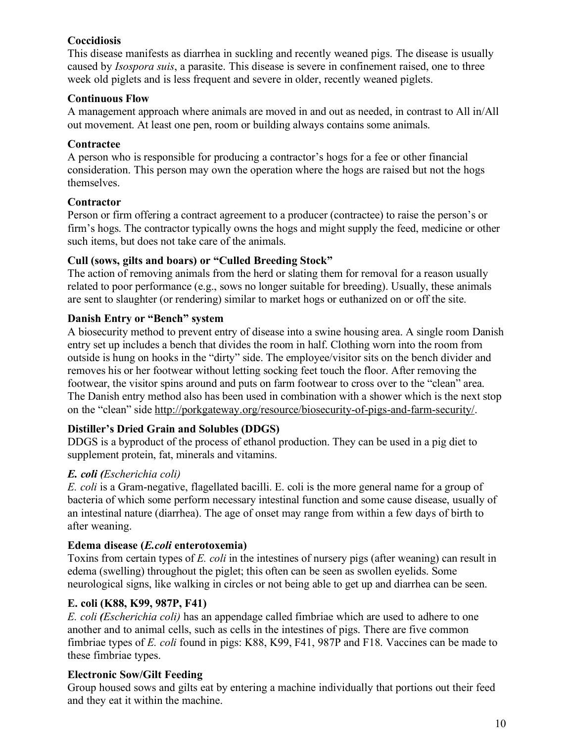**Coccidiosis**

This disease manifests as diarrhea in suckling and recently weaned pigs. The disease is usually caused by *Isospora suis*, a parasite. This disease is severe in confinement raised, one to three week old piglets and is less frequent and severe in older, recently weaned piglets.

**Continuous Flow**

A management approach where animals are moved in and out as needed, in contrast to All in/All out movement. At least one pen, room or building always contains some animals.

**Contractee**

A person who is responsible for producing a contractor's hogs for a fee or other financial consideration. This person may own the operation where the hogs are raised but not the hogs themselves.

**Contractor**

Person or firm offering a contract agreement to a producer (contractee) to raise the person's or firm's hogs. The contractor typically owns the hogs and might supply the feed, medicine or other such items, but does not take care of the animals.

**Cull (sows, gilts and boars) or "Culled Breeding Stock"**

The action of removing animals from the herd or slating them for removal for a reason usually related to poor performance (e.g., sows no longer suitable for breeding). Usually, these animals are sent to slaughter (or rendering) similar to market hogs or euthanized on or off the site.

**Danish Entry or "Bench" system**

A biosecurity method to prevent entry of disease into a swine housing area. A single room Danish entry set up includes a bench that divides the room in half. Clothing worn into the room from outside is hung on hooks in the "dirty" side. The employee/visitor sits on the bench divider and removes his or her footwear without letting socking feet touch the floor. After removing the footwear, the visitor spins around and puts on farm footwear to cross over to the "clean" area. The Danish entry method also has been used in combination with a shower which is the next stop on the "clean" side http://porkgateway.org/resource/biosecurity-of-pigs-and-farm-security/.

**Distiller's Dried Grain and Solubles (DDGS)**

DDGS is a byproduct of the process of ethanol production. They can be used in a pig diet to supplement protein, fat, minerals and vitamins.

***E. coli (Escherichia coli)***

*E. coli* is a Gram-negative, flagellated bacilli. E. coli is the more general name for a group of bacteria of which some perform necessary intestinal function and some cause disease, usually of an intestinal nature (diarrhea). The age of onset may range from within a few days of birth to after weaning.

**Edema disease (*E.coli* enterotoxemia)**

Toxins from certain types of *E. coli* in the intestines of nursery pigs (after weaning) can result in edema (swelling) throughout the piglet; this often can be seen as swollen eyelids. Some neurological signs, like walking in circles or not being able to get up and diarrhea can be seen.

**E. coli (K88, K99, 987P, F41)**

*E. coli (Escherichia coli)* has an appendage called fimbriae which are used to adhere to one another and to animal cells, such as cells in the intestines of pigs. There are five common fimbriae types of *E. coli* found in pigs: K88, K99, F41, 987P and F18. Vaccines can be made to these fimbriae types.

**Electronic Sow/Gilt Feeding**

Group housed sows and gilts eat by entering a machine individually that portions out their feed and they eat it within the machine.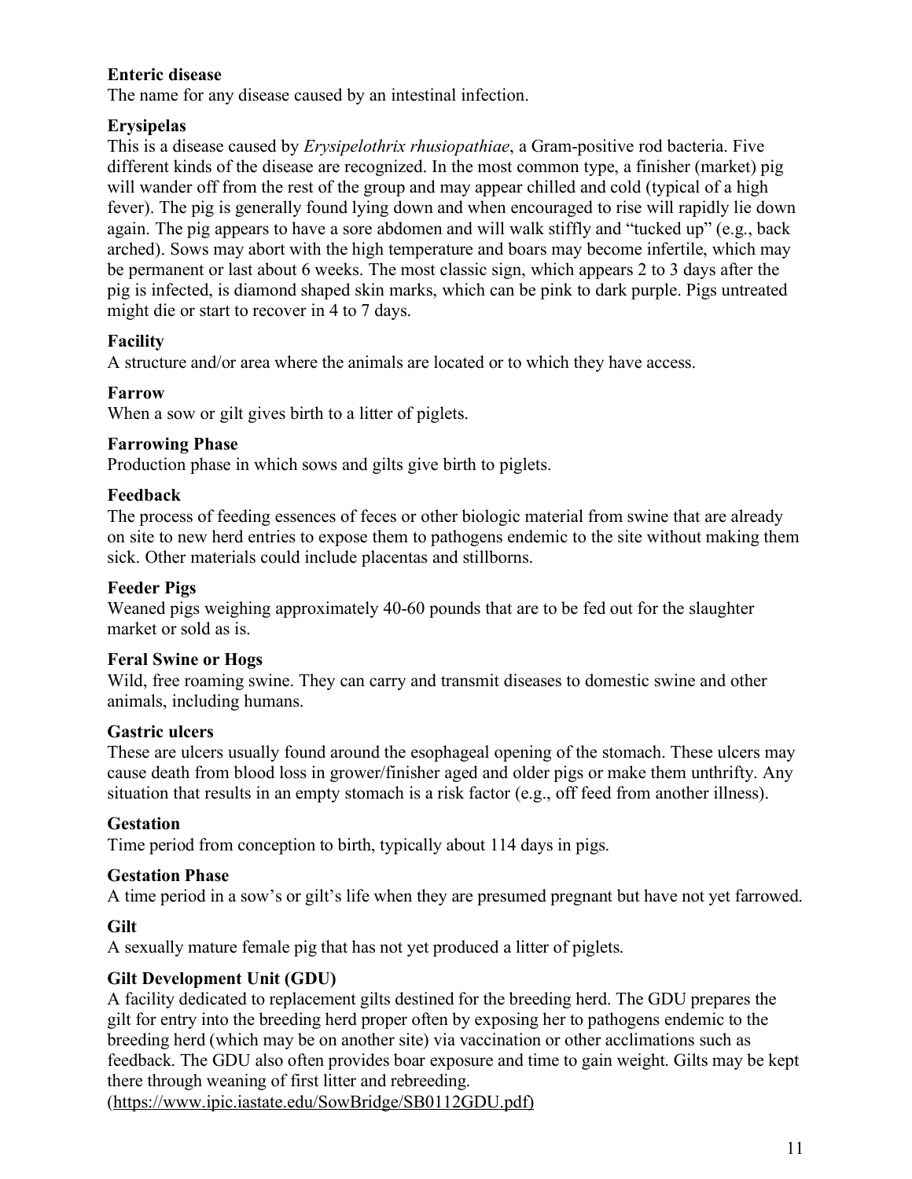**Enteric disease**

The name for any disease caused by an intestinal infection.

**Erysipelas**

This is a disease caused by *Erysipelothrix rhusiopathiae*, a Gram-positive rod bacteria. Five different kinds of the disease are recognized. In the most common type, a finisher (market) pig will wander off from the rest of the group and may appear chilled and cold (typical of a high fever). The pig is generally found lying down and when encouraged to rise will rapidly lie down again. The pig appears to have a sore abdomen and will walk stiffly and "tucked up" (e.g., back arched). Sows may abort with the high temperature and boars may become infertile, which may be permanent or last about 6 weeks. The most classic sign, which appears 2 to 3 days after the pig is infected, is diamond shaped skin marks, which can be pink to dark purple. Pigs untreated might die or start to recover in 4 to 7 days.

**Facility**

A structure and/or area where the animals are located or to which they have access.

**Farrow**

When a sow or gilt gives birth to a litter of piglets.

**Farrowing Phase**

Production phase in which sows and gilts give birth to piglets.

**Feedback**

The process of feeding essences of feces or other biologic material from swine that are already on site to new herd entries to expose them to pathogens endemic to the site without making them sick. Other materials could include placentas and stillborns.

**Feeder Pigs**

Weaned pigs weighing approximately 40-60 pounds that are to be fed out for the slaughter market or sold as is.

**Feral Swine or Hogs**

Wild, free roaming swine. They can carry and transmit diseases to domestic swine and other animals, including humans.

**Gastric ulcers**

These are ulcers usually found around the esophageal opening of the stomach. These ulcers may cause death from blood loss in grower/finisher aged and older pigs or make them unthrifty. Any situation that results in an empty stomach is a risk factor (e.g., off feed from another illness).

**Gestation**

Time period from conception to birth, typically about 114 days in pigs.

**Gestation Phase**

A time period in a sow's or gilt's life when they are presumed pregnant but have not yet farrowed.

**Gilt**

A sexually mature female pig that has not yet produced a litter of piglets.

**Gilt Development Unit (GDU)**

A facility dedicated to replacement gilts destined for the breeding herd. The GDU prepares the gilt for entry into the breeding herd proper often by exposing her to pathogens endemic to the breeding herd (which may be on another site) via vaccination or other acclimations such as feedback. The GDU also often provides boar exposure and time to gain weight. Gilts may be kept there through weaning of first litter and rebreeding.
(https://www.ipic.iastate.edu/SowBridge/SB0112GDU.pdf)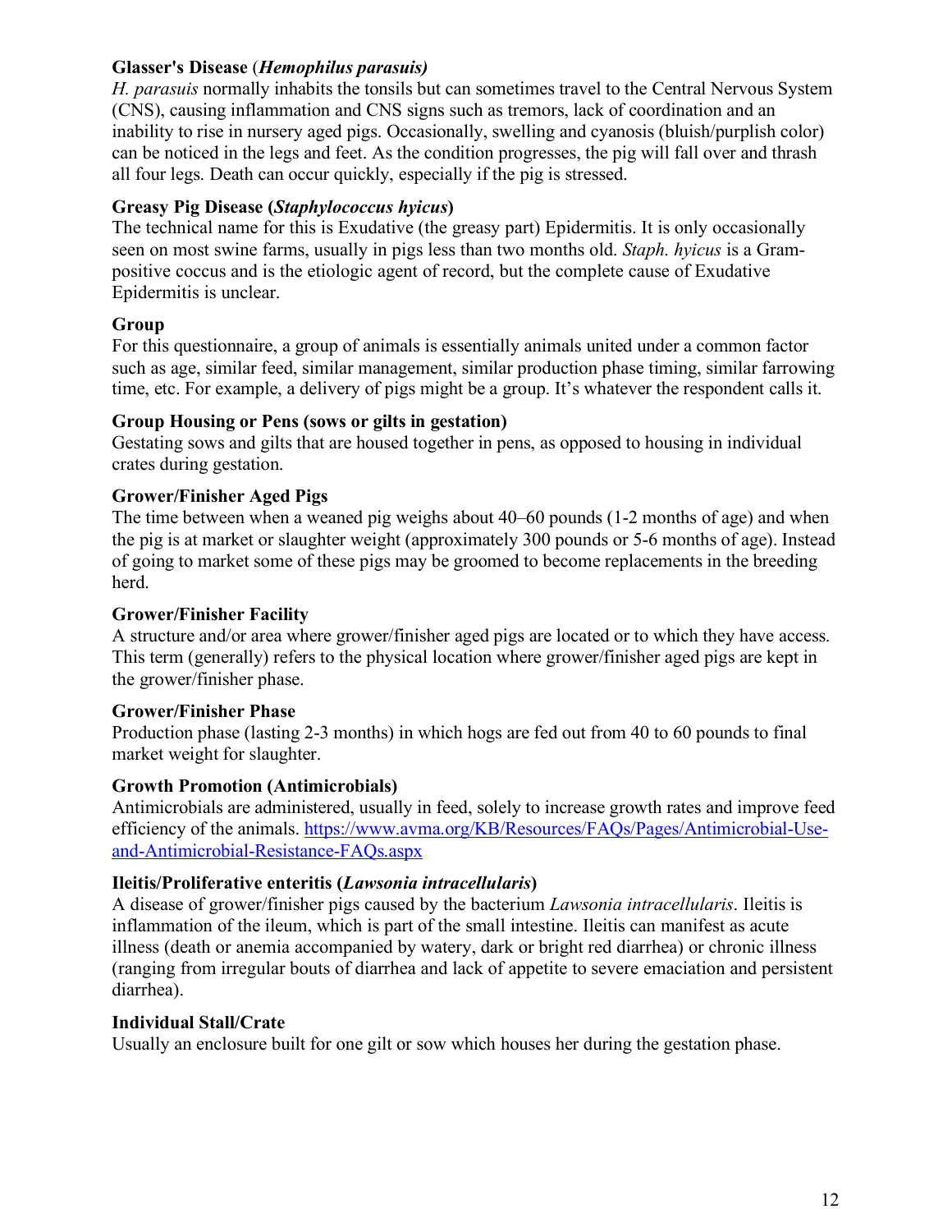**Glasser's Disease (*Hemophilus parasuis)***

*H. parasuis* normally inhabits the tonsils but can sometimes travel to the Central Nervous System (CNS), causing inflammation and CNS signs such as tremors, lack of coordination and an inability to rise in nursery aged pigs. Occasionally, swelling and cyanosis (bluish/purplish color) can be noticed in the legs and feet. As the condition progresses, the pig will fall over and thrash all four legs. Death can occur quickly, especially if the pig is stressed.

**Greasy Pig Disease (*Staphylococcus hyicus*)**

The technical name for this is Exudative (the greasy part) Epidermitis. It is only occasionally seen on most swine farms, usually in pigs less than two months old. *Staph. hyicus* is a Gram-positive coccus and is the etiologic agent of record, but the complete cause of Exudative Epidermitis is unclear.

**Group**

For this questionnaire, a group of animals is essentially animals united under a common factor such as age, similar feed, similar management, similar production phase timing, similar farrowing time, etc. For example, a delivery of pigs might be a group. It's whatever the respondent calls it.

**Group Housing or Pens (sows or gilts in gestation)**

Gestating sows and gilts that are housed together in pens, as opposed to housing in individual crates during gestation.

**Grower/Finisher Aged Pigs**

The time between when a weaned pig weighs about 40–60 pounds (1-2 months of age) and when the pig is at market or slaughter weight (approximately 300 pounds or 5-6 months of age). Instead of going to market some of these pigs may be groomed to become replacements in the breeding herd.

**Grower/Finisher Facility**

A structure and/or area where grower/finisher aged pigs are located or to which they have access. This term (generally) refers to the physical location where grower/finisher aged pigs are kept in the grower/finisher phase.

**Grower/Finisher Phase**

Production phase (lasting 2-3 months) in which hogs are fed out from 40 to 60 pounds to final market weight for slaughter.

**Growth Promotion (Antimicrobials)**

Antimicrobials are administered, usually in feed, solely to increase growth rates and improve feed efficiency of the animals. https://www.avma.org/KB/Resources/FAQs/Pages/Antimicrobial-Use-and-Antimicrobial-Resistance-FAQs.aspx

**Ileitis/Proliferative enteritis (*Lawsonia intracellularis*)**

A disease of grower/finisher pigs caused by the bacterium *Lawsonia intracellularis*. Ileitis is inflammation of the ileum, which is part of the small intestine. Ileitis can manifest as acute illness (death or anemia accompanied by watery, dark or bright red diarrhea) or chronic illness (ranging from irregular bouts of diarrhea and lack of appetite to severe emaciation and persistent diarrhea).

**Individual Stall/Crate**

Usually an enclosure built for one gilt or sow which houses her during the gestation phase.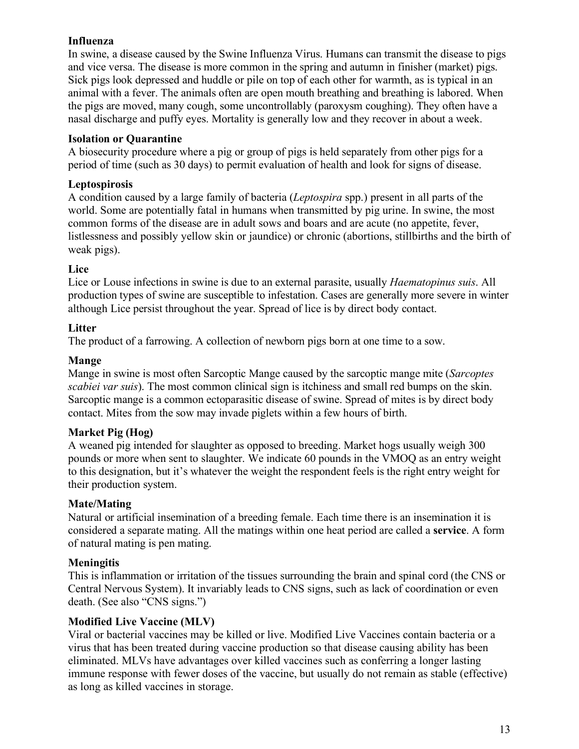**Influenza**
In swine, a disease caused by the Swine Influenza Virus. Humans can transmit the disease to pigs and vice versa. The disease is more common in the spring and autumn in finisher (market) pigs. Sick pigs look depressed and huddle or pile on top of each other for warmth, as is typical in an animal with a fever. The animals often are open mouth breathing and breathing is labored. When the pigs are moved, many cough, some uncontrollably (paroxysm coughing). They often have a nasal discharge and puffy eyes. Mortality is generally low and they recover in about a week.

**Isolation or Quarantine**
A biosecurity procedure where a pig or group of pigs is held separately from other pigs for a period of time (such as 30 days) to permit evaluation of health and look for signs of disease.

**Leptospirosis**
A condition caused by a large family of bacteria (*Leptospira* spp.) present in all parts of the world. Some are potentially fatal in humans when transmitted by pig urine. In swine, the most common forms of the disease are in adult sows and boars and are acute (no appetite, fever, listlessness and possibly yellow skin or jaundice) or chronic (abortions, stillbirths and the birth of weak pigs).

**Lice**
Lice or Louse infections in swine is due to an external parasite, usually *Haematopinus suis*. All production types of swine are susceptible to infestation. Cases are generally more severe in winter although Lice persist throughout the year. Spread of lice is by direct body contact.

**Litter**
The product of a farrowing. A collection of newborn pigs born at one time to a sow.

**Mange**
Mange in swine is most often Sarcoptic Mange caused by the sarcoptic mange mite (*Sarcoptes scabiei var suis*). The most common clinical sign is itchiness and small red bumps on the skin. Sarcoptic mange is a common ectoparasitic disease of swine. Spread of mites is by direct body contact. Mites from the sow may invade piglets within a few hours of birth.

**Market Pig (Hog)**
A weaned pig intended for slaughter as opposed to breeding. Market hogs usually weigh 300 pounds or more when sent to slaughter. We indicate 60 pounds in the VMOQ as an entry weight to this designation, but it's whatever the weight the respondent feels is the right entry weight for their production system.

**Mate/Mating**
Natural or artificial insemination of a breeding female. Each time there is an insemination it is considered a separate mating. All the matings within one heat period are called a **service**. A form of natural mating is pen mating.

**Meningitis**
This is inflammation or irritation of the tissues surrounding the brain and spinal cord (the CNS or Central Nervous System). It invariably leads to CNS signs, such as lack of coordination or even death. (See also "CNS signs.")

**Modified Live Vaccine (MLV)**
Viral or bacterial vaccines may be killed or live. Modified Live Vaccines contain bacteria or a virus that has been treated during vaccine production so that disease causing ability has been eliminated. MLVs have advantages over killed vaccines such as conferring a longer lasting immune response with fewer doses of the vaccine, but usually do not remain as stable (effective) as long as killed vaccines in storage.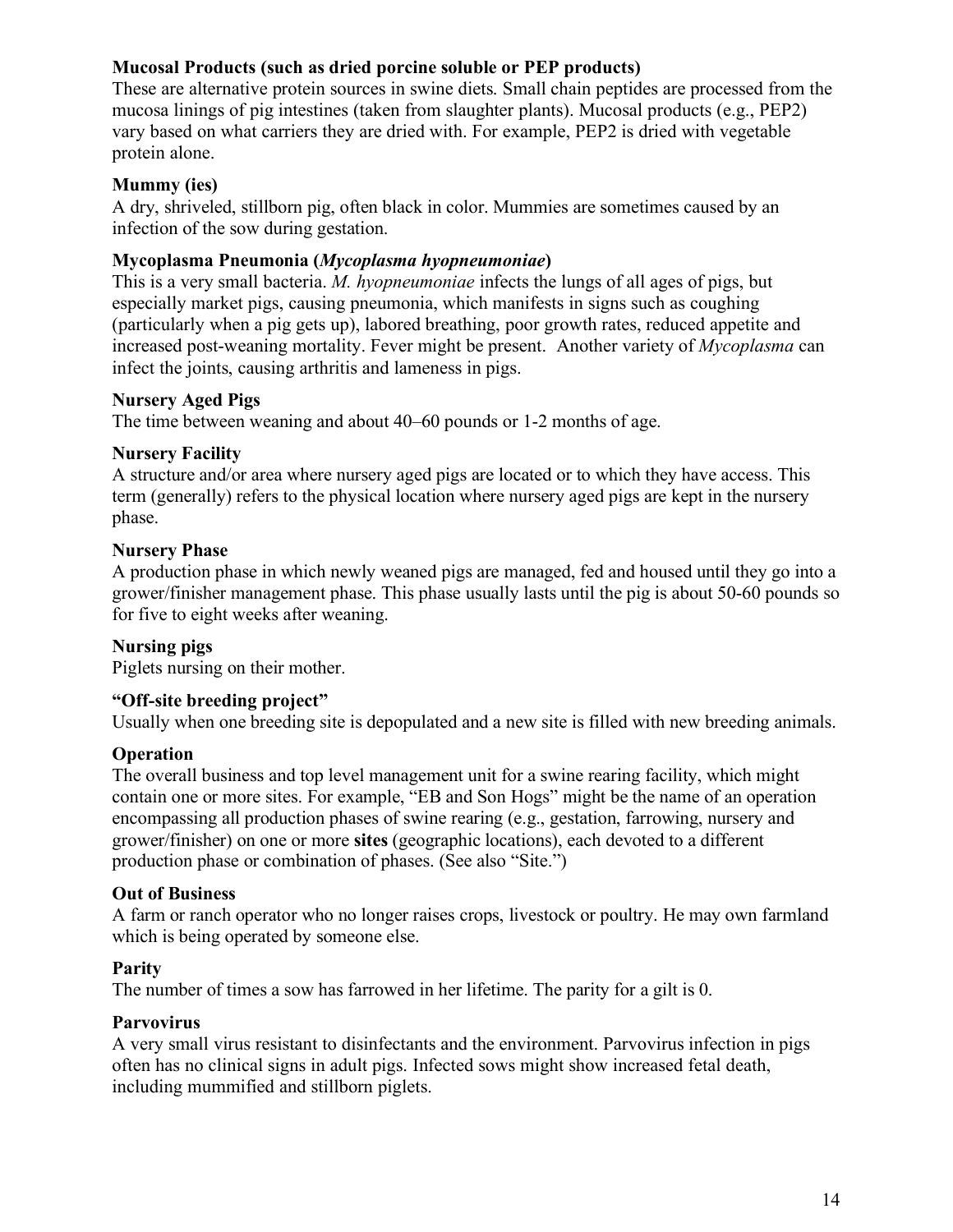**Mucosal Products (such as dried porcine soluble or PEP products)**
These are alternative protein sources in swine diets. Small chain peptides are processed from the mucosa linings of pig intestines (taken from slaughter plants). Mucosal products (e.g., PEP2) vary based on what carriers they are dried with. For example, PEP2 is dried with vegetable protein alone.

**Mummy (ies)**
A dry, shriveled, stillborn pig, often black in color. Mummies are sometimes caused by an infection of the sow during gestation.

**Mycoplasma Pneumonia (*Mycoplasma hyopneumoniae*)**
This is a very small bacteria. *M. hyopneumoniae* infects the lungs of all ages of pigs, but especially market pigs, causing pneumonia, which manifests in signs such as coughing (particularly when a pig gets up), labored breathing, poor growth rates, reduced appetite and increased post-weaning mortality. Fever might be present. Another variety of *Mycoplasma* can infect the joints, causing arthritis and lameness in pigs.

**Nursery Aged Pigs**
The time between weaning and about 40–60 pounds or 1-2 months of age.

**Nursery Facility**
A structure and/or area where nursery aged pigs are located or to which they have access. This term (generally) refers to the physical location where nursery aged pigs are kept in the nursery phase.

**Nursery Phase**
A production phase in which newly weaned pigs are managed, fed and housed until they go into a grower/finisher management phase. This phase usually lasts until the pig is about 50-60 pounds so for five to eight weeks after weaning.

**Nursing pigs**
Piglets nursing on their mother.

**"Off-site breeding project"**
Usually when one breeding site is depopulated and a new site is filled with new breeding animals.

**Operation**
The overall business and top level management unit for a swine rearing facility, which might contain one or more sites. For example, "EB and Son Hogs" might be the name of an operation encompassing all production phases of swine rearing (e.g., gestation, farrowing, nursery and grower/finisher) on one or more **sites** (geographic locations), each devoted to a different production phase or combination of phases. (See also "Site.")

**Out of Business**
A farm or ranch operator who no longer raises crops, livestock or poultry. He may own farmland which is being operated by someone else.

**Parity**
The number of times a sow has farrowed in her lifetime. The parity for a gilt is 0.

**Parvovirus**
A very small virus resistant to disinfectants and the environment. Parvovirus infection in pigs often has no clinical signs in adult pigs. Infected sows might show increased fetal death, including mummified and stillborn piglets.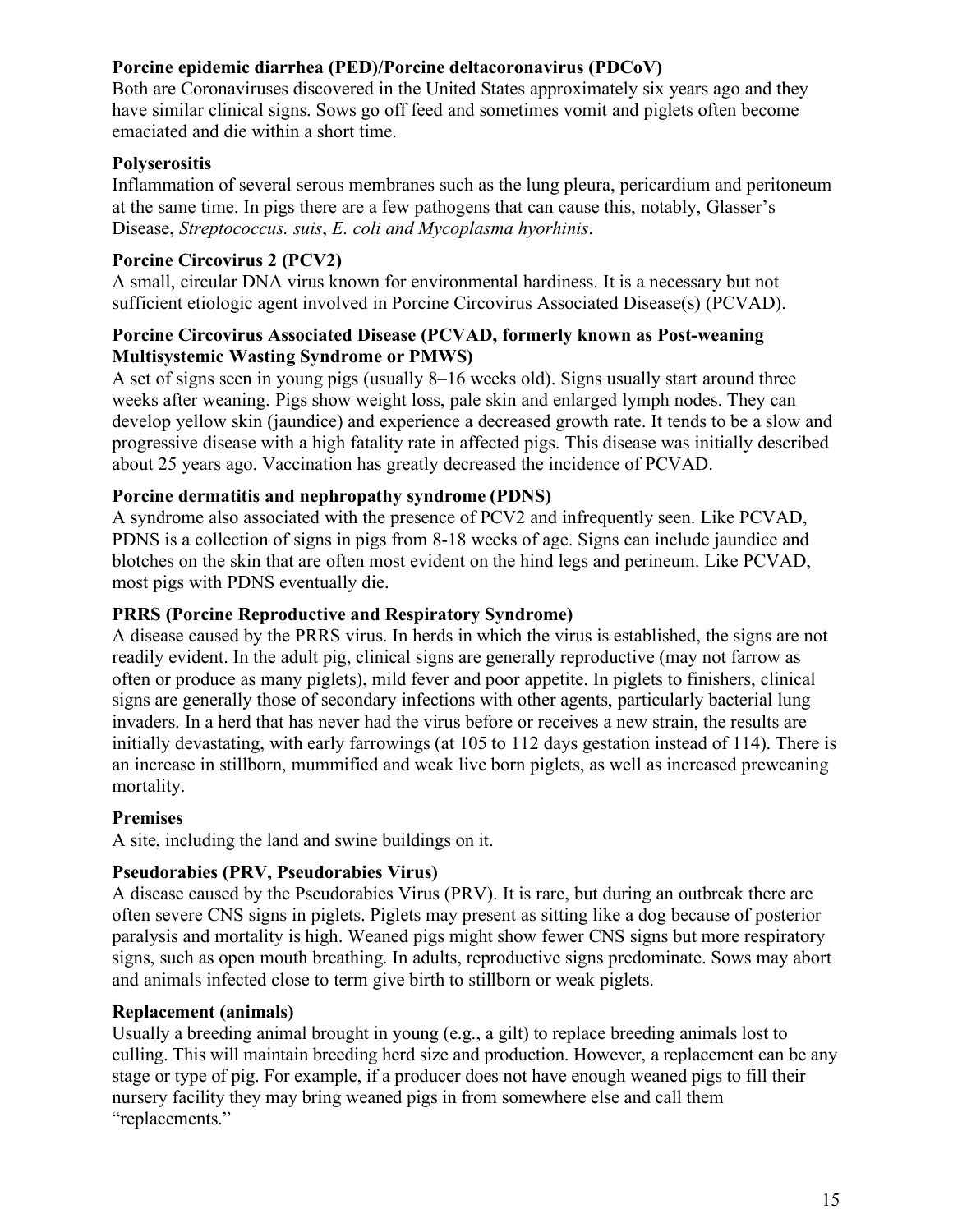**Porcine epidemic diarrhea (PED)/Porcine deltacoronavirus (PDCoV)**
Both are Coronaviruses discovered in the United States approximately six years ago and they have similar clinical signs. Sows go off feed and sometimes vomit and piglets often become emaciated and die within a short time.

**Polyserositis**
Inflammation of several serous membranes such as the lung pleura, pericardium and peritoneum at the same time. In pigs there are a few pathogens that can cause this, notably, Glasser's Disease, *Streptococcus. suis*, *E. coli and Mycoplasma hyorhinis*.

**Porcine Circovirus 2 (PCV2)**
A small, circular DNA virus known for environmental hardiness. It is a necessary but not sufficient etiologic agent involved in Porcine Circovirus Associated Disease(s) (PCVAD).

**Porcine Circovirus Associated Disease (PCVAD, formerly known as Post-weaning Multisystemic Wasting Syndrome or PMWS)**
A set of signs seen in young pigs (usually 8–16 weeks old). Signs usually start around three weeks after weaning. Pigs show weight loss, pale skin and enlarged lymph nodes. They can develop yellow skin (jaundice) and experience a decreased growth rate. It tends to be a slow and progressive disease with a high fatality rate in affected pigs. This disease was initially described about 25 years ago. Vaccination has greatly decreased the incidence of PCVAD.

**Porcine dermatitis and nephropathy syndrome (PDNS)**
A syndrome also associated with the presence of PCV2 and infrequently seen. Like PCVAD, PDNS is a collection of signs in pigs from 8-18 weeks of age. Signs can include jaundice and blotches on the skin that are often most evident on the hind legs and perineum. Like PCVAD, most pigs with PDNS eventually die.

**PRRS (Porcine Reproductive and Respiratory Syndrome)**
A disease caused by the PRRS virus. In herds in which the virus is established, the signs are not readily evident. In the adult pig, clinical signs are generally reproductive (may not farrow as often or produce as many piglets), mild fever and poor appetite. In piglets to finishers, clinical signs are generally those of secondary infections with other agents, particularly bacterial lung invaders. In a herd that has never had the virus before or receives a new strain, the results are initially devastating, with early farrowings (at 105 to 112 days gestation instead of 114). There is an increase in stillborn, mummified and weak live born piglets, as well as increased preweaning mortality.

**Premises**
A site, including the land and swine buildings on it.

**Pseudorabies (PRV, Pseudorabies Virus)**
A disease caused by the Pseudorabies Virus (PRV). It is rare, but during an outbreak there are often severe CNS signs in piglets. Piglets may present as sitting like a dog because of posterior paralysis and mortality is high. Weaned pigs might show fewer CNS signs but more respiratory signs, such as open mouth breathing. In adults, reproductive signs predominate. Sows may abort and animals infected close to term give birth to stillborn or weak piglets.

**Replacement (animals)**
Usually a breeding animal brought in young (e.g., a gilt) to replace breeding animals lost to culling. This will maintain breeding herd size and production. However, a replacement can be any stage or type of pig. For example, if a producer does not have enough weaned pigs to fill their nursery facility they may bring weaned pigs in from somewhere else and call them "replacements."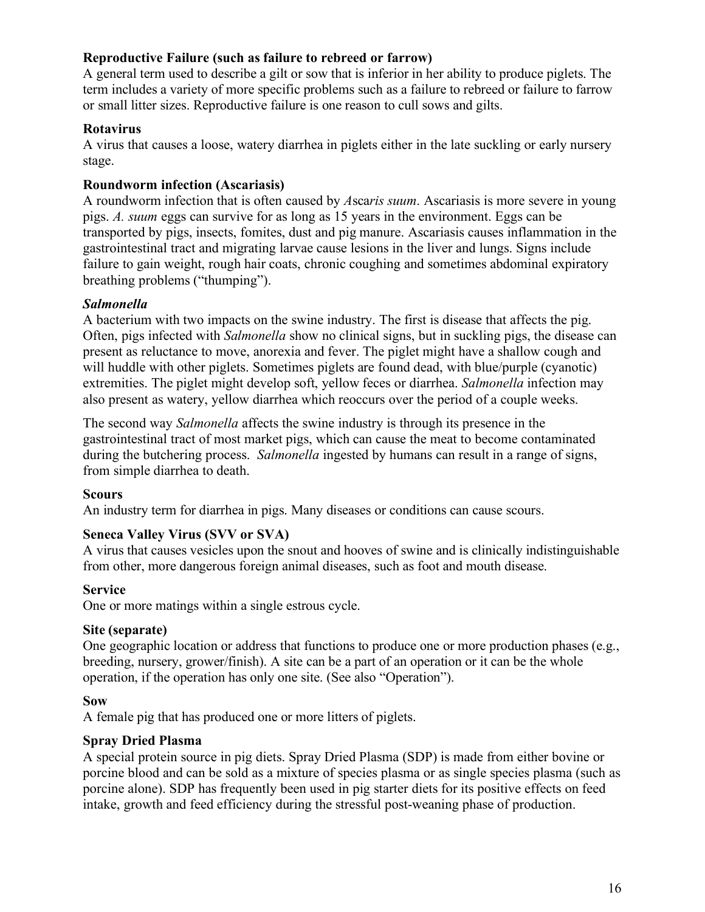**Reproductive Failure (such as failure to rebreed or farrow)**

A general term used to describe a gilt or sow that is inferior in her ability to produce piglets. The term includes a variety of more specific problems such as a failure to rebreed or failure to farrow or small litter sizes. Reproductive failure is one reason to cull sows and gilts.

**Rotavirus**

A virus that causes a loose, watery diarrhea in piglets either in the late suckling or early nursery stage.

**Roundworm infection (Ascariasis)**

A roundworm infection that is often caused by *Ascaris suum*. Ascariasis is more severe in young pigs. *A. suum* eggs can survive for as long as 15 years in the environment. Eggs can be transported by pigs, insects, fomites, dust and pig manure. Ascariasis causes inflammation in the gastrointestinal tract and migrating larvae cause lesions in the liver and lungs. Signs include failure to gain weight, rough hair coats, chronic coughing and sometimes abdominal expiratory breathing problems ("thumping").

***Salmonella***

A bacterium with two impacts on the swine industry. The first is disease that affects the pig. Often, pigs infected with *Salmonella* show no clinical signs, but in suckling pigs, the disease can present as reluctance to move, anorexia and fever. The piglet might have a shallow cough and will huddle with other piglets. Sometimes piglets are found dead, with blue/purple (cyanotic) extremities. The piglet might develop soft, yellow feces or diarrhea. *Salmonella* infection may also present as watery, yellow diarrhea which reoccurs over the period of a couple weeks.

The second way *Salmonella* affects the swine industry is through its presence in the gastrointestinal tract of most market pigs, which can cause the meat to become contaminated during the butchering process. *Salmonella* ingested by humans can result in a range of signs, from simple diarrhea to death.

**Scours**

An industry term for diarrhea in pigs. Many diseases or conditions can cause scours.

**Seneca Valley Virus (SVV or SVA)**

A virus that causes vesicles upon the snout and hooves of swine and is clinically indistinguishable from other, more dangerous foreign animal diseases, such as foot and mouth disease.

**Service**

One or more matings within a single estrous cycle.

**Site (separate)**

One geographic location or address that functions to produce one or more production phases (e.g., breeding, nursery, grower/finish). A site can be a part of an operation or it can be the whole operation, if the operation has only one site. (See also "Operation").

**Sow**

A female pig that has produced one or more litters of piglets.

**Spray Dried Plasma**

A special protein source in pig diets. Spray Dried Plasma (SDP) is made from either bovine or porcine blood and can be sold as a mixture of species plasma or as single species plasma (such as porcine alone). SDP has frequently been used in pig starter diets for its positive effects on feed intake, growth and feed efficiency during the stressful post-weaning phase of production.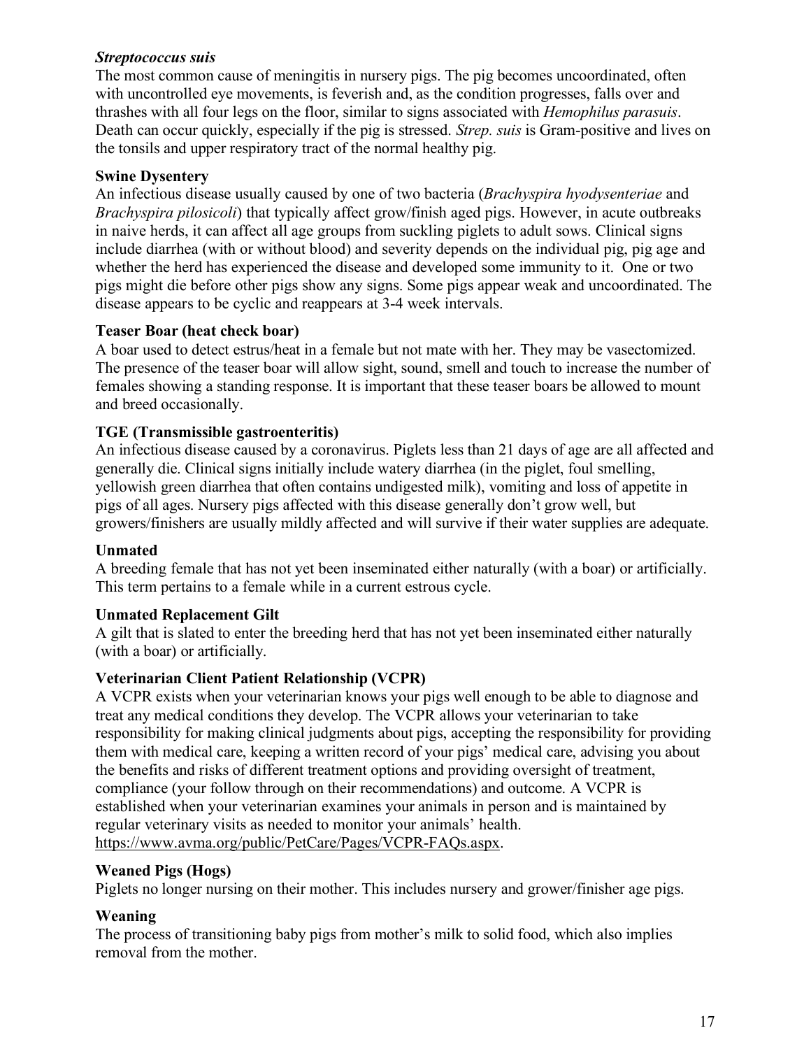### *Streptococcus suis*

The most common cause of meningitis in nursery pigs. The pig becomes uncoordinated, often with uncontrolled eye movements, is feverish and, as the condition progresses, falls over and thrashes with all four legs on the floor, similar to signs associated with *Hemophilus parasuis*. Death can occur quickly, especially if the pig is stressed. *Strep. suis* is Gram-positive and lives on the tonsils and upper respiratory tract of the normal healthy pig.

### Swine Dysentery

An infectious disease usually caused by one of two bacteria (*Brachyspira hyodysenteriae* and *Brachyspira pilosicoli*) that typically affect grow/finish aged pigs. However, in acute outbreaks in naive herds, it can affect all age groups from suckling piglets to adult sows. Clinical signs include diarrhea (with or without blood) and severity depends on the individual pig, pig age and whether the herd has experienced the disease and developed some immunity to it. One or two pigs might die before other pigs show any signs. Some pigs appear weak and uncoordinated. The disease appears to be cyclic and reappears at 3-4 week intervals.

### Teaser Boar (heat check boar)

A boar used to detect estrus/heat in a female but not mate with her. They may be vasectomized. The presence of the teaser boar will allow sight, sound, smell and touch to increase the number of females showing a standing response. It is important that these teaser boars be allowed to mount and breed occasionally.

### TGE (Transmissible gastroenteritis)

An infectious disease caused by a coronavirus. Piglets less than 21 days of age are all affected and generally die. Clinical signs initially include watery diarrhea (in the piglet, foul smelling, yellowish green diarrhea that often contains undigested milk), vomiting and loss of appetite in pigs of all ages. Nursery pigs affected with this disease generally don't grow well, but growers/finishers are usually mildly affected and will survive if their water supplies are adequate.

### Unmated

A breeding female that has not yet been inseminated either naturally (with a boar) or artificially. This term pertains to a female while in a current estrous cycle.

### Unmated Replacement Gilt

A gilt that is slated to enter the breeding herd that has not yet been inseminated either naturally (with a boar) or artificially.

### Veterinarian Client Patient Relationship (VCPR)

A VCPR exists when your veterinarian knows your pigs well enough to be able to diagnose and treat any medical conditions they develop. The VCPR allows your veterinarian to take responsibility for making clinical judgments about pigs, accepting the responsibility for providing them with medical care, keeping a written record of your pigs' medical care, advising you about the benefits and risks of different treatment options and providing oversight of treatment, compliance (your follow through on their recommendations) and outcome. A VCPR is established when your veterinarian examines your animals in person and is maintained by regular veterinary visits as needed to monitor your animals' health. https://www.avma.org/public/PetCare/Pages/VCPR-FAQs.aspx.

### Weaned Pigs (Hogs)

Piglets no longer nursing on their mother. This includes nursery and grower/finisher age pigs.

### Weaning

The process of transitioning baby pigs from mother's milk to solid food, which also implies removal from the mother.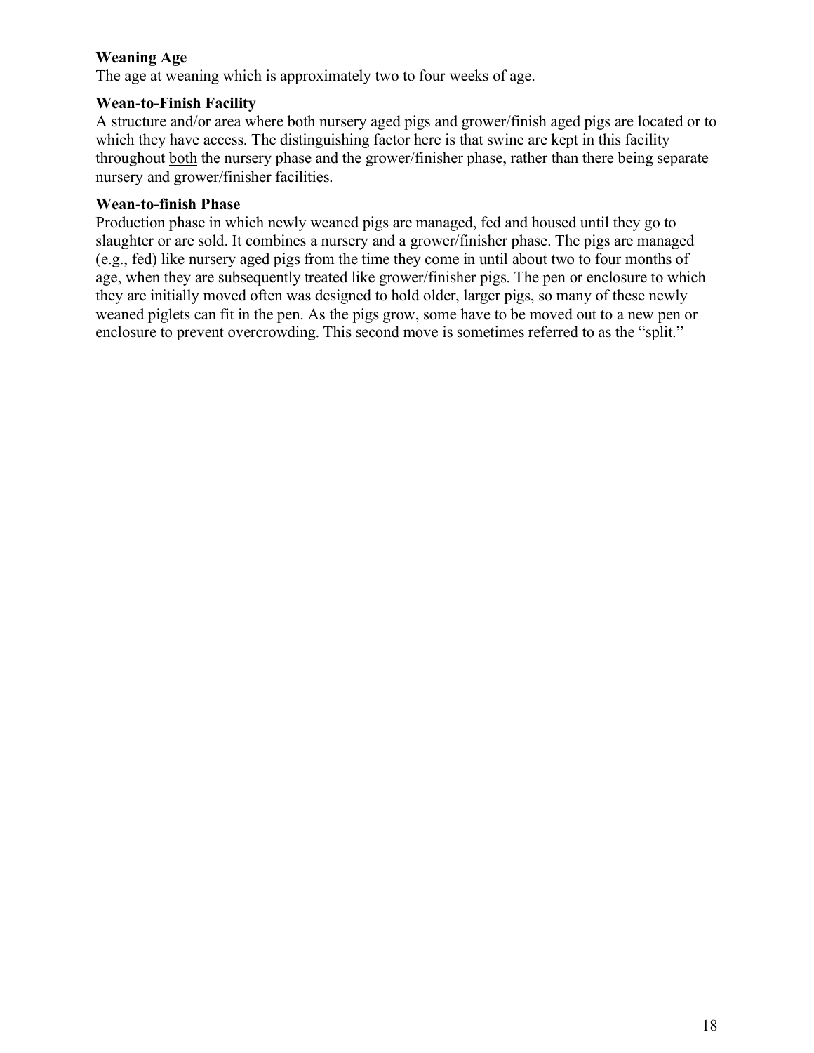**Weaning Age**
The age at weaning which is approximately two to four weeks of age.

**Wean-to-Finish Facility**
A structure and/or area where both nursery aged pigs and grower/finish aged pigs are located or to which they have access. The distinguishing factor here is that swine are kept in this facility throughout <u>both</u> the nursery phase and the grower/finisher phase, rather than there being separate nursery and grower/finisher facilities.

**Wean-to-finish Phase**
Production phase in which newly weaned pigs are managed, fed and housed until they go to slaughter or are sold. It combines a nursery and a grower/finisher phase. The pigs are managed (e.g., fed) like nursery aged pigs from the time they come in until about two to four months of age, when they are subsequently treated like grower/finisher pigs. The pen or enclosure to which they are initially moved often was designed to hold older, larger pigs, so many of these newly weaned piglets can fit in the pen. As the pigs grow, some have to be moved out to a new pen or enclosure to prevent overcrowding. This second move is sometimes referred to as the "split."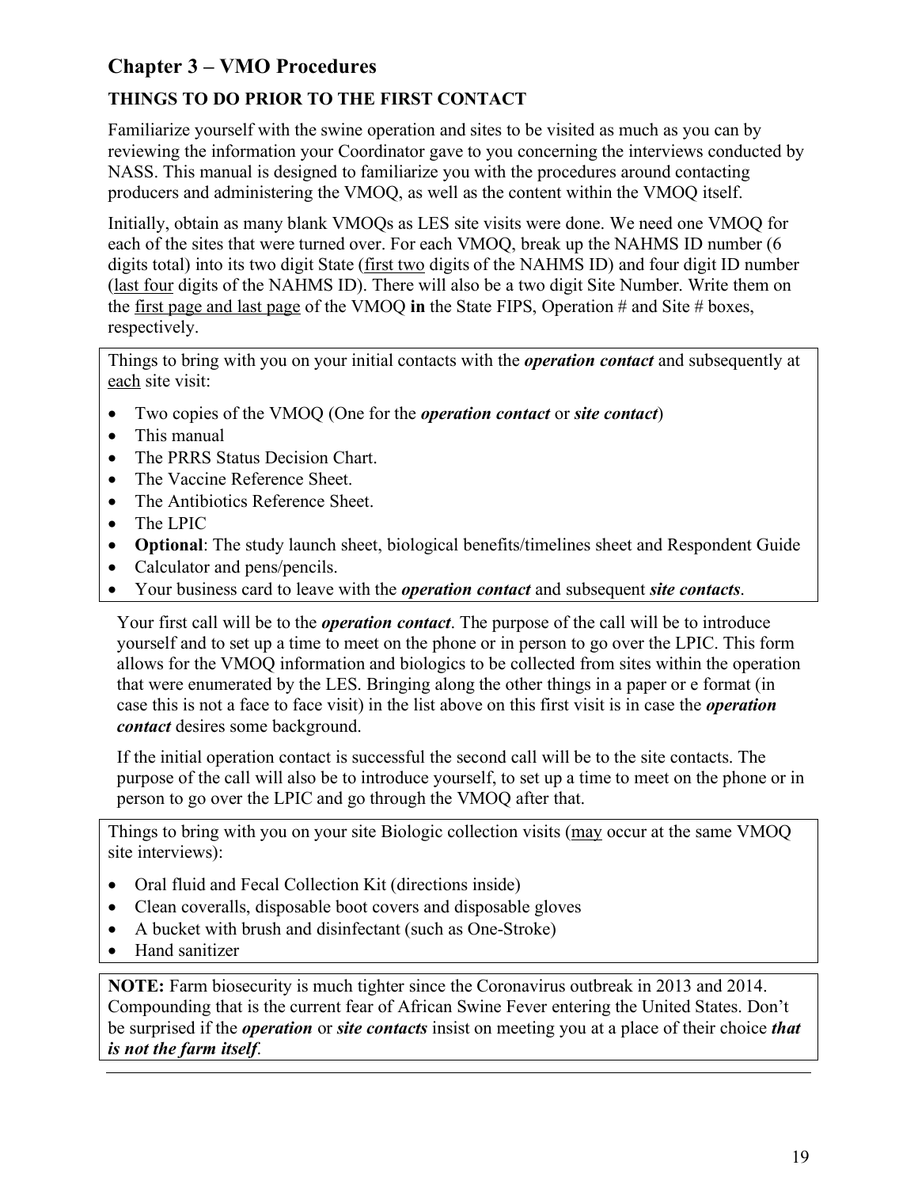## Chapter 3 – VMO Procedures

### THINGS TO DO PRIOR TO THE FIRST CONTACT

Familiarize yourself with the swine operation and sites to be visited as much as you can by reviewing the information your Coordinator gave to you concerning the interviews conducted by NASS. This manual is designed to familiarize you with the procedures around contacting producers and administering the VMOQ, as well as the content within the VMOQ itself.

Initially, obtain as many blank VMOQs as LES site visits were done. We need one VMOQ for each of the sites that were turned over. For each VMOQ, break up the NAHMS ID number (6 digits total) into its two digit State (first two digits of the NAHMS ID) and four digit ID number (last four digits of the NAHMS ID). There will also be a two digit Site Number. Write them on the first page and last page of the VMOQ **in** the State FIPS, Operation # and Site # boxes, respectively.

Things to bring with you on your initial contacts with the ***operation contact*** and subsequently at each site visit:

- Two copies of the VMOQ (One for the ***operation contact*** or ***site contact***)
- This manual
- The PRRS Status Decision Chart.
- The Vaccine Reference Sheet.
- The Antibiotics Reference Sheet.
- The LPIC
- **Optional**: The study launch sheet, biological benefits/timelines sheet and Respondent Guide
- Calculator and pens/pencils.
- Your business card to leave with the ***operation contact*** and subsequent ***site contacts***.

Your first call will be to the ***operation contact***. The purpose of the call will be to introduce yourself and to set up a time to meet on the phone or in person to go over the LPIC. This form allows for the VMOQ information and biologics to be collected from sites within the operation that were enumerated by the LES. Bringing along the other things in a paper or e format (in case this is not a face to face visit) in the list above on this first visit is in case the ***operation contact*** desires some background.

If the initial operation contact is successful the second call will be to the site contacts. The purpose of the call will also be to introduce yourself, to set up a time to meet on the phone or in person to go over the LPIC and go through the VMOQ after that.

Things to bring with you on your site Biologic collection visits (may occur at the same VMOQ site interviews):

- Oral fluid and Fecal Collection Kit (directions inside)
- Clean coveralls, disposable boot covers and disposable gloves
- A bucket with brush and disinfectant (such as One-Stroke)
- Hand sanitizer

**NOTE:** Farm biosecurity is much tighter since the Coronavirus outbreak in 2013 and 2014. Compounding that is the current fear of African Swine Fever entering the United States. Don't be surprised if the ***operation*** or ***site contacts*** insist on meeting you at a place of their choice ***that is not the farm itself***.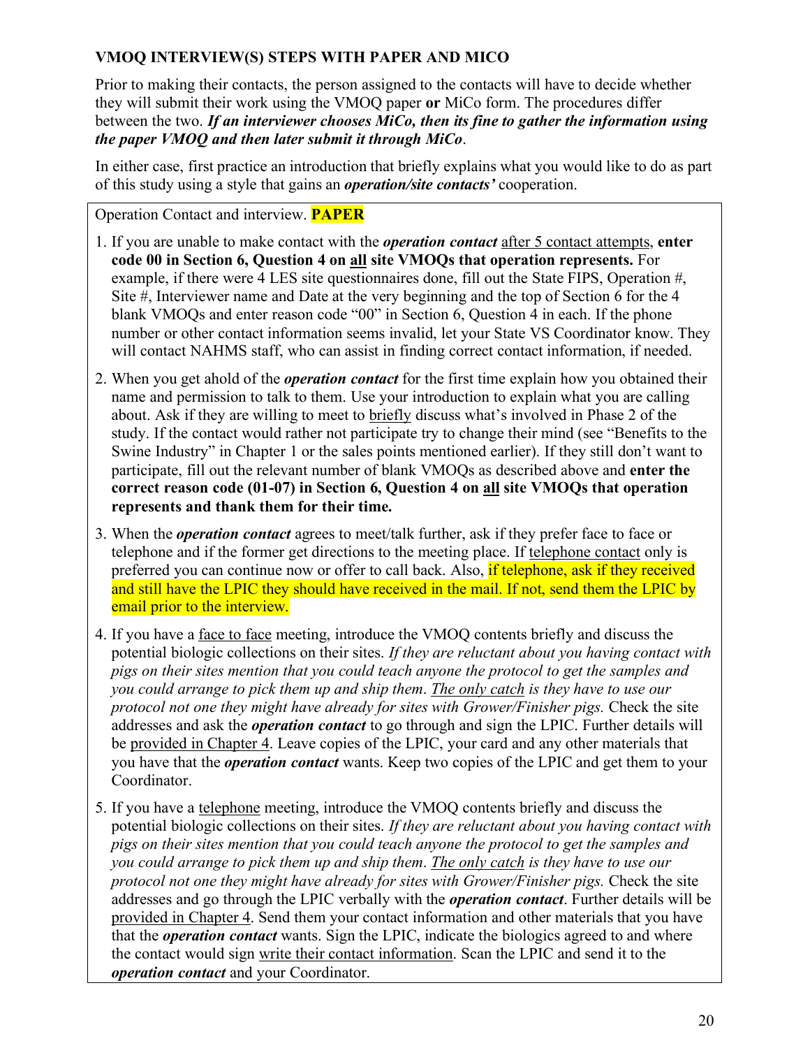**VMOQ INTERVIEW(S) STEPS WITH PAPER AND MICO**

Prior to making their contacts, the person assigned to the contacts will have to decide whether they will submit their work using the VMOQ paper **or** MiCo form. The procedures differ between the two. ***If an interviewer chooses MiCo, then its fine to gather the information using the paper VMOQ and then later submit it through MiCo***.

In either case, first practice an introduction that briefly explains what you would like to do as part of this study using a style that gains an ***operation/site contacts'*** cooperation.

Operation Contact and interview. **PAPER**

1. If you are unable to make contact with the ***operation contact*** after 5 contact attempts, **enter code 00 in Section 6, Question 4 on all site VMOQs that operation represents.** For example, if there were 4 LES site questionnaires done, fill out the State FIPS, Operation #, Site #, Interviewer name and Date at the very beginning and the top of Section 6 for the 4 blank VMOQs and enter reason code "00" in Section 6, Question 4 in each. If the phone number or other contact information seems invalid, let your State VS Coordinator know. They will contact NAHMS staff, who can assist in finding correct contact information, if needed.

2. When you get ahold of the ***operation contact*** for the first time explain how you obtained their name and permission to talk to them. Use your introduction to explain what you are calling about. Ask if they are willing to meet to briefly discuss what's involved in Phase 2 of the study. If the contact would rather not participate try to change their mind (see "Benefits to the Swine Industry" in Chapter 1 or the sales points mentioned earlier). If they still don't want to participate, fill out the relevant number of blank VMOQs as described above and **enter the correct reason code (01-07) in Section 6, Question 4 on all site VMOQs that operation represents and thank them for their time.**

3. When the ***operation contact*** agrees to meet/talk further, ask if they prefer face to face or telephone and if the former get directions to the meeting place. If telephone contact only is preferred you can continue now or offer to call back. Also, if telephone, ask if they received and still have the LPIC they should have received in the mail. If not, send them the LPIC by email prior to the interview.

4. If you have a face to face meeting, introduce the VMOQ contents briefly and discuss the potential biologic collections on their sites. *If they are reluctant about you having contact with pigs on their sites mention that you could teach anyone the protocol to get the samples and you could arrange to pick them up and ship them. The only catch is they have to use our protocol not one they might have already for sites with Grower/Finisher pigs.* Check the site addresses and ask the ***operation contact*** to go through and sign the LPIC. Further details will be provided in Chapter 4. Leave copies of the LPIC, your card and any other materials that you have that the ***operation contact*** wants. Keep two copies of the LPIC and get them to your Coordinator.

5. If you have a telephone meeting, introduce the VMOQ contents briefly and discuss the potential biologic collections on their sites. *If they are reluctant about you having contact with pigs on their sites mention that you could teach anyone the protocol to get the samples and you could arrange to pick them up and ship them. The only catch is they have to use our protocol not one they might have already for sites with Grower/Finisher pigs.* Check the site addresses and go through the LPIC verbally with the ***operation contact***. Further details will be provided in Chapter 4. Send them your contact information and other materials that you have that the ***operation contact*** wants. Sign the LPIC, indicate the biologics agreed to and where the contact would sign write their contact information. Scan the LPIC and send it to the ***operation contact*** and your Coordinator.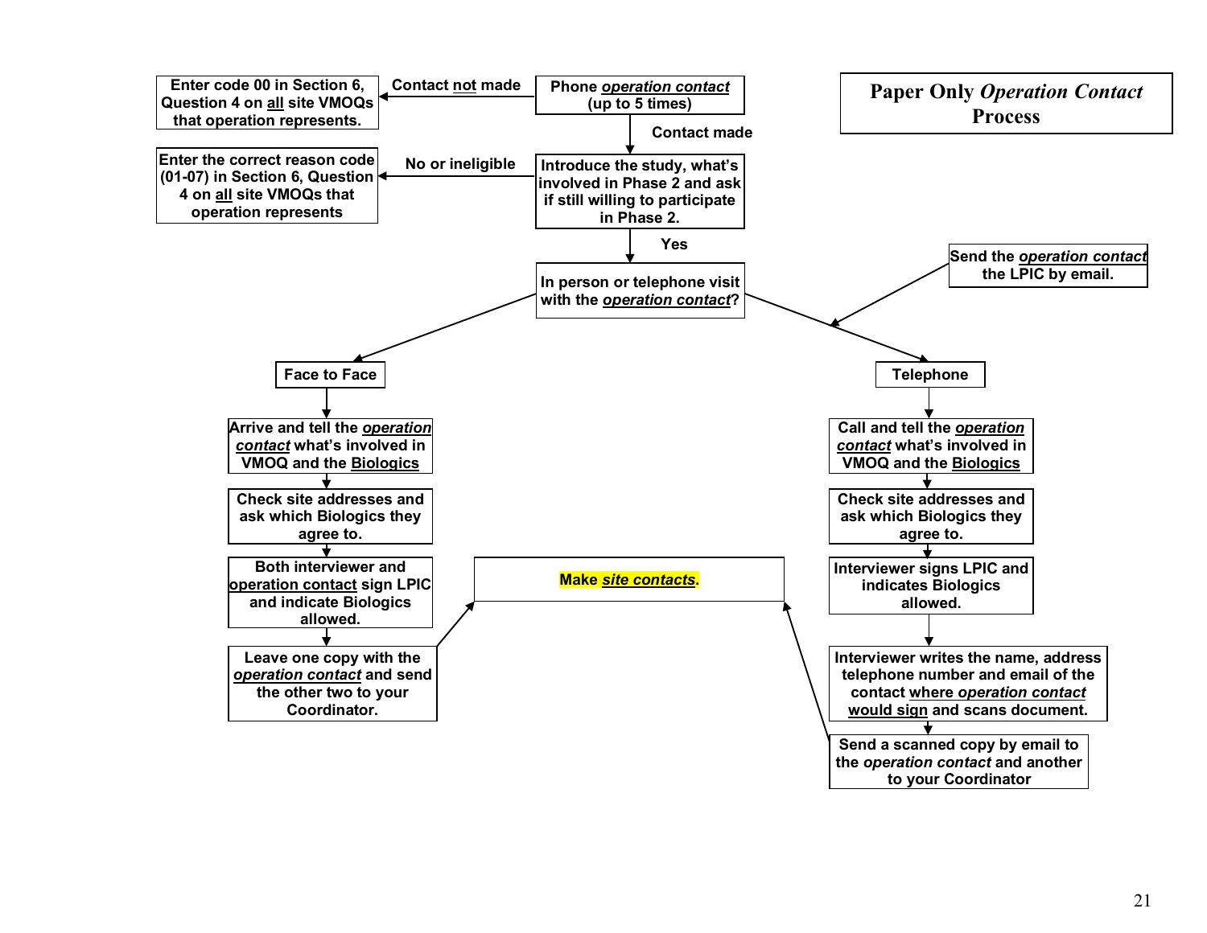# Paper Only *Operation Contact* Process

**Phone *operation contact* (up to 5 times)**

- **Contact not made** → Enter code 00 in Section 6, Question 4 on all site VMOQs that operation represents.
- **Contact made** → Introduce the study, what's involved in Phase 2 and ask if still willing to participate in Phase 2.
  - **No or ineligible** → Enter the correct reason code (01-07) in Section 6, Question 4 on all site VMOQs that operation represents
  - **Yes** → In person or telephone visit with the *operation contact*?

**Face to Face**

1. Arrive and tell the *operation contact* what's involved in VMOQ and the Biologics
2. Check site addresses and ask which Biologics they agree to.
3. Both interviewer and operation contact sign LPIC and indicate Biologics allowed.
4. Leave one copy with the *operation contact* and send the other two to your Coordinator.
5. → Make *site contacts*.

**Telephone**

Send the *operation contact* the LPIC by email.

1. Call and tell the *operation contact* what's involved in VMOQ and the Biologics
2. Check site addresses and ask which Biologics they agree to.
3. Interviewer signs LPIC and indicates Biologics allowed.
4. Interviewer writes the name, address telephone number and email of the contact where *operation contact* would sign and scans document.
5. Send a scanned copy by email to the *operation contact* and another to your Coordinator
6. → Make *site contacts*.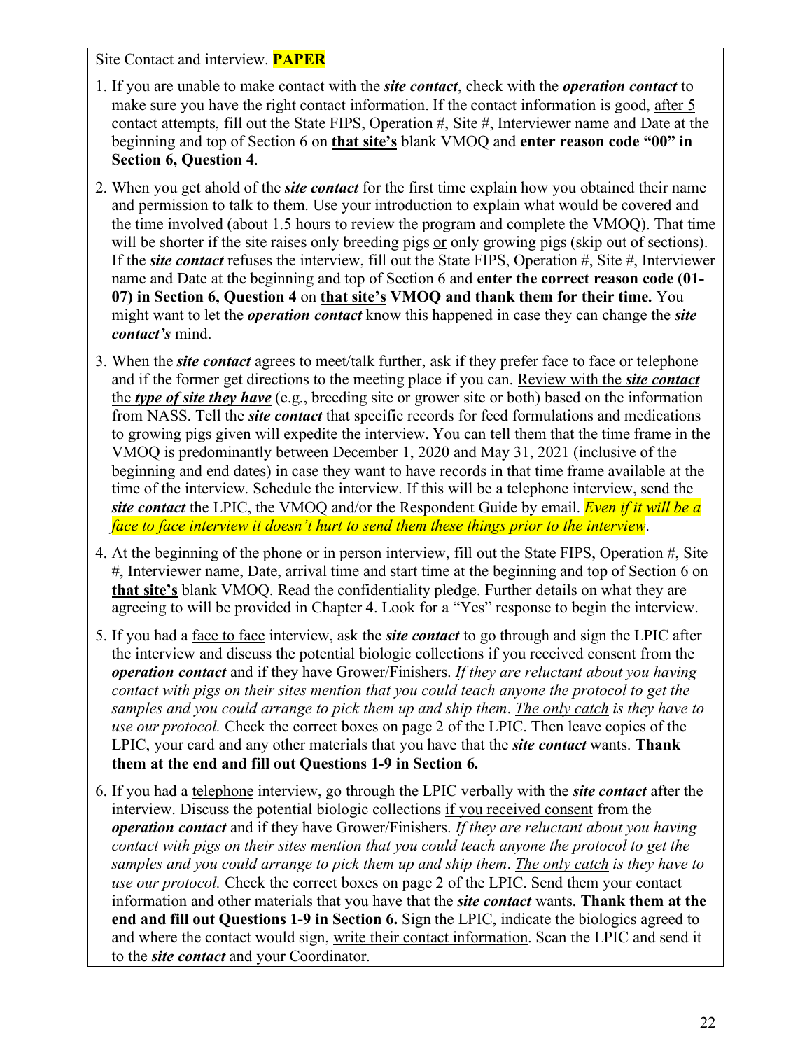Site Contact and interview. **PAPER**

1. If you are unable to make contact with the ***site contact***, check with the ***operation contact*** to make sure you have the right contact information. If the contact information is good, <u>after 5 contact attempts</u>, fill out the State FIPS, Operation #, Site #, Interviewer name and Date at the beginning and top of Section 6 on **<u>that site's</u>** blank VMOQ and **enter reason code "00" in Section 6, Question 4**.

2. When you get ahold of the ***site contact*** for the first time explain how you obtained their name and permission to talk to them. Use your introduction to explain what would be covered and the time involved (about 1.5 hours to review the program and complete the VMOQ). That time will be shorter if the site raises only breeding pigs <u>or</u> only growing pigs (skip out of sections). If the ***site contact*** refuses the interview, fill out the State FIPS, Operation #, Site #, Interviewer name and Date at the beginning and top of Section 6 and **enter the correct reason code (01-07) in Section 6, Question 4** on **<u>that site's</u> VMOQ and thank them for their time.** You might want to let the ***operation contact*** know this happened in case they can change the ***site contact's*** mind.

3. When the ***site contact*** agrees to meet/talk further, ask if they prefer face to face or telephone and if the former get directions to the meeting place if you can. <u>Review with the ***site contact*** the ***type of site they have***</u> (e.g., breeding site or grower site or both) based on the information from NASS. Tell the ***site contact*** that specific records for feed formulations and medications to growing pigs given will expedite the interview. You can tell them that the time frame in the VMOQ is predominantly between December 1, 2020 and May 31, 2021 (inclusive of the beginning and end dates) in case they want to have records in that time frame available at the time of the interview. Schedule the interview. If this will be a telephone interview, send the ***site contact*** the LPIC, the VMOQ and/or the Respondent Guide by email. *Even if it will be a face to face interview it doesn't hurt to send them these things prior to the interview*.

4. At the beginning of the phone or in person interview, fill out the State FIPS, Operation #, Site #, Interviewer name, Date, arrival time and start time at the beginning and top of Section 6 on **<u>that site's</u>** blank VMOQ. Read the confidentiality pledge. Further details on what they are agreeing to will be <u>provided in Chapter 4</u>. Look for a "Yes" response to begin the interview.

5. If you had a <u>face to face</u> interview, ask the ***site contact*** to go through and sign the LPIC after the interview and discuss the potential biologic collections <u>if you received consent</u> from the ***operation contact*** and if they have Grower/Finishers. *If they are reluctant about you having contact with pigs on their sites mention that you could teach anyone the protocol to get the samples and you could arrange to pick them up and ship them*. *<u>The only catch</u> is they have to use our protocol.* Check the correct boxes on page 2 of the LPIC. Then leave copies of the LPIC, your card and any other materials that you have that the ***site contact*** wants. **Thank them at the end and fill out Questions 1-9 in Section 6.**

6. If you had a <u>telephone</u> interview, go through the LPIC verbally with the ***site contact*** after the interview. Discuss the potential biologic collections <u>if you received consent</u> from the ***operation contact*** and if they have Grower/Finishers. *If they are reluctant about you having contact with pigs on their sites mention that you could teach anyone the protocol to get the samples and you could arrange to pick them up and ship them*. *<u>The only catch</u> is they have to use our protocol.* Check the correct boxes on page 2 of the LPIC. Send them your contact information and other materials that you have that the ***site contact*** wants. **Thank them at the end and fill out Questions 1-9 in Section 6.** Sign the LPIC, indicate the biologics agreed to and where the contact would sign, <u>write their contact information</u>. Scan the LPIC and send it to the ***site contact*** and your Coordinator.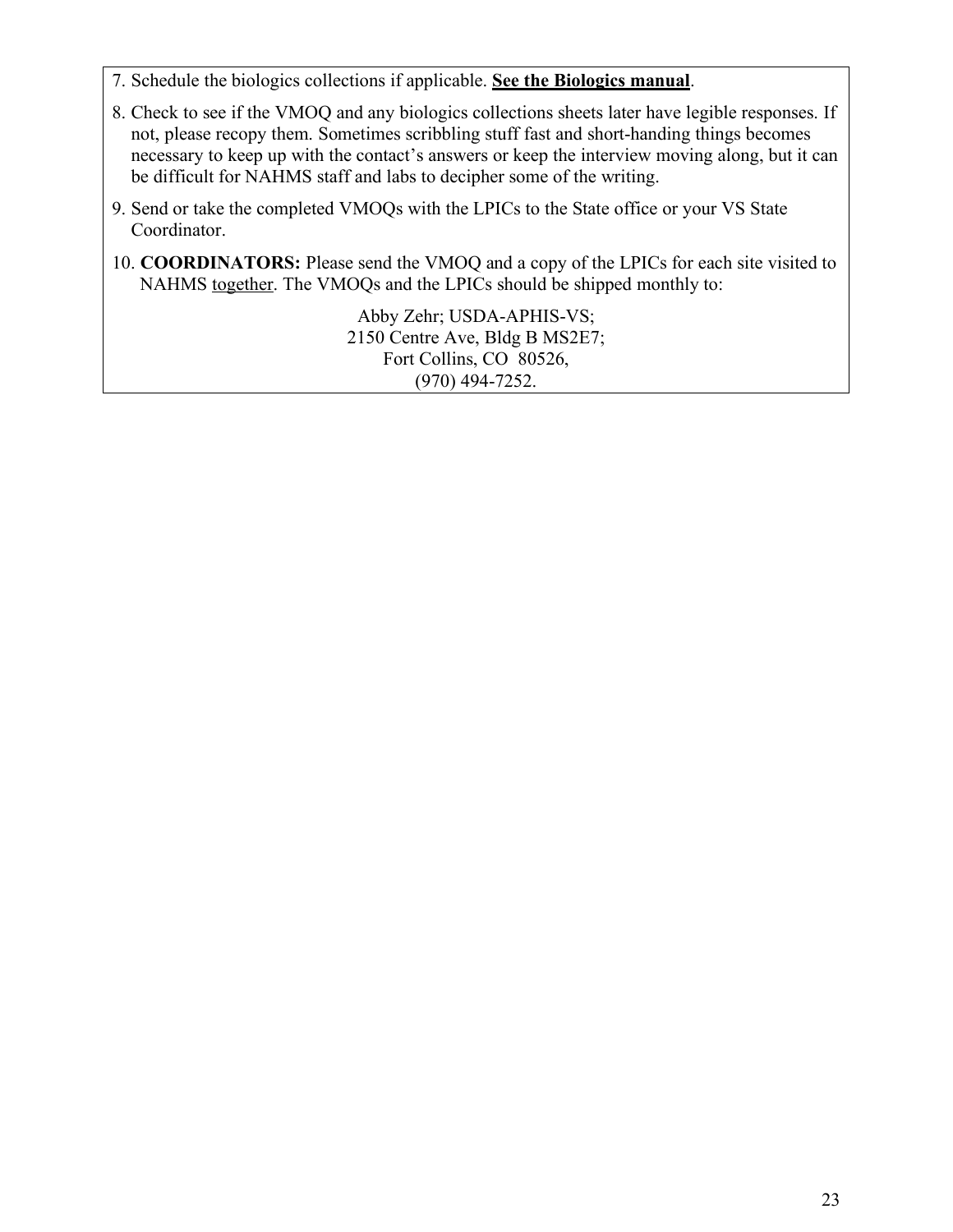7. Schedule the biologics collections if applicable. **See the Biologics manual**.

8. Check to see if the VMOQ and any biologics collections sheets later have legible responses. If not, please recopy them. Sometimes scribbling stuff fast and short-handing things becomes necessary to keep up with the contact's answers or keep the interview moving along, but it can be difficult for NAHMS staff and labs to decipher some of the writing.

9. Send or take the completed VMOQs with the LPICs to the State office or your VS State Coordinator.

10. **COORDINATORS:** Please send the VMOQ and a copy of the LPICs for each site visited to NAHMS together. The VMOQs and the LPICs should be shipped monthly to:

Abby Zehr; USDA-APHIS-VS;
2150 Centre Ave, Bldg B MS2E7;
Fort Collins, CO 80526,
(970) 494-7252.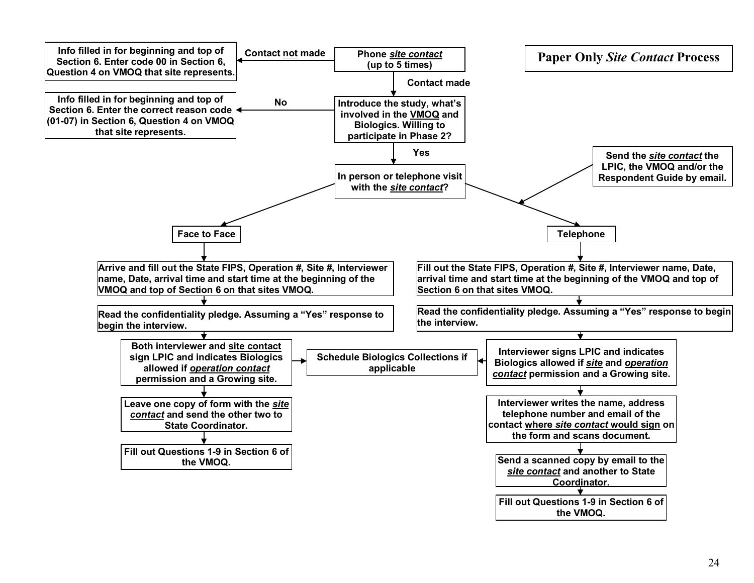# Paper Only *Site Contact* Process

**Phone *site contact* (up to 5 times)**

- **Contact not made** → Info filled in for beginning and top of Section 6. Enter code 00 in Section 6, Question 4 on VMOQ that site represents.
- **Contact made** → Introduce the study, what's involved in the VMOQ and Biologics. Willing to participate in Phase 2?
  - **No** → Info filled in for beginning and top of Section 6. Enter the correct reason code (01-07) in Section 6, Question 4 on VMOQ that site represents.
  - **Yes** → In person or telephone visit with the *site contact*?

**Face to Face**

1. Arrive and fill out the State FIPS, Operation #, Site #, Interviewer name, Date, arrival time and start time at the beginning of the VMOQ and top of Section 6 on that sites VMOQ.
2. Read the confidentiality pledge. Assuming a "Yes" response to begin the interview.
3. Both interviewer and site contact sign LPIC and indicates Biologics allowed if *operation contact* permission and a Growing site. → Schedule Biologics Collections if applicable
4. Leave one copy of form with the *site contact* and send the other two to State Coordinator.
5. Fill out Questions 1-9 in Section 6 of the VMOQ.

**Telephone**

Send the *site contact* the LPIC, the VMOQ and/or the Respondent Guide by email.

1. Fill out the State FIPS, Operation #, Site #, Interviewer name, Date, arrival time and start time at the beginning of the VMOQ and top of Section 6 on that sites VMOQ.
2. Read the confidentiality pledge. Assuming a "Yes" response to begin the interview.
3. Interviewer signs LPIC and indicates Biologics allowed if *site* and *operation contact* permission and a Growing site. → Schedule Biologics Collections if applicable
4. Interviewer writes the name, address telephone number and email of the contact where *site contact* would sign on the form and scans document.
5. Send a scanned copy by email to the *site contact* and another to State Coordinator.
6. Fill out Questions 1-9 in Section 6 of the VMOQ.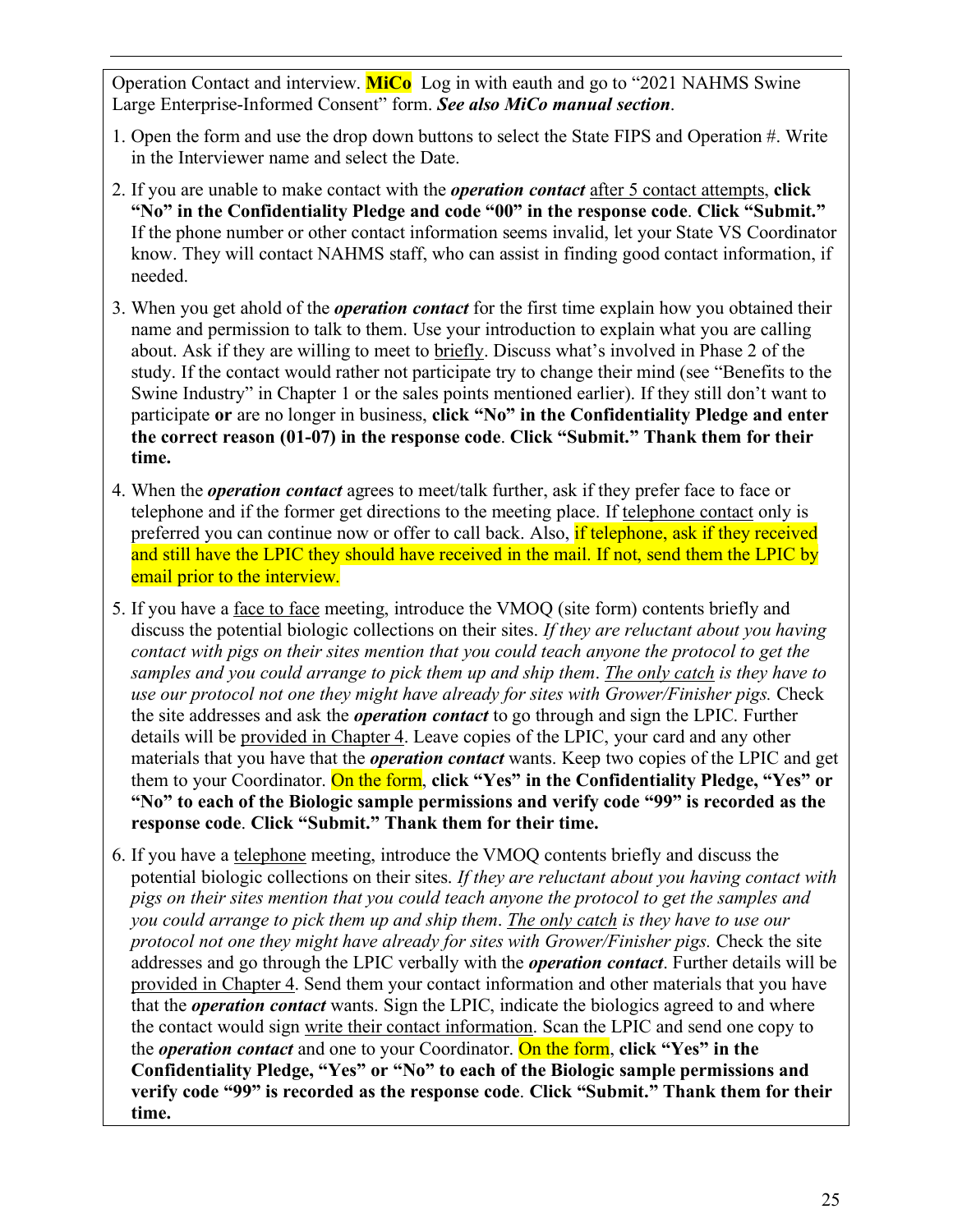Operation Contact and interview. **MiCo** Log in with eauth and go to "2021 NAHMS Swine Large Enterprise-Informed Consent" form. ***See also MiCo manual section***.

1. Open the form and use the drop down buttons to select the State FIPS and Operation #. Write in the Interviewer name and select the Date.

2. If you are unable to make contact with the ***operation contact*** after 5 contact attempts, **click "No" in the Confidentiality Pledge and code "00" in the response code**. **Click "Submit."** If the phone number or other contact information seems invalid, let your State VS Coordinator know. They will contact NAHMS staff, who can assist in finding good contact information, if needed.

3. When you get ahold of the ***operation contact*** for the first time explain how you obtained their name and permission to talk to them. Use your introduction to explain what you are calling about. Ask if they are willing to meet to briefly. Discuss what's involved in Phase 2 of the study. If the contact would rather not participate try to change their mind (see "Benefits to the Swine Industry" in Chapter 1 or the sales points mentioned earlier). If they still don't want to participate **or** are no longer in business, **click "No" in the Confidentiality Pledge and enter the correct reason (01-07) in the response code**. **Click "Submit." Thank them for their time.**

4. When the ***operation contact*** agrees to meet/talk further, ask if they prefer face to face or telephone and if the former get directions to the meeting place. If telephone contact only is preferred you can continue now or offer to call back. Also, if telephone, ask if they received and still have the LPIC they should have received in the mail. If not, send them the LPIC by email prior to the interview.

5. If you have a face to face meeting, introduce the VMOQ (site form) contents briefly and discuss the potential biologic collections on their sites. *If they are reluctant about you having contact with pigs on their sites mention that you could teach anyone the protocol to get the samples and you could arrange to pick them up and ship them*. *The only catch is they have to use our protocol not one they might have already for sites with Grower/Finisher pigs.* Check the site addresses and ask the ***operation contact*** to go through and sign the LPIC. Further details will be provided in Chapter 4. Leave copies of the LPIC, your card and any other materials that you have that the ***operation contact*** wants. Keep two copies of the LPIC and get them to your Coordinator. On the form, **click "Yes" in the Confidentiality Pledge, "Yes" or "No" to each of the Biologic sample permissions and verify code "99" is recorded as the response code**. **Click "Submit." Thank them for their time.**

6. If you have a telephone meeting, introduce the VMOQ contents briefly and discuss the potential biologic collections on their sites. *If they are reluctant about you having contact with pigs on their sites mention that you could teach anyone the protocol to get the samples and you could arrange to pick them up and ship them*. *The only catch is they have to use our protocol not one they might have already for sites with Grower/Finisher pigs.* Check the site addresses and go through the LPIC verbally with the ***operation contact***. Further details will be provided in Chapter 4. Send them your contact information and other materials that you have that the ***operation contact*** wants. Sign the LPIC, indicate the biologics agreed to and where the contact would sign write their contact information. Scan the LPIC and send one copy to the ***operation contact*** and one to your Coordinator. On the form, **click "Yes" in the Confidentiality Pledge, "Yes" or "No" to each of the Biologic sample permissions and verify code "99" is recorded as the response code**. **Click "Submit." Thank them for their time.**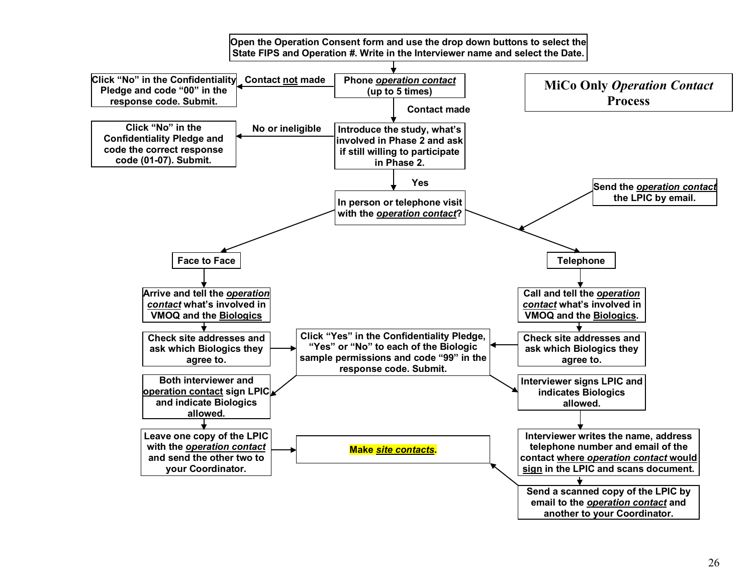# MiCo Only *Operation Contact* Process

Open the Operation Consent form and use the drop down buttons to select the State FIPS and Operation #. Write in the Interviewer name and select the Date.

**Phone *operation contact* (up to 5 times)**

- **Contact not made** → Click "No" in the Confidentiality Pledge and code "00" in the response code. Submit.
- **Contact made** → Introduce the study, what's involved in Phase 2 and ask if still willing to participate in Phase 2.
  - **No or ineligible** → Click "No" in the Confidentiality Pledge and code the correct response code (01-07). Submit.
  - **Yes** → In person or telephone visit with the *operation contact*?

**Face to Face**

1. Arrive and tell the *operation contact* what's involved in VMOQ and the Biologics
2. Check site addresses and ask which Biologics they agree to.
3. Click "Yes" in the Confidentiality Pledge, "Yes" or "No" to each of the Biologic sample permissions and code "99" in the response code. Submit.
4. Both interviewer and operation contact sign LPIC and indicate Biologics allowed.
5. Leave one copy of the LPIC with the *operation contact* and send the other two to your Coordinator.
6. Make *site contacts*.

**Telephone**

Send the *operation contact* the LPIC by email.

1. Call and tell the *operation contact* what's involved in VMOQ and the Biologics.
2. Check site addresses and ask which Biologics they agree to.
3. Click "Yes" in the Confidentiality Pledge, "Yes" or "No" to each of the Biologic sample permissions and code "99" in the response code. Submit.
4. Interviewer signs LPIC and indicates Biologics allowed.
5. Interviewer writes the name, address telephone number and email of the contact where *operation contact* would sign in the LPIC and scans document.
6. Send a scanned copy of the LPIC by email to the *operation contact* and another to your Coordinator.
7. Make *site contacts*.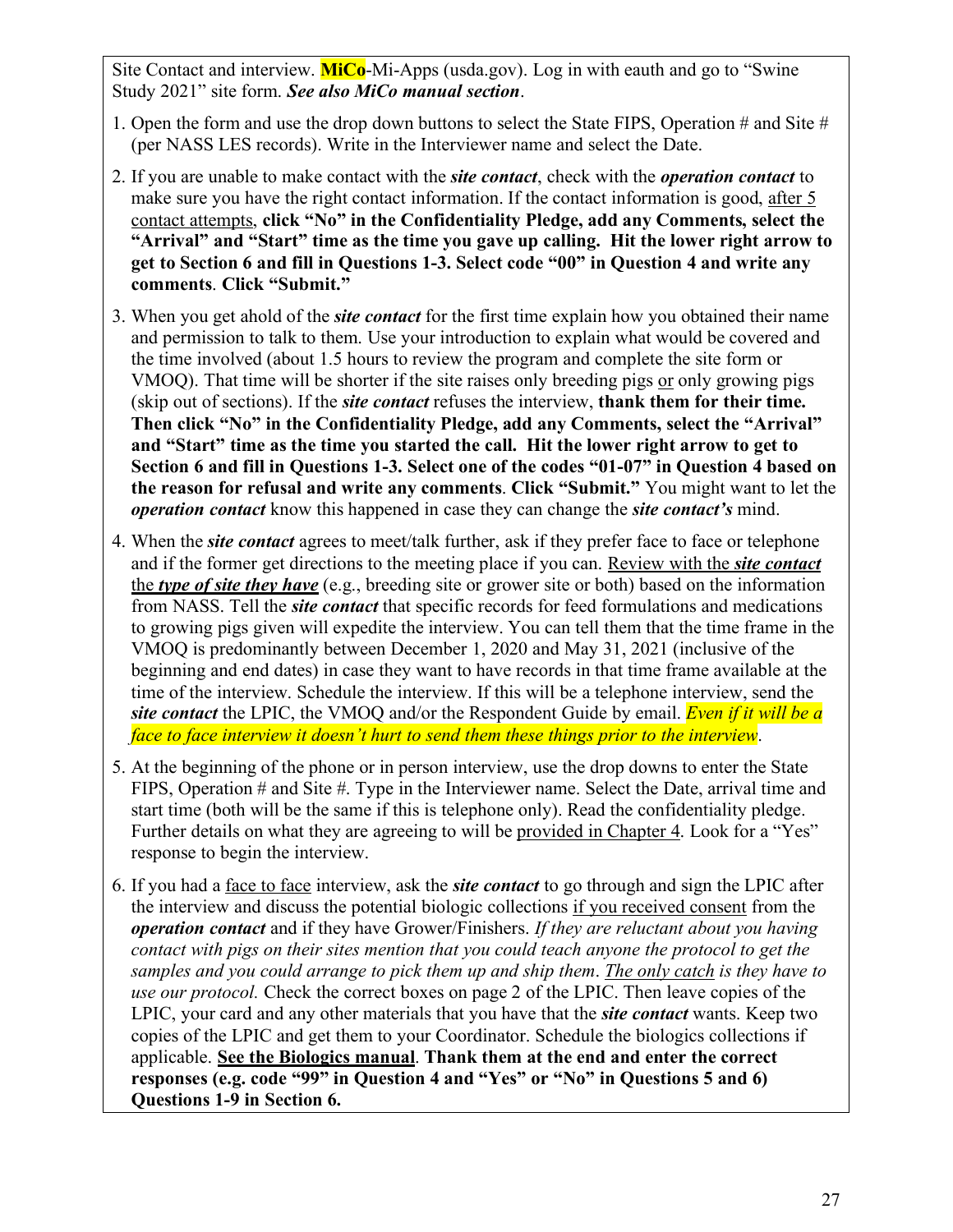Site Contact and interview. **MiCo**-Mi-Apps (usda.gov). Log in with eauth and go to "Swine Study 2021" site form. ***See also MiCo manual section***.

1. Open the form and use the drop down buttons to select the State FIPS, Operation # and Site # (per NASS LES records). Write in the Interviewer name and select the Date.

2. If you are unable to make contact with the ***site contact***, check with the ***operation contact*** to make sure you have the right contact information. If the contact information is good, after 5 contact attempts, **click "No" in the Confidentiality Pledge, add any Comments, select the "Arrival" and "Start" time as the time you gave up calling. Hit the lower right arrow to get to Section 6 and fill in Questions 1-3. Select code "00" in Question 4 and write any comments**. **Click "Submit."**

3. When you get ahold of the ***site contact*** for the first time explain how you obtained their name and permission to talk to them. Use your introduction to explain what would be covered and the time involved (about 1.5 hours to review the program and complete the site form or VMOQ). That time will be shorter if the site raises only breeding pigs or only growing pigs (skip out of sections). If the ***site contact*** refuses the interview, **thank them for their time. Then click "No" in the Confidentiality Pledge, add any Comments, select the "Arrival" and "Start" time as the time you started the call. Hit the lower right arrow to get to Section 6 and fill in Questions 1-3. Select one of the codes "01-07" in Question 4 based on the reason for refusal and write any comments**. **Click "Submit."** You might want to let the ***operation contact*** know this happened in case they can change the ***site contact's*** mind.

4. When the ***site contact*** agrees to meet/talk further, ask if they prefer face to face or telephone and if the former get directions to the meeting place if you can. Review with the ***site contact*** the ***type of site they have*** (e.g., breeding site or grower site or both) based on the information from NASS. Tell the ***site contact*** that specific records for feed formulations and medications to growing pigs given will expedite the interview. You can tell them that the time frame in the VMOQ is predominantly between December 1, 2020 and May 31, 2021 (inclusive of the beginning and end dates) in case they want to have records in that time frame available at the time of the interview. Schedule the interview. If this will be a telephone interview, send the ***site contact*** the LPIC, the VMOQ and/or the Respondent Guide by email. *Even if it will be a face to face interview it doesn't hurt to send them these things prior to the interview*.

5. At the beginning of the phone or in person interview, use the drop downs to enter the State FIPS, Operation # and Site #. Type in the Interviewer name. Select the Date, arrival time and start time (both will be the same if this is telephone only). Read the confidentiality pledge. Further details on what they are agreeing to will be provided in Chapter 4. Look for a "Yes" response to begin the interview.

6. If you had a face to face interview, ask the ***site contact*** to go through and sign the LPIC after the interview and discuss the potential biologic collections if you received consent from the ***operation contact*** and if they have Grower/Finishers. *If they are reluctant about you having contact with pigs on their sites mention that you could teach anyone the protocol to get the samples and you could arrange to pick them up and ship them*. *The only catch is they have to use our protocol.* Check the correct boxes on page 2 of the LPIC. Then leave copies of the LPIC, your card and any other materials that you have that the ***site contact*** wants. Keep two copies of the LPIC and get them to your Coordinator. Schedule the biologics collections if applicable. **See the Biologics manual**. **Thank them at the end and enter the correct responses (e.g. code "99" in Question 4 and "Yes" or "No" in Questions 5 and 6) Questions 1-9 in Section 6.**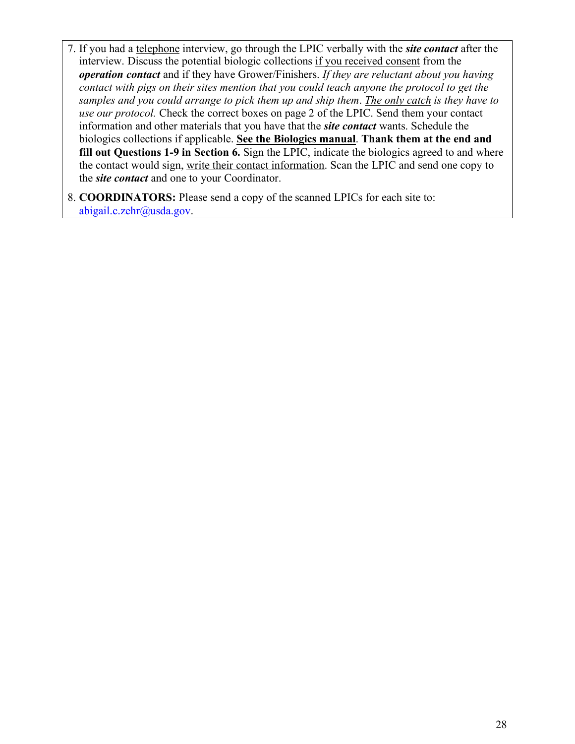7. If you had a <u>telephone</u> interview, go through the LPIC verbally with the ***site contact*** after the interview. Discuss the potential biologic collections <u>if you received consent</u> from the ***operation contact*** and if they have Grower/Finishers. *If they are reluctant about you having contact with pigs on their sites mention that you could teach anyone the protocol to get the samples and you could arrange to pick them up and ship them*. *<u>The only catch</u> is they have to use our protocol.* Check the correct boxes on page 2 of the LPIC. Send them your contact information and other materials that you have that the ***site contact*** wants. Schedule the biologics collections if applicable. **<u>See the Biologics manual</u>**. **Thank them at the end and fill out Questions 1-9 in Section 6.** Sign the LPIC, indicate the biologics agreed to and where the contact would sign, <u>write their contact information</u>. Scan the LPIC and send one copy to the ***site contact*** and one to your Coordinator.

8. **COORDINATORS:** Please send a copy of the scanned LPICs for each site to: abigail.c.zehr@usda.gov.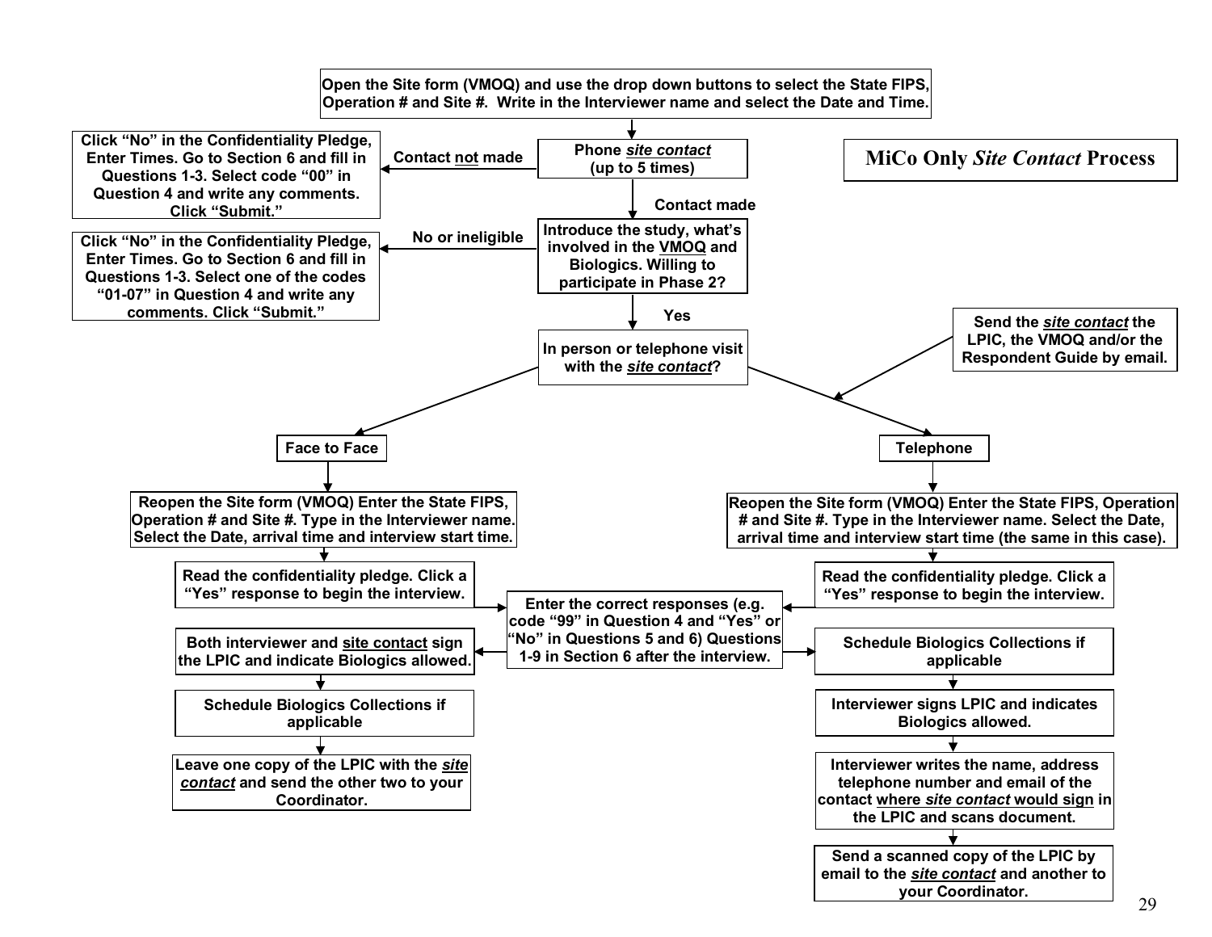# MiCo Only *Site Contact* Process

**Open the Site form (VMOQ) and use the drop down buttons to select the State FIPS, Operation # and Site #. Write in the Interviewer name and select the Date and Time.**

↓

**Phone *site contact* (up to 5 times)**

- **Contact not made** → **Click "No" in the Confidentiality Pledge, Enter Times. Go to Section 6 and fill in Questions 1-3. Select code "00" in Question 4 and write any comments. Click "Submit."**
- **Contact made** ↓

**Introduce the study, what's involved in the VMOQ and Biologics. Willing to participate in Phase 2?**

- **No or ineligible** → **Click "No" in the Confidentiality Pledge, Enter Times. Go to Section 6 and fill in Questions 1-3. Select one of the codes "01-07" in Question 4 and write any comments. Click "Submit."**
- **Yes** ↓

**In person or telephone visit with the *site contact*?**

## Face to Face

1. **Reopen the Site form (VMOQ) Enter the State FIPS, Operation # and Site #. Type in the Interviewer name. Select the Date, arrival time and interview start time.**
2. **Read the confidentiality pledge. Click a "Yes" response to begin the interview.**
3. **Enter the correct responses (e.g. code "99" in Question 4 and "Yes" or "No" in Questions 5 and 6) Questions 1-9 in Section 6 after the interview.**
4. **Both interviewer and site contact sign the LPIC and indicate Biologics allowed.**
5. **Schedule Biologics Collections if applicable**
6. **Leave one copy of the LPIC with the *site contact* and send the other two to your Coordinator.**

## Telephone

**Send the *site contact* the LPIC, the VMOQ and/or the Respondent Guide by email.**

1. **Reopen the Site form (VMOQ) Enter the State FIPS, Operation # and Site #. Type in the Interviewer name. Select the Date, arrival time and interview start time (the same in this case).**
2. **Read the confidentiality pledge. Click a "Yes" response to begin the interview.**
3. **Enter the correct responses (e.g. code "99" in Question 4 and "Yes" or "No" in Questions 5 and 6) Questions 1-9 in Section 6 after the interview.**
4. **Schedule Biologics Collections if applicable**
5. **Interviewer signs LPIC and indicates Biologics allowed.**
6. **Interviewer writes the name, address telephone number and email of the contact where *site contact* would sign in the LPIC and scans document.**
7. **Send a scanned copy of the LPIC by email to the *site contact* and another to your Coordinator.**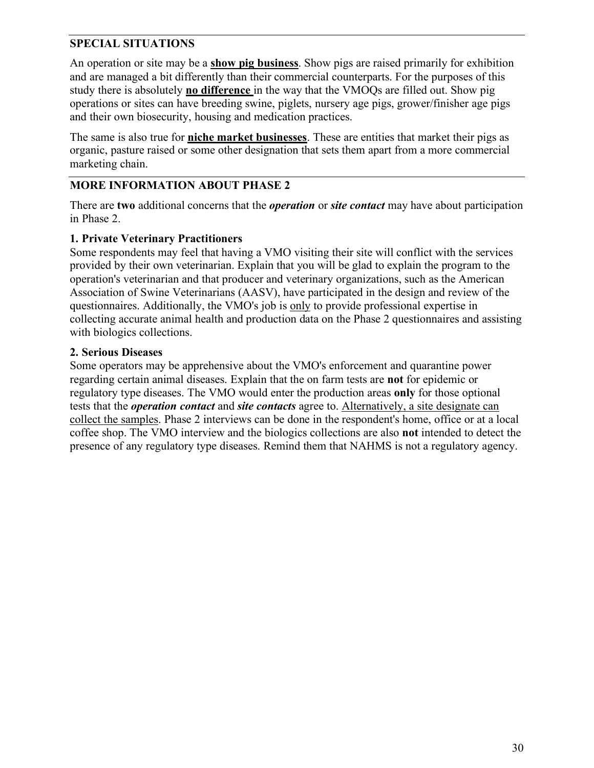## SPECIAL SITUATIONS

An operation or site may be a **show pig business**. Show pigs are raised primarily for exhibition and are managed a bit differently than their commercial counterparts. For the purposes of this study there is absolutely **no difference** in the way that the VMOQs are filled out. Show pig operations or sites can have breeding swine, piglets, nursery age pigs, grower/finisher age pigs and their own biosecurity, housing and medication practices.

The same is also true for **niche market businesses**. These are entities that market their pigs as organic, pasture raised or some other designation that sets them apart from a more commercial marketing chain.

## MORE INFORMATION ABOUT PHASE 2

There are **two** additional concerns that the ***operation*** or ***site contact*** may have about participation in Phase 2.

### 1. Private Veterinary Practitioners

Some respondents may feel that having a VMO visiting their site will conflict with the services provided by their own veterinarian. Explain that you will be glad to explain the program to the operation's veterinarian and that producer and veterinary organizations, such as the American Association of Swine Veterinarians (AASV), have participated in the design and review of the questionnaires. Additionally, the VMO's job is only to provide professional expertise in collecting accurate animal health and production data on the Phase 2 questionnaires and assisting with biologics collections.

### 2. Serious Diseases

Some operators may be apprehensive about the VMO's enforcement and quarantine power regarding certain animal diseases. Explain that the on farm tests are **not** for epidemic or regulatory type diseases. The VMO would enter the production areas **only** for those optional tests that the ***operation contact*** and ***site contacts*** agree to. Alternatively, a site designate can collect the samples. Phase 2 interviews can be done in the respondent's home, office or at a local coffee shop. The VMO interview and the biologics collections are also **not** intended to detect the presence of any regulatory type diseases. Remind them that NAHMS is not a regulatory agency.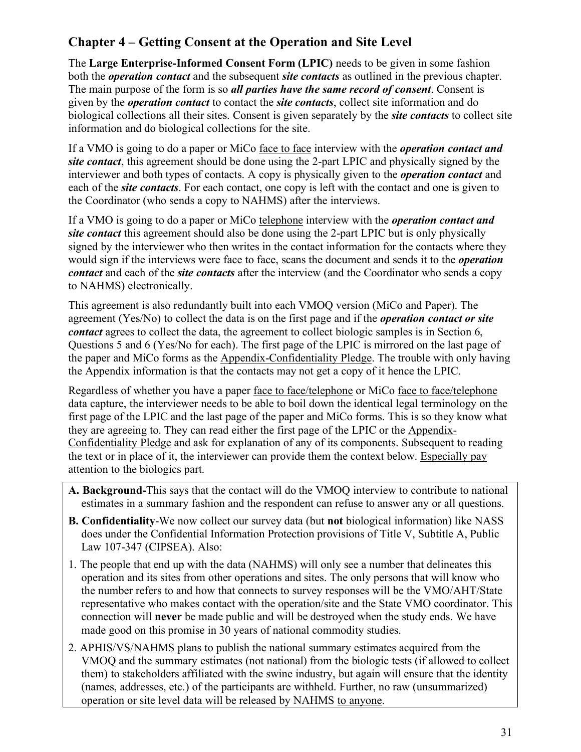## Chapter 4 – Getting Consent at the Operation and Site Level

The **Large Enterprise-Informed Consent Form (LPIC)** needs to be given in some fashion both the ***operation contact*** and the subsequent ***site contacts*** as outlined in the previous chapter. The main purpose of the form is so ***all parties have the same record of consent***. Consent is given by the ***operation contact*** to contact the ***site contacts***, collect site information and do biological collections all their sites. Consent is given separately by the ***site contacts*** to collect site information and do biological collections for the site.

If a VMO is going to do a paper or MiCo face to face interview with the ***operation contact and site contact***, this agreement should be done using the 2-part LPIC and physically signed by the interviewer and both types of contacts. A copy is physically given to the ***operation contact*** and each of the ***site contacts***. For each contact, one copy is left with the contact and one is given to the Coordinator (who sends a copy to NAHMS) after the interviews.

If a VMO is going to do a paper or MiCo telephone interview with the ***operation contact and site contact*** this agreement should also be done using the 2-part LPIC but is only physically signed by the interviewer who then writes in the contact information for the contacts where they would sign if the interviews were face to face, scans the document and sends it to the ***operation contact*** and each of the ***site contacts*** after the interview (and the Coordinator who sends a copy to NAHMS) electronically.

This agreement is also redundantly built into each VMOQ version (MiCo and Paper). The agreement (Yes/No) to collect the data is on the first page and if the ***operation contact or site contact*** agrees to collect the data, the agreement to collect biologic samples is in Section 6, Questions 5 and 6 (Yes/No for each). The first page of the LPIC is mirrored on the last page of the paper and MiCo forms as the Appendix-Confidentiality Pledge. The trouble with only having the Appendix information is that the contacts may not get a copy of it hence the LPIC.

Regardless of whether you have a paper face to face/telephone or MiCo face to face/telephone data capture, the interviewer needs to be able to boil down the identical legal terminology on the first page of the LPIC and the last page of the paper and MiCo forms. This is so they know what they are agreeing to. They can read either the first page of the LPIC or the Appendix-Confidentiality Pledge and ask for explanation of any of its components. Subsequent to reading the text or in place of it, the interviewer can provide them the context below. Especially pay attention to the biologics part.

**A. Background-**This says that the contact will do the VMOQ interview to contribute to national estimates in a summary fashion and the respondent can refuse to answer any or all questions.

**B. Confidentiality**-We now collect our survey data (but **not** biological information) like NASS does under the Confidential Information Protection provisions of Title V, Subtitle A, Public Law 107-347 (CIPSEA). Also:

1. The people that end up with the data (NAHMS) will only see a number that delineates this operation and its sites from other operations and sites. The only persons that will know who the number refers to and how that connects to survey responses will be the VMO/AHT/State representative who makes contact with the operation/site and the State VMO coordinator. This connection will **never** be made public and will be destroyed when the study ends. We have made good on this promise in 30 years of national commodity studies.
2. APHIS/VS/NAHMS plans to publish the national summary estimates acquired from the VMOQ and the summary estimates (not national) from the biologic tests (if allowed to collect them) to stakeholders affiliated with the swine industry, but again will ensure that the identity (names, addresses, etc.) of the participants are withheld. Further, no raw (unsummarized) operation or site level data will be released by NAHMS to anyone.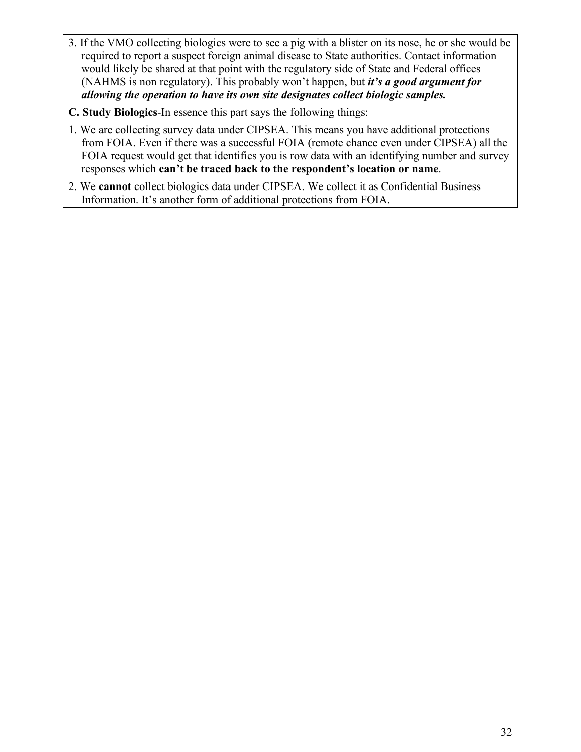3. If the VMO collecting biologics were to see a pig with a blister on its nose, he or she would be required to report a suspect foreign animal disease to State authorities. Contact information would likely be shared at that point with the regulatory side of State and Federal offices (NAHMS is non regulatory). This probably won't happen, but ***it's a good argument for allowing the operation to have its own site designates collect biologic samples.***

**C. Study Biologics**-In essence this part says the following things:

1. We are collecting <u>survey data</u> under CIPSEA. This means you have additional protections from FOIA. Even if there was a successful FOIA (remote chance even under CIPSEA) all the FOIA request would get that identifies you is row data with an identifying number and survey responses which **can't be traced back to the respondent's location or name**.
2. We **cannot** collect <u>biologics data</u> under CIPSEA. We collect it as <u>Confidential Business Information</u>. It's another form of additional protections from FOIA.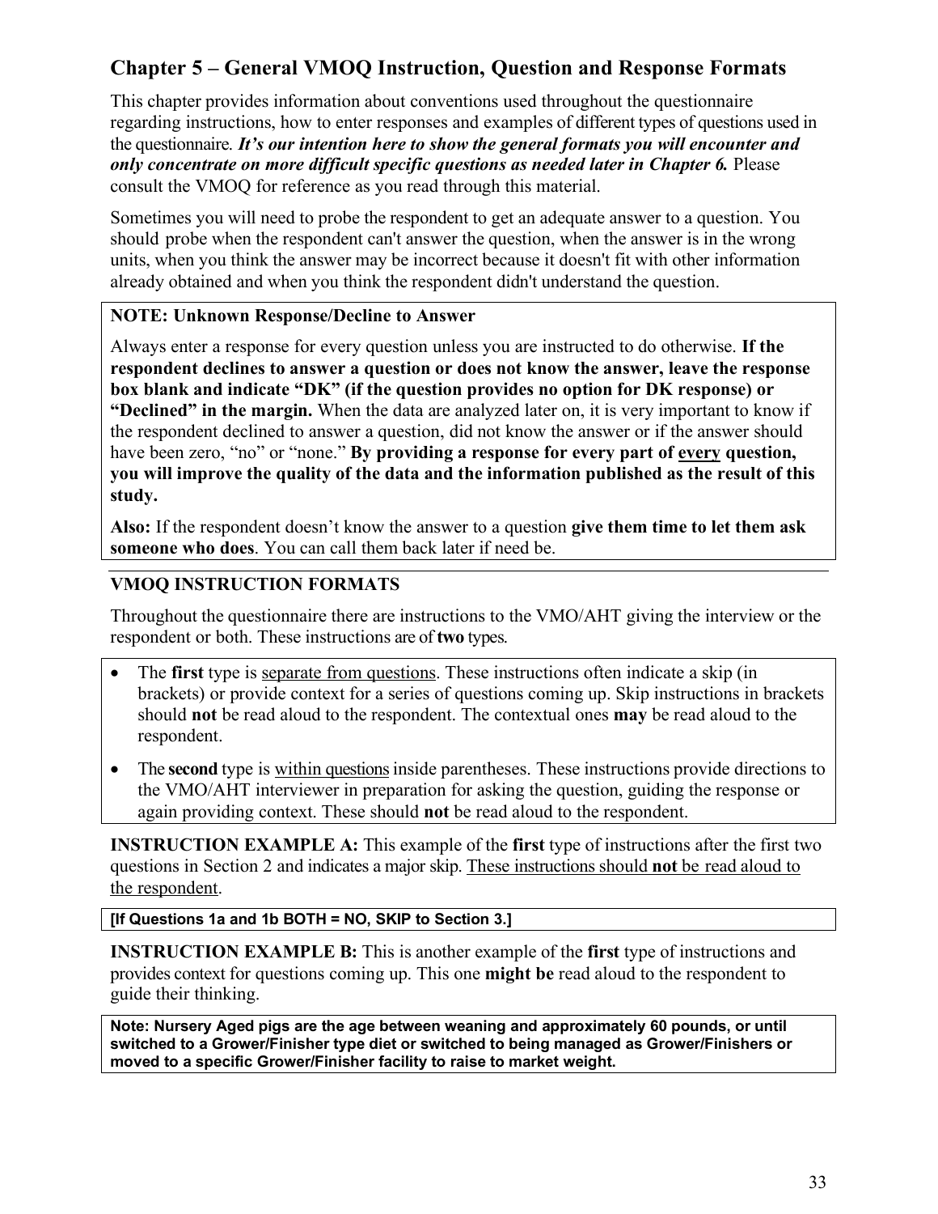## Chapter 5 – General VMOQ Instruction, Question and Response Formats

This chapter provides information about conventions used throughout the questionnaire regarding instructions, how to enter responses and examples of different types of questions used in the questionnaire. ***It's our intention here to show the general formats you will encounter and only concentrate on more difficult specific questions as needed later in Chapter 6.*** Please consult the VMOQ for reference as you read through this material.

Sometimes you will need to probe the respondent to get an adequate answer to a question. You should probe when the respondent can't answer the question, when the answer is in the wrong units, when you think the answer may be incorrect because it doesn't fit with other information already obtained and when you think the respondent didn't understand the question.

**NOTE: Unknown Response/Decline to Answer**

Always enter a response for every question unless you are instructed to do otherwise. **If the respondent declines to answer a question or does not know the answer, leave the response box blank and indicate "DK" (if the question provides no option for DK response) or "Declined" in the margin.** When the data are analyzed later on, it is very important to know if the respondent declined to answer a question, did not know the answer or if the answer should have been zero, "no" or "none." **By providing a response for every part of <u>every</u> question, you will improve the quality of the data and the information published as the result of this study.**

**Also:** If the respondent doesn't know the answer to a question **give them time to let them ask someone who does**. You can call them back later if need be.

### VMOQ INSTRUCTION FORMATS

Throughout the questionnaire there are instructions to the VMO/AHT giving the interview or the respondent or both. These instructions are of **two** types.

- The **first** type is <u>separate from questions</u>. These instructions often indicate a skip (in brackets) or provide context for a series of questions coming up. Skip instructions in brackets should **not** be read aloud to the respondent. The contextual ones **may** be read aloud to the respondent.
- The **second** type is <u>within questions</u> inside parentheses. These instructions provide directions to the VMO/AHT interviewer in preparation for asking the question, guiding the response or again providing context. These should **not** be read aloud to the respondent.

**INSTRUCTION EXAMPLE A:** This example of the **first** type of instructions after the first two questions in Section 2 and indicates a major skip. <u>These instructions should **not** be read aloud to the respondent</u>.

**[If Questions 1a and 1b BOTH = NO, SKIP to Section 3.]**

**INSTRUCTION EXAMPLE B:** This is another example of the **first** type of instructions and provides context for questions coming up. This one **might be** read aloud to the respondent to guide their thinking.

**Note: Nursery Aged pigs are the age between weaning and approximately 60 pounds, or until switched to a Grower/Finisher type diet or switched to being managed as Grower/Finishers or moved to a specific Grower/Finisher facility to raise to market weight.**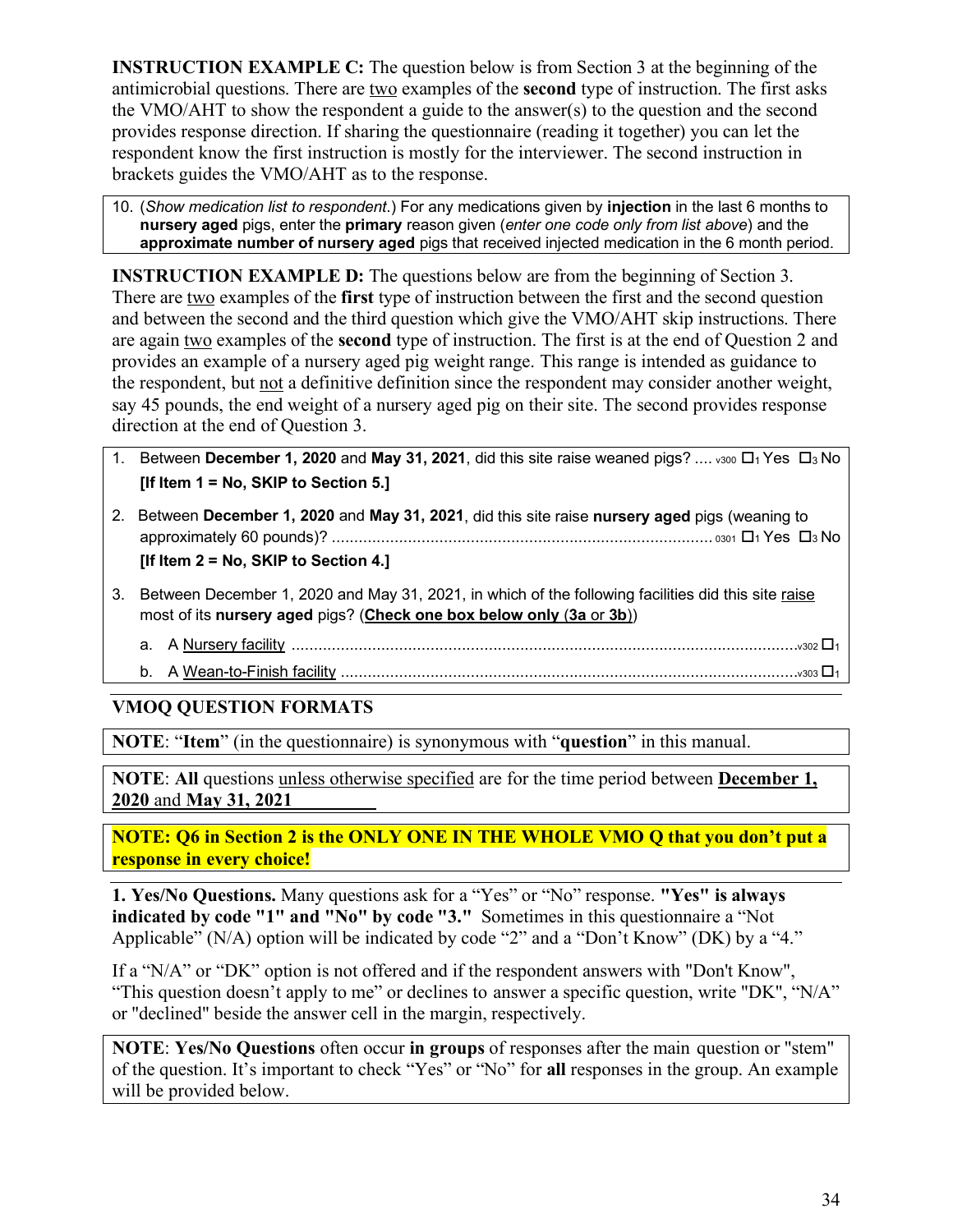**INSTRUCTION EXAMPLE C:** The question below is from Section 3 at the beginning of the antimicrobial questions. There are two examples of the **second** type of instruction. The first asks the VMO/AHT to show the respondent a guide to the answer(s) to the question and the second provides response direction. If sharing the questionnaire (reading it together) you can let the respondent know the first instruction is mostly for the interviewer. The second instruction in brackets guides the VMO/AHT as to the response.

> 10. (*Show medication list to respondent*.) For any medications given by **injection** in the last 6 months to **nursery aged** pigs, enter the **primary** reason given (*enter one code only from list above*) and the **approximate number of nursery aged** pigs that received injected medication in the 6 month period.

**INSTRUCTION EXAMPLE D:** The questions below are from the beginning of Section 3. There are two examples of the **first** type of instruction between the first and the second question and between the second and the third question which give the VMO/AHT skip instructions. There are again two examples of the **second** type of instruction. The first is at the end of Question 2 and provides an example of a nursery aged pig weight range. This range is intended as guidance to the respondent, but not a definitive definition since the respondent may consider another weight, say 45 pounds, the end weight of a nursery aged pig on their site. The second provides response direction at the end of Question 3.

> 1. Between **December 1, 2020** and **May 31, 2021**, did this site raise weaned pigs? .... v300 ☐1 Yes ☐3 No
>
> **[If Item 1 = No, SKIP to Section 5.]**
>
> 2. Between **December 1, 2020** and **May 31, 2021**, did this site raise **nursery aged** pigs (weaning to approximately 60 pounds)? .................................................................................... 0301 ☐1 Yes ☐3 No
>
> **[If Item 2 = No, SKIP to Section 4.]**
>
> 3. Between December 1, 2020 and May 31, 2021, in which of the following facilities did this site raise most of its **nursery aged** pigs? (**Check one box below only (3a or 3b)**)
>
> a. A Nursery facility .................................................................................................................v302 ☐1
>
> b. A Wean-to-Finish facility .....................................................................................................v303 ☐1

## VMOQ QUESTION FORMATS

**NOTE**: "**Item**" (in the questionnaire) is synonymous with "**question**" in this manual.

**NOTE**: **All** questions unless otherwise specified are for the time period between **December 1, 2020** and **May 31, 2021**

**NOTE: Q6 in Section 2 is the ONLY ONE IN THE WHOLE VMO Q that you don't put a response in every choice!**

**1. Yes/No Questions.** Many questions ask for a "Yes" or "No" response. **"Yes" is always indicated by code "1" and "No" by code "3."** Sometimes in this questionnaire a "Not Applicable" (N/A) option will be indicated by code "2" and a "Don't Know" (DK) by a "4."

If a "N/A" or "DK" option is not offered and if the respondent answers with "Don't Know", "This question doesn't apply to me" or declines to answer a specific question, write "DK", "N/A" or "declined" beside the answer cell in the margin, respectively.

**NOTE**: **Yes/No Questions** often occur **in groups** of responses after the main question or "stem" of the question. It's important to check "Yes" or "No" for **all** responses in the group. An example will be provided below.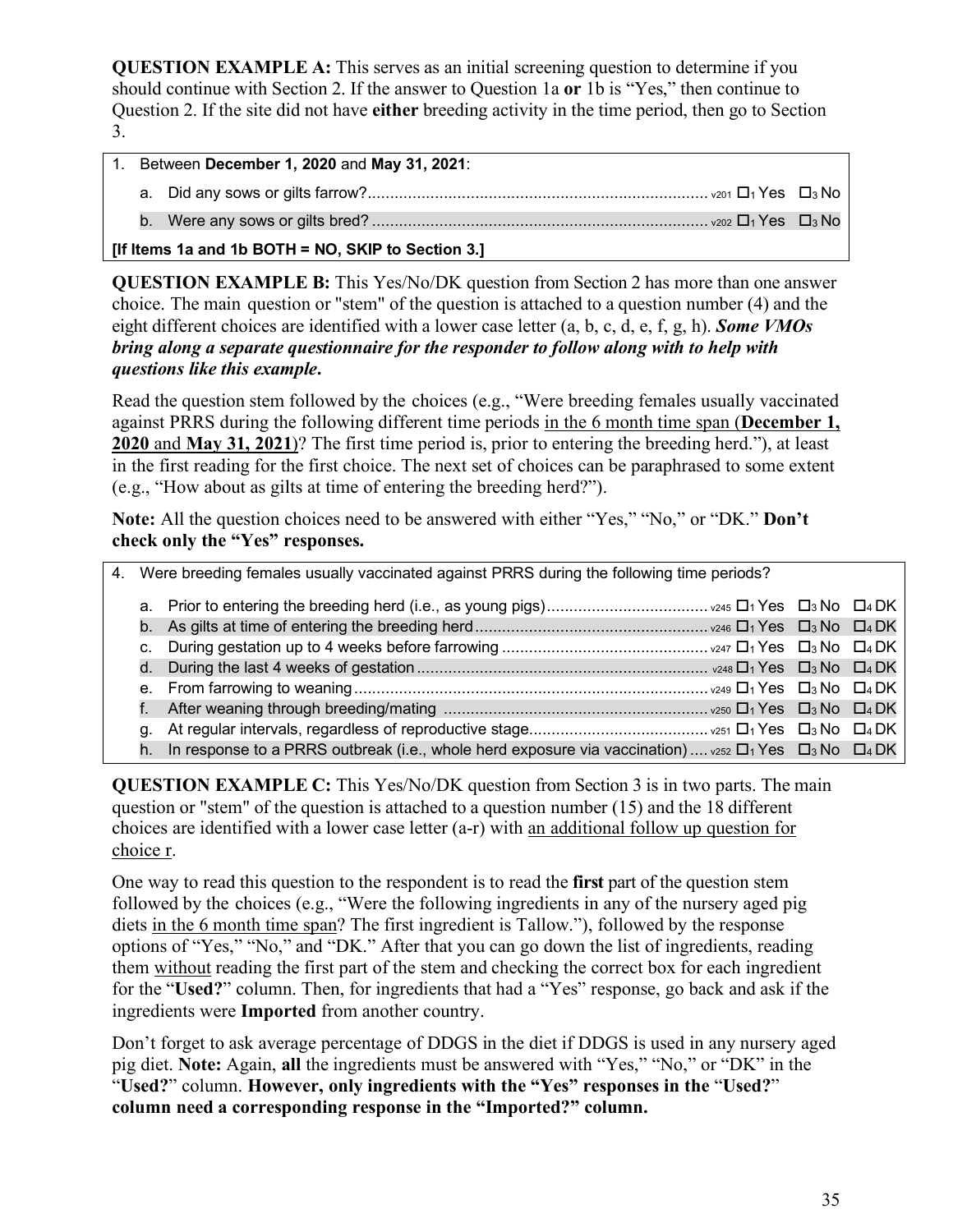**QUESTION EXAMPLE A:** This serves as an initial screening question to determine if you should continue with Section 2. If the answer to Question 1a **or** 1b is “Yes,” then continue to Question 2. If the site did not have **either** breeding activity in the time period, then go to Section 3.

1. Between **December 1, 2020** and **May 31, 2021**:
   - a. Did any sows or gilts farrow?........................................................................... v201 ☐1 Yes ☐3 No
   - b. Were any sows or gilts bred? .......................................................................... v202 ☐1 Yes ☐3 No

**[If Items 1a and 1b BOTH = NO, SKIP to Section 3.]**

**QUESTION EXAMPLE B:** This Yes/No/DK question from Section 2 has more than one answer choice. The main question or "stem" of the question is attached to a question number (4) and the eight different choices are identified with a lower case letter (a, b, c, d, e, f, g, h). ***Some VMOs bring along a separate questionnaire for the responder to follow along with to help with questions like this example.***

Read the question stem followed by the choices (e.g., “Were breeding females usually vaccinated against PRRS during the following different time periods in the 6 month time span (**December 1, 2020** and **May 31, 2021**)? The first time period is, prior to entering the breeding herd.”), at least in the first reading for the first choice. The next set of choices can be paraphrased to some extent (e.g., “How about as gilts at time of entering the breeding herd?”).

**Note:** All the question choices need to be answered with either “Yes,” “No,” or “DK.” **Don’t check only the “Yes” responses.**

4. Were breeding females usually vaccinated against PRRS during the following time periods?
   - a. Prior to entering the breeding herd (i.e., as young pigs).................................... v245 ☐1 Yes ☐3 No ☐4 DK
   - b. As gilts at time of entering the breeding herd.................................................... v246 ☐1 Yes ☐3 No ☐4 DK
   - c. During gestation up to 4 weeks before farrowing .............................................. v247 ☐1 Yes ☐3 No ☐4 DK
   - d. During the last 4 weeks of gestation ................................................................. v248 ☐1 Yes ☐3 No ☐4 DK
   - e. From farrowing to weaning............................................................................... v249 ☐1 Yes ☐3 No ☐4 DK
   - f. After weaning through breeding/mating ........................................................... v250 ☐1 Yes ☐3 No ☐4 DK
   - g. At regular intervals, regardless of reproductive stage........................................ v251 ☐1 Yes ☐3 No ☐4 DK
   - h. In response to a PRRS outbreak (i.e., whole herd exposure via vaccination) .... v252 ☐1 Yes ☐3 No ☐4 DK

**QUESTION EXAMPLE C:** This Yes/No/DK question from Section 3 is in two parts. The main question or "stem" of the question is attached to a question number (15) and the 18 different choices are identified with a lower case letter (a-r) with an additional follow up question for choice r.

One way to read this question to the respondent is to read the **first** part of the question stem followed by the choices (e.g., “Were the following ingredients in any of the nursery aged pig diets in the 6 month time span? The first ingredient is Tallow.”), followed by the response options of “Yes,” “No,” and “DK.” After that you can go down the list of ingredients, reading them without reading the first part of the stem and checking the correct box for each ingredient for the “**Used?**” column. Then, for ingredients that had a “Yes” response, go back and ask if the ingredients were **Imported** from another country.

Don’t forget to ask average percentage of DDGS in the diet if DDGS is used in any nursery aged pig diet. **Note:** Again, **all** the ingredients must be answered with “Yes,” “No,” or “DK” in the “**Used?**” column. **However, only ingredients with the “Yes” responses in the** “**Used?**” **column need a corresponding response in the “Imported?” column.**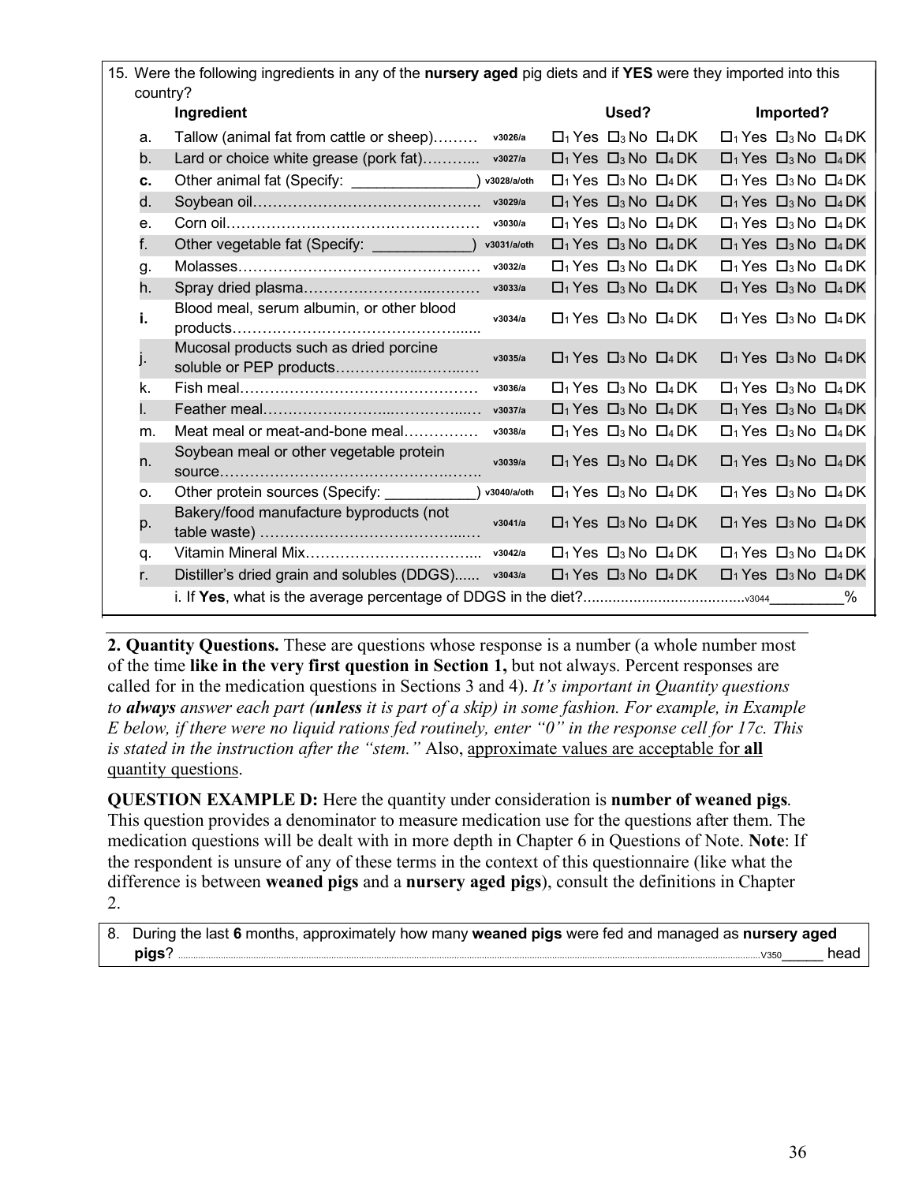15. Were the following ingredients in any of the **nursery aged** pig diets and if **YES** were they imported into this country?

| | Ingredient | | Used? | Imported? |
|---|---|---|---|---|
| a. | Tallow (animal fat from cattle or sheep)……… | v3026/a | □1 Yes □3 No □4 DK | □1 Yes □3 No □4 DK |
| b. | Lard or choice white grease (pork fat)……….. | v3027/a | □1 Yes □3 No □4 DK | □1 Yes □3 No □4 DK |
| c. | Other animal fat (Specify: _______________) | v3028/a/oth | □1 Yes □3 No □4 DK | □1 Yes □3 No □4 DK |
| d. | Soybean oil……………………………………….. | v3029/a | □1 Yes □3 No □4 DK | □1 Yes □3 No □4 DK |
| e. | Corn oil…………………………………………… | v3030/a | □1 Yes □3 No □4 DK | □1 Yes □3 No □4 DK |
| f. | Other vegetable fat (Specify: ____________) | v3031/a/oth | □1 Yes □3 No □4 DK | □1 Yes □3 No □4 DK |
| g. | Molasses………………………………………… | v3032/a | □1 Yes □3 No □4 DK | □1 Yes □3 No □4 DK |
| h. | Spray dried plasma………………………..……… | v3033/a | □1 Yes □3 No □4 DK | □1 Yes □3 No □4 DK |
| i. | Blood meal, serum albumin, or other blood products………………………………………...... | v3034/a | □1 Yes □3 No □4 DK | □1 Yes □3 No □4 DK |
| j. | Mucosal products such as dried porcine soluble or PEP products……………..……..… | v3035/a | □1 Yes □3 No □4 DK | □1 Yes □3 No □4 DK |
| k. | Fish meal………………………………………… | v3036/a | □1 Yes □3 No □4 DK | □1 Yes □3 No □4 DK |
| l. | Feather meal……………………...………..…… | v3037/a | □1 Yes □3 No □4 DK | □1 Yes □3 No □4 DK |
| m. | Meat meal or meat-and-bone meal…………… | v3038/a | □1 Yes □3 No □4 DK | □1 Yes □3 No □4 DK |
| n. | Soybean meal or other vegetable protein source…………………………………………….. | v3039/a | □1 Yes □3 No □4 DK | □1 Yes □3 No □4 DK |
| o. | Other protein sources (Specify: ___________) | v3040/a/oth | □1 Yes □3 No □4 DK | □1 Yes □3 No □4 DK |
| p. | Bakery/food manufacture byproducts (not table waste) ………………………………...… | v3041/a | □1 Yes □3 No □4 DK | □1 Yes □3 No □4 DK |
| q. | Vitamin Mineral Mix…………………….……... | v3042/a | □1 Yes □3 No □4 DK | □1 Yes □3 No □4 DK |
| r. | Distiller's dried grain and solubles (DDGS)...... | v3043/a | □1 Yes □3 No □4 DK | □1 Yes □3 No □4 DK |

i. If **Yes**, what is the average percentage of DDGS in the diet?......................................v3044__________%

**2. Quantity Questions.** These are questions whose response is a number (a whole number most of the time **like in the very first question in Section 1,** but not always. Percent responses are called for in the medication questions in Sections 3 and 4). *It's important in Quantity questions to **always** answer each part (**unless** it is part of a skip) in some fashion. For example, in Example E below, if there were no liquid rations fed routinely, enter "0" in the response cell for 17c. This is stated in the instruction after the "stem."* Also, approximate values are acceptable for **all** quantity questions.

**QUESTION EXAMPLE D:** Here the quantity under consideration is **number of weaned pigs**. This question provides a denominator to measure medication use for the questions after them. The medication questions will be dealt with in more depth in Chapter 6 in Questions of Note. **Note**: If the respondent is unsure of any of these terms in the context of this questionnaire (like what the difference is between **weaned pigs** and a **nursery aged pigs**), consult the definitions in Chapter 2.

8. During the last **6** months, approximately how many **weaned pigs** were fed and managed as **nursery aged pigs**? ........V350______ head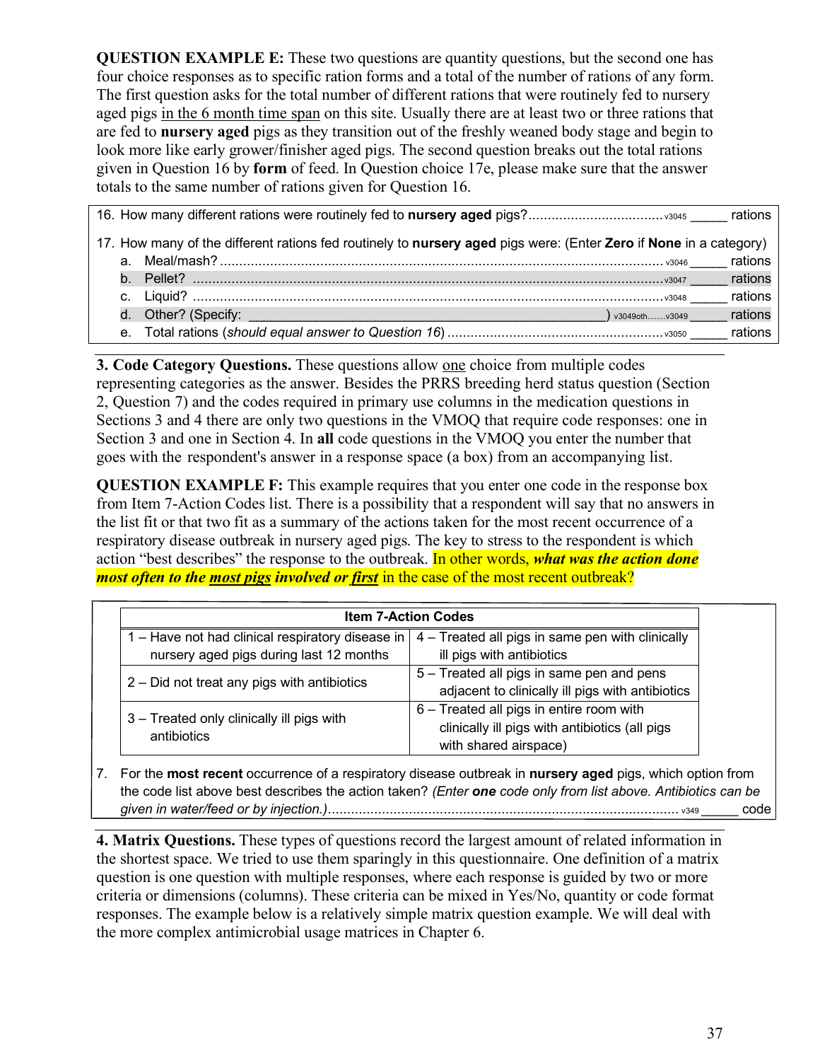**QUESTION EXAMPLE E:** These two questions are quantity questions, but the second one has four choice responses as to specific ration forms and a total of the number of rations of any form. The first question asks for the total number of different rations that were routinely fed to nursery aged pigs in the 6 month time span on this site. Usually there are at least two or three rations that are fed to **nursery aged** pigs as they transition out of the freshly weaned body stage and begin to look more like early grower/finisher aged pigs. The second question breaks out the total rations given in Question 16 by **form** of feed. In Question choice 17e, please make sure that the answer totals to the same number of rations given for Question 16.

16. How many different rations were routinely fed to **nursery aged** pigs?.................................... v3045 _____ rations

17. How many of the different rations fed routinely to **nursery aged** pigs were: (Enter **Zero** if **None** in a category)
    a. Meal/mash? ................................................................................................ v3046 _____ rations
    b. Pellet? ........................................................................................................ v3047 _____ rations
    c. Liquid? ........................................................................................................ v3048 _____ rations
    d. Other? (Specify: ____________________________________________) v3049oth........v3049 _____ rations
    e. Total rations (*should equal answer to Question 16*) .................................................... v3050 _____ rations

**3. Code Category Questions.** These questions allow one choice from multiple codes representing categories as the answer. Besides the PRRS breeding herd status question (Section 2, Question 7) and the codes required in primary use columns in the medication questions in Sections 3 and 4 there are only two questions in the VMOQ that require code responses: one in Section 3 and one in Section 4. In **all** code questions in the VMOQ you enter the number that goes with the respondent's answer in a response space (a box) from an accompanying list.

**QUESTION EXAMPLE F:** This example requires that you enter one code in the response box from Item 7-Action Codes list. There is a possibility that a respondent will say that no answers in the list fit or that two fit as a summary of the actions taken for the most recent occurrence of a respiratory disease outbreak in nursery aged pigs. The key to stress to the respondent is which action "best describes" the response to the outbreak. In other words, ***what was the action done most often to the most pigs involved or first*** in the case of the most recent outbreak?

| Item 7-Action Codes | |
|---|---|
| 1 – Have not had clinical respiratory disease in nursery aged pigs during last 12 months | 4 – Treated all pigs in same pen with clinically ill pigs with antibiotics |
| 2 – Did not treat any pigs with antibiotics | 5 – Treated all pigs in same pen and pens adjacent to clinically ill pigs with antibiotics |
| 3 – Treated only clinically ill pigs with antibiotics | 6 – Treated all pigs in entire room with clinically ill pigs with antibiotics (all pigs with shared airspace) |

7. For the **most recent** occurrence of a respiratory disease outbreak in **nursery aged** pigs, which option from the code list above best describes the action taken? (*Enter **one** code only from list above. Antibiotics can be given in water/feed or by injection.)*............................................................................................ v349 _____ code

**4. Matrix Questions.** These types of questions record the largest amount of related information in the shortest space. We tried to use them sparingly in this questionnaire. One definition of a matrix question is one question with multiple responses, where each response is guided by two or more criteria or dimensions (columns). These criteria can be mixed in Yes/No, quantity or code format responses. The example below is a relatively simple matrix question example. We will deal with the more complex antimicrobial usage matrices in Chapter 6.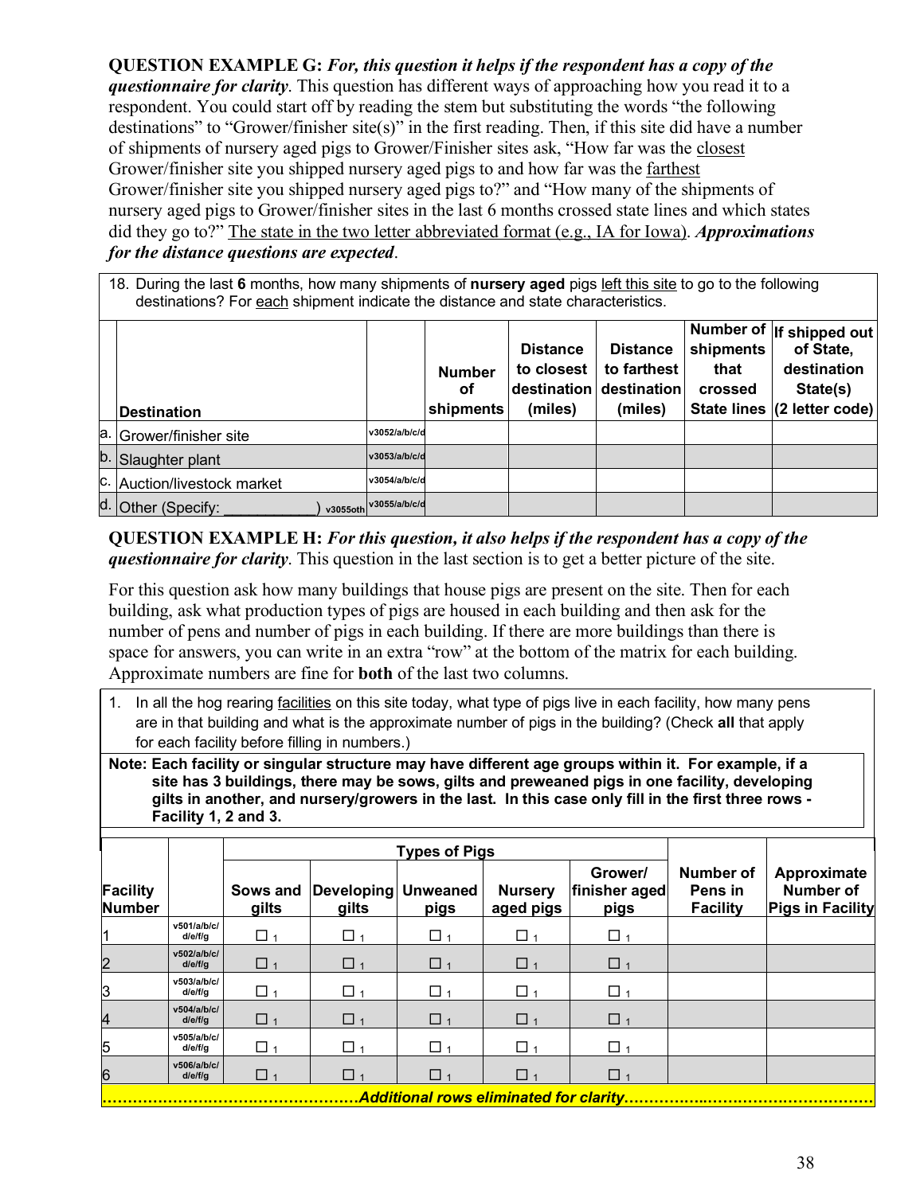**QUESTION EXAMPLE G:** ***For, this question it helps if the respondent has a copy of the questionnaire for clarity***. This question has different ways of approaching how you read it to a respondent. You could start off by reading the stem but substituting the words "the following destinations" to "Grower/finisher site(s)" in the first reading. Then, if this site did have a number of shipments of nursery aged pigs to Grower/Finisher sites ask, "How far was the closest Grower/finisher site you shipped nursery aged pigs to and how far was the farthest Grower/finisher site you shipped nursery aged pigs to?" and "How many of the shipments of nursery aged pigs to Grower/finisher sites in the last 6 months crossed state lines and which states did they go to?" The state in the two letter abbreviated format (e.g., IA for Iowa). ***Approximations for the distance questions are expected***.

18. During the last **6** months, how many shipments of **nursery aged** pigs left this site to go to the following destinations? For each shipment indicate the distance and state characteristics.

| | Destination | | Number of shipments | Distance to closest destination (miles) | Distance to farthest destination (miles) | Number of shipments that crossed State lines | If shipped out of State, destination State(s) (2 letter code) |
|---|---|---|---|---|---|---|---|
| a. | Grower/finisher site | v3052/a/b/c/d | | | | | |
| b. | Slaughter plant | v3053/a/b/c/d | | | | | |
| c. | Auction/livestock market | v3054/a/b/c/d | | | | | |
| d. | Other (Specify: ___________) v3055oth | v3055/a/b/c/d | | | | | |

**QUESTION EXAMPLE H:** ***For this question, it also helps if the respondent has a copy of the questionnaire for clarity***. This question in the last section is to get a better picture of the site.

For this question ask how many buildings that house pigs are present on the site. Then for each building, ask what production types of pigs are housed in each building and then ask for the number of pens and number of pigs in each building. If there are more buildings than there is space for answers, you can write in an extra "row" at the bottom of the matrix for each building. Approximate numbers are fine for **both** of the last two columns.

1. In all the hog rearing facilities on this site today, what type of pigs live in each facility, how many pens are in that building and what is the approximate number of pigs in the building? (Check **all** that apply for each facility before filling in numbers.)

**Note: Each facility or singular structure may have different age groups within it. For example, if a site has 3 buildings, there may be sows, gilts and preweaned pigs in one facility, developing gilts in another, and nursery/growers in the last. In this case only fill in the first three rows - Facility 1, 2 and 3.**

| Facility Number | | Types of Pigs | | | | | Number of Pens in Facility | Approximate Number of Pigs in Facility |
|---|---|---|---|---|---|---|---|---|
| | | Sows and gilts | Developing gilts | Unweaned pigs | Nursery aged pigs | Grower/ finisher aged pigs | | |
| 1 | v501/a/b/c/d/e/f/g | ☐ 1 | ☐ 1 | ☐ 1 | ☐ 1 | ☐ 1 | | |
| 2 | v502/a/b/c/d/e/f/g | ☐ 1 | ☐ 1 | ☐ 1 | ☐ 1 | ☐ 1 | | |
| 3 | v503/a/b/c/d/e/f/g | ☐ 1 | ☐ 1 | ☐ 1 | ☐ 1 | ☐ 1 | | |
| 4 | v504/a/b/c/d/e/f/g | ☐ 1 | ☐ 1 | ☐ 1 | ☐ 1 | ☐ 1 | | |
| 5 | v505/a/b/c/d/e/f/g | ☐ 1 | ☐ 1 | ☐ 1 | ☐ 1 | ☐ 1 | | |
| 6 | v506/a/b/c/d/e/f/g | ☐ 1 | ☐ 1 | ☐ 1 | ☐ 1 | ☐ 1 | | |

***……………………………………………Additional rows eliminated for clarity……………………………………………***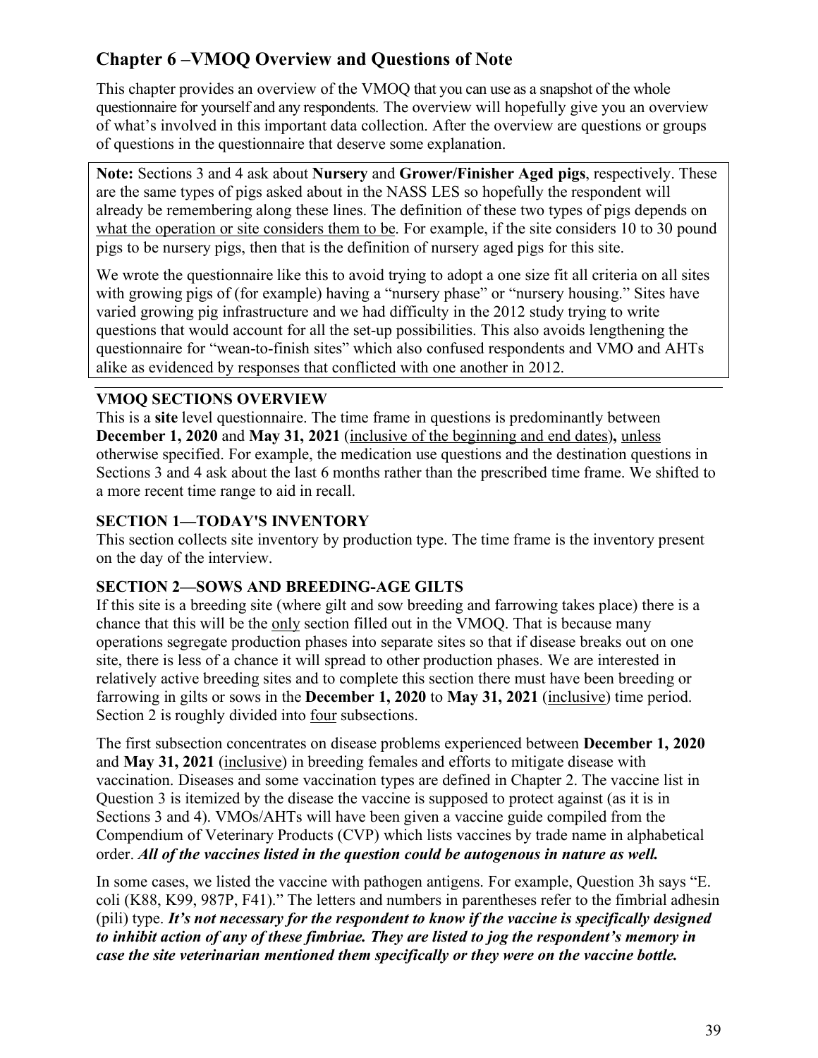## Chapter 6 –VMOQ Overview and Questions of Note

This chapter provides an overview of the VMOQ that you can use as a snapshot of the whole questionnaire for yourself and any respondents. The overview will hopefully give you an overview of what's involved in this important data collection. After the overview are questions or groups of questions in the questionnaire that deserve some explanation.

> **Note:** Sections 3 and 4 ask about **Nursery** and **Grower/Finisher Aged pigs**, respectively. These are the same types of pigs asked about in the NASS LES so hopefully the respondent will already be remembering along these lines. The definition of these two types of pigs depends on what the operation or site considers them to be. For example, if the site considers 10 to 30 pound pigs to be nursery pigs, then that is the definition of nursery aged pigs for this site.
>
> We wrote the questionnaire like this to avoid trying to adopt a one size fit all criteria on all sites with growing pigs of (for example) having a "nursery phase" or "nursery housing." Sites have varied growing pig infrastructure and we had difficulty in the 2012 study trying to write questions that would account for all the set-up possibilities. This also avoids lengthening the questionnaire for "wean-to-finish sites" which also confused respondents and VMO and AHTs alike as evidenced by responses that conflicted with one another in 2012.

### VMOQ SECTIONS OVERVIEW

This is a **site** level questionnaire. The time frame in questions is predominantly between **December 1, 2020** and **May 31, 2021** (inclusive of the beginning and end dates)**,** unless otherwise specified. For example, the medication use questions and the destination questions in Sections 3 and 4 ask about the last 6 months rather than the prescribed time frame. We shifted to a more recent time range to aid in recall.

### SECTION 1—TODAY'S INVENTORY

This section collects site inventory by production type. The time frame is the inventory present on the day of the interview.

### SECTION 2—SOWS AND BREEDING-AGE GILTS

If this site is a breeding site (where gilt and sow breeding and farrowing takes place) there is a chance that this will be the only section filled out in the VMOQ. That is because many operations segregate production phases into separate sites so that if disease breaks out on one site, there is less of a chance it will spread to other production phases. We are interested in relatively active breeding sites and to complete this section there must have been breeding or farrowing in gilts or sows in the **December 1, 2020** to **May 31, 2021** (inclusive) time period. Section 2 is roughly divided into four subsections.

The first subsection concentrates on disease problems experienced between **December 1, 2020** and **May 31, 2021** (inclusive) in breeding females and efforts to mitigate disease with vaccination. Diseases and some vaccination types are defined in Chapter 2. The vaccine list in Question 3 is itemized by the disease the vaccine is supposed to protect against (as it is in Sections 3 and 4). VMOs/AHTs will have been given a vaccine guide compiled from the Compendium of Veterinary Products (CVP) which lists vaccines by trade name in alphabetical order. ***All of the vaccines listed in the question could be autogenous in nature as well.***

In some cases, we listed the vaccine with pathogen antigens. For example, Question 3h says "E. coli (K88, K99, 987P, F41)." The letters and numbers in parentheses refer to the fimbrial adhesin (pili) type. ***It's not necessary for the respondent to know if the vaccine is specifically designed to inhibit action of any of these fimbriae. They are listed to jog the respondent's memory in case the site veterinarian mentioned them specifically or they were on the vaccine bottle.***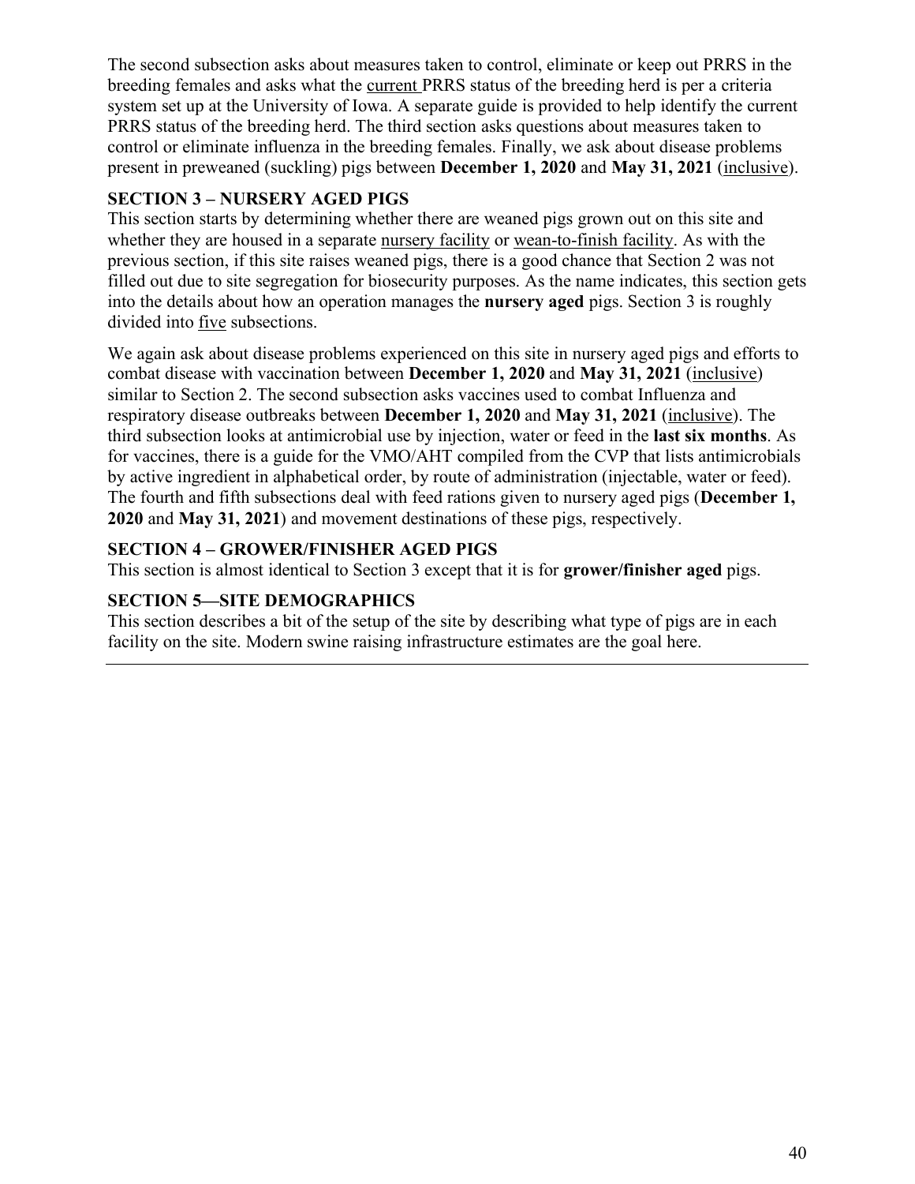The second subsection asks about measures taken to control, eliminate or keep out PRRS in the breeding females and asks what the current PRRS status of the breeding herd is per a criteria system set up at the University of Iowa. A separate guide is provided to help identify the current PRRS status of the breeding herd. The third section asks questions about measures taken to control or eliminate influenza in the breeding females. Finally, we ask about disease problems present in preweaned (suckling) pigs between **December 1, 2020** and **May 31, 2021** (inclusive).

### SECTION 3 – NURSERY AGED PIGS

This section starts by determining whether there are weaned pigs grown out on this site and whether they are housed in a separate nursery facility or wean-to-finish facility. As with the previous section, if this site raises weaned pigs, there is a good chance that Section 2 was not filled out due to site segregation for biosecurity purposes. As the name indicates, this section gets into the details about how an operation manages the **nursery aged** pigs. Section 3 is roughly divided into five subsections.

We again ask about disease problems experienced on this site in nursery aged pigs and efforts to combat disease with vaccination between **December 1, 2020** and **May 31, 2021** (inclusive) similar to Section 2. The second subsection asks vaccines used to combat Influenza and respiratory disease outbreaks between **December 1, 2020** and **May 31, 2021** (inclusive). The third subsection looks at antimicrobial use by injection, water or feed in the **last six months**. As for vaccines, there is a guide for the VMO/AHT compiled from the CVP that lists antimicrobials by active ingredient in alphabetical order, by route of administration (injectable, water or feed). The fourth and fifth subsections deal with feed rations given to nursery aged pigs (**December 1, 2020** and **May 31, 2021**) and movement destinations of these pigs, respectively.

### SECTION 4 – GROWER/FINISHER AGED PIGS

This section is almost identical to Section 3 except that it is for **grower/finisher aged** pigs.

### SECTION 5—SITE DEMOGRAPHICS

This section describes a bit of the setup of the site by describing what type of pigs are in each facility on the site. Modern swine raising infrastructure estimates are the goal here.

---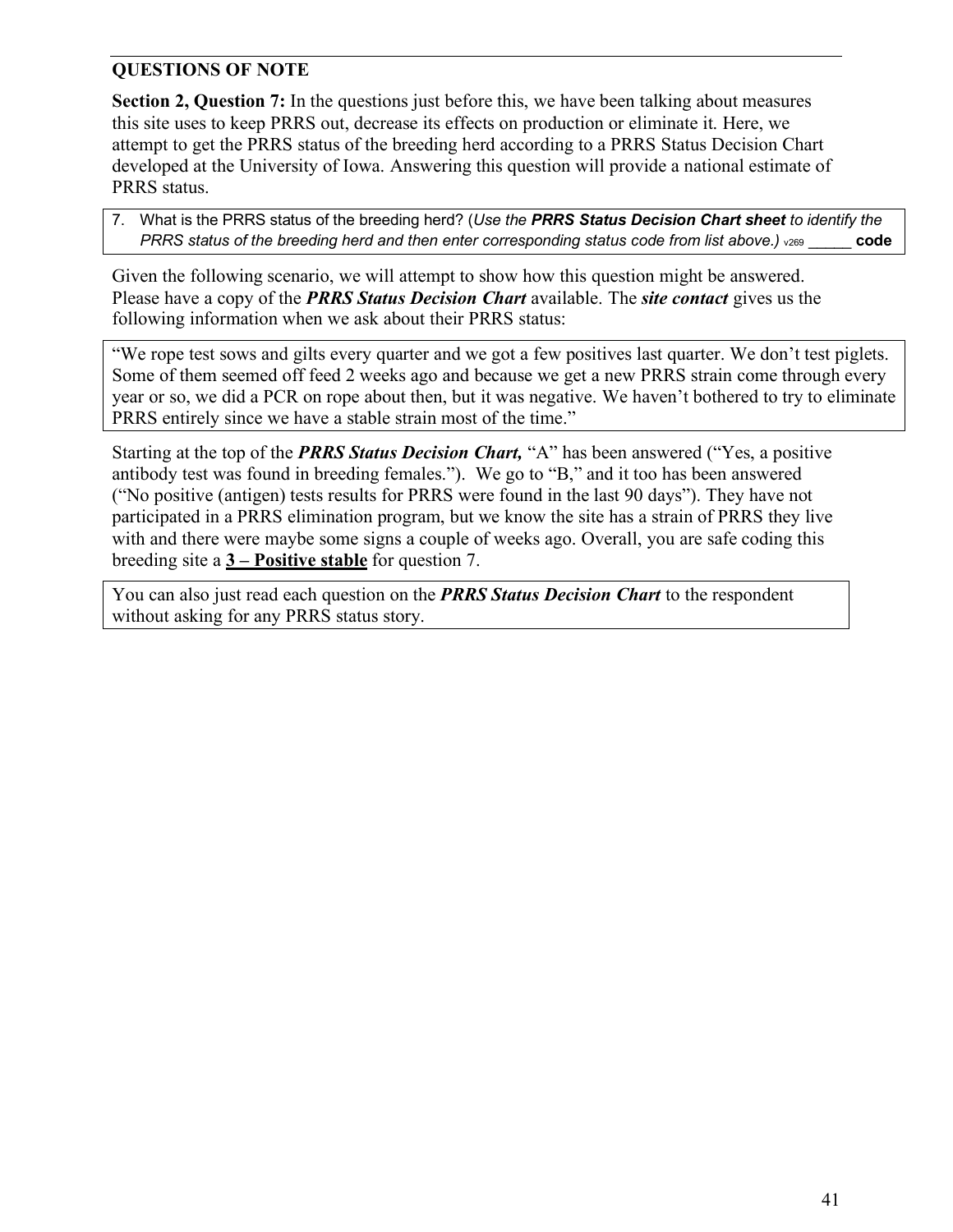## QUESTIONS OF NOTE

**Section 2, Question 7:** In the questions just before this, we have been talking about measures this site uses to keep PRRS out, decrease its effects on production or eliminate it. Here, we attempt to get the PRRS status of the breeding herd according to a PRRS Status Decision Chart developed at the University of Iowa. Answering this question will provide a national estimate of PRRS status.

> 7. What is the PRRS status of the breeding herd? (*Use the **PRRS Status Decision Chart sheet** to identify the PRRS status of the breeding herd and then enter corresponding status code from list above.)* v269 _____ **code**

Given the following scenario, we will attempt to show how this question might be answered. Please have a copy of the ***PRRS Status Decision Chart*** available. The ***site contact*** gives us the following information when we ask about their PRRS status:

> "We rope test sows and gilts every quarter and we got a few positives last quarter. We don't test piglets. Some of them seemed off feed 2 weeks ago and because we get a new PRRS strain come through every year or so, we did a PCR on rope about then, but it was negative. We haven't bothered to try to eliminate PRRS entirely since we have a stable strain most of the time."

Starting at the top of the ***PRRS Status Decision Chart,*** "A" has been answered ("Yes, a positive antibody test was found in breeding females."). We go to "B," and it too has been answered ("No positive (antigen) tests results for PRRS were found in the last 90 days"). They have not participated in a PRRS elimination program, but we know the site has a strain of PRRS they live with and there were maybe some signs a couple of weeks ago. Overall, you are safe coding this breeding site a **3 – Positive stable** for question 7.

> You can also just read each question on the ***PRRS Status Decision Chart*** to the respondent without asking for any PRRS status story.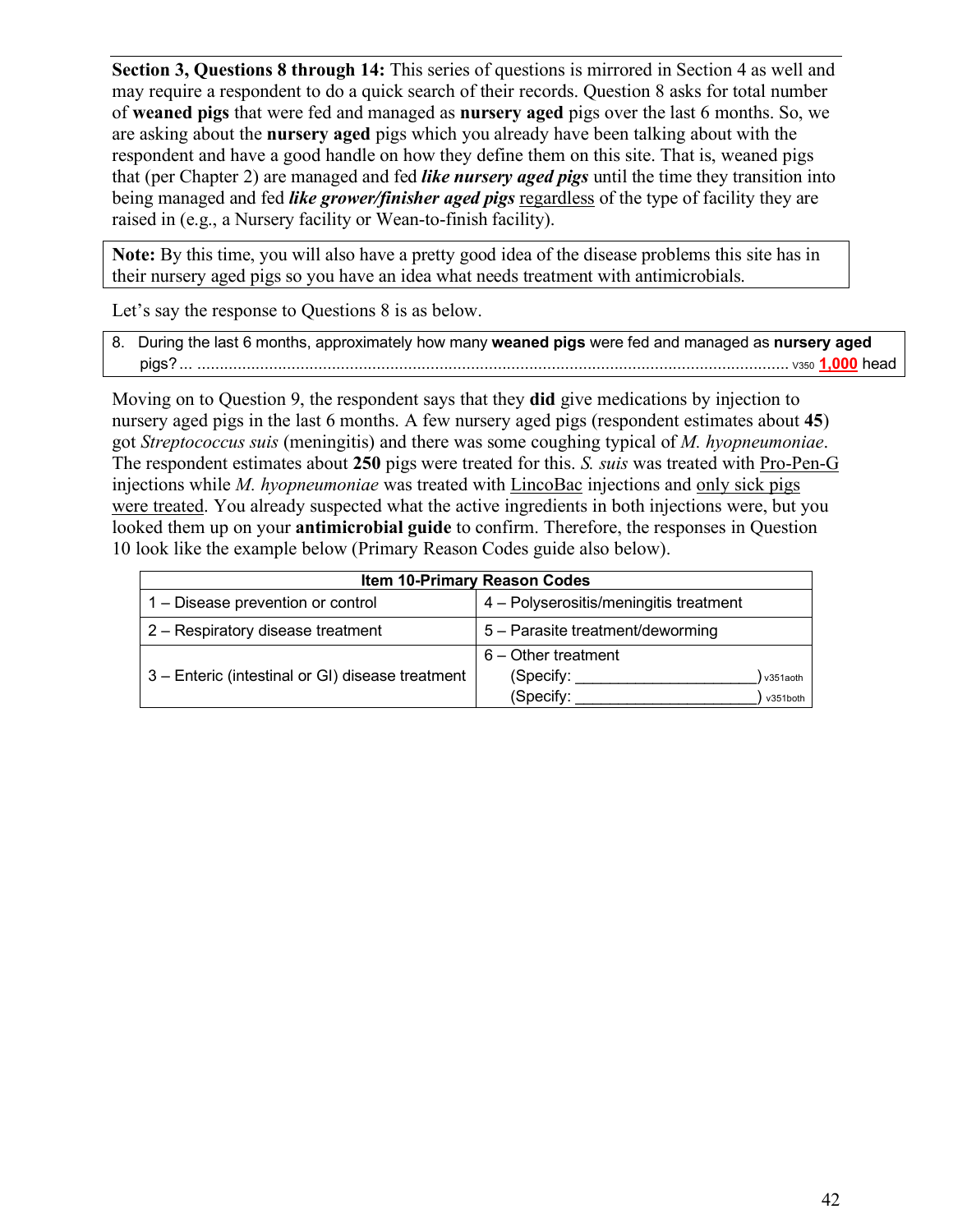**Section 3, Questions 8 through 14:** This series of questions is mirrored in Section 4 as well and may require a respondent to do a quick search of their records. Question 8 asks for total number of **weaned pigs** that were fed and managed as **nursery aged** pigs over the last 6 months. So, we are asking about the **nursery aged** pigs which you already have been talking about with the respondent and have a good handle on how they define them on this site. That is, weaned pigs that (per Chapter 2) are managed and fed ***like nursery aged pigs*** until the time they transition into being managed and fed ***like grower/finisher aged pigs*** regardless of the type of facility they are raised in (e.g., a Nursery facility or Wean-to-finish facility).

**Note:** By this time, you will also have a pretty good idea of the disease problems this site has in their nursery aged pigs so you have an idea what needs treatment with antimicrobials.

Let's say the response to Questions 8 is as below.

8. During the last 6 months, approximately how many **weaned pigs** were fed and managed as **nursery aged** pigs? ... .......................................................................................................................... v350 **1,000** head

Moving on to Question 9, the respondent says that they **did** give medications by injection to nursery aged pigs in the last 6 months. A few nursery aged pigs (respondent estimates about **45**) got *Streptococcus suis* (meningitis) and there was some coughing typical of *M. hyopneumoniae*. The respondent estimates about **250** pigs were treated for this. *S. suis* was treated with Pro-Pen-G injections while *M. hyopneumoniae* was treated with LincoBac injections and only sick pigs were treated. You already suspected what the active ingredients in both injections were, but you looked them up on your **antimicrobial guide** to confirm. Therefore, the responses in Question 10 look like the example below (Primary Reason Codes guide also below).

| Item 10-Primary Reason Codes | |
|---|---|
| 1 – Disease prevention or control | 4 – Polyserositis/meningitis treatment |
| 2 – Respiratory disease treatment | 5 – Parasite treatment/deworming |
| 3 – Enteric (intestinal or GI) disease treatment | 6 – Other treatment<br>(Specify: ____________________) v351aoth<br>(Specify: ____________________) v351both |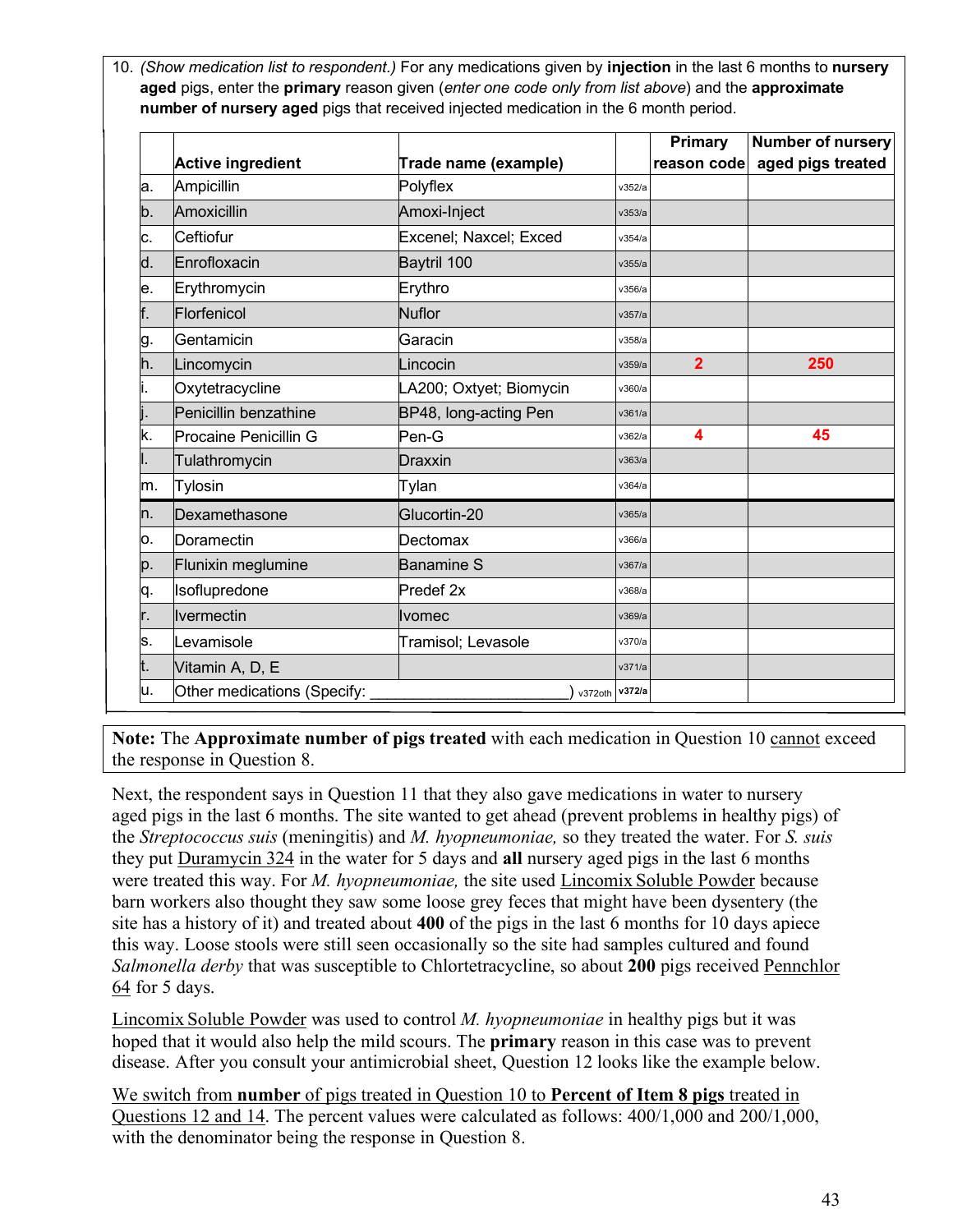10. *(Show medication list to respondent.)* For any medications given by **injection** in the last 6 months to **nursery aged** pigs, enter the **primary** reason given (*enter one code only from list above*) and the **approximate number of nursery aged** pigs that received injected medication in the 6 month period.

| | Active ingredient | Trade name (example) | | Primary reason code | Number of nursery aged pigs treated |
|---|---|---|---|---|---|
| a. | Ampicillin | Polyflex | v352/a | | |
| b. | Amoxicillin | Amoxi-Inject | v353/a | | |
| c. | Ceftiofur | Excenel; Naxcel; Exced | v354/a | | |
| d. | Enrofloxacin | Baytril 100 | v355/a | | |
| e. | Erythromycin | Erythro | v356/a | | |
| f. | Florfenicol | Nuflor | v357/a | | |
| g. | Gentamicin | Garacin | v358/a | | |
| h. | Lincomycin | Lincocin | v359/a | 2 | 250 |
| i. | Oxytetracycline | LA200; Oxtyet; Biomycin | v360/a | | |
| j. | Penicillin benzathine | BP48, long-acting Pen | v361/a | | |
| k. | Procaine Penicillin G | Pen-G | v362/a | 4 | 45 |
| l. | Tulathromycin | Draxxin | v363/a | | |
| m. | Tylosin | Tylan | v364/a | | |
| n. | Dexamethasone | Glucortin-20 | v365/a | | |
| o. | Doramectin | Dectomax | v366/a | | |
| p. | Flunixin meglumine | Banamine S | v367/a | | |
| q. | Isoflupredone | Predef 2x | v368/a | | |
| r. | Ivermectin | Ivomec | v369/a | | |
| s. | Levamisole | Tramisol; Levasole | v370/a | | |
| t. | Vitamin A, D, E | | v371/a | | |
| u. | Other medications (Specify: ______________________) v372oth | | v372/a | | |

**Note:** The **Approximate number of pigs treated** with each medication in Question 10 cannot exceed the response in Question 8.

Next, the respondent says in Question 11 that they also gave medications in water to nursery aged pigs in the last 6 months. The site wanted to get ahead (prevent problems in healthy pigs) of the *Streptococcus suis* (meningitis) and *M. hyopneumoniae,* so they treated the water. For *S. suis* they put Duramycin 324 in the water for 5 days and **all** nursery aged pigs in the last 6 months were treated this way. For *M. hyopneumoniae,* the site used Lincomix Soluble Powder because barn workers also thought they saw some loose grey feces that might have been dysentery (the site has a history of it) and treated about **400** of the pigs in the last 6 months for 10 days apiece this way. Loose stools were still seen occasionally so the site had samples cultured and found *Salmonella derby* that was susceptible to Chlortetracycline, so about **200** pigs received Pennchlor 64 for 5 days.

Lincomix Soluble Powder was used to control *M. hyopneumoniae* in healthy pigs but it was hoped that it would also help the mild scours. The **primary** reason in this case was to prevent disease. After you consult your antimicrobial sheet, Question 12 looks like the example below.

We switch from **number** of pigs treated in Question 10 to **Percent of Item 8 pigs** treated in Questions 12 and 14. The percent values were calculated as follows: 400/1,000 and 200/1,000, with the denominator being the response in Question 8.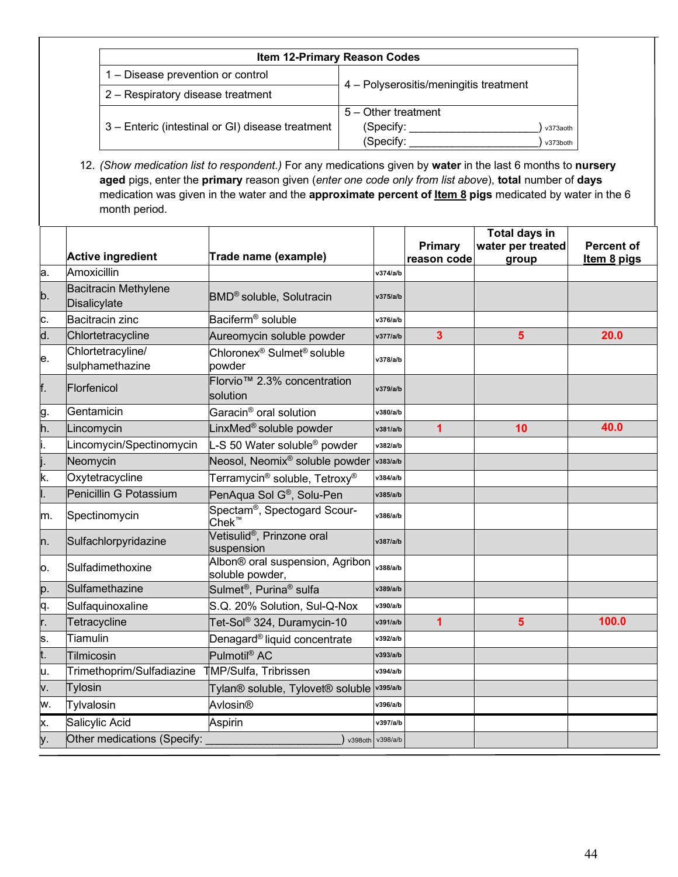| Item 12-Primary Reason Codes | |
|---|---|
| 1 – Disease prevention or control | 4 – Polyserositis/meningitis treatment |
| 2 – Respiratory disease treatment | |
| 3 – Enteric (intestinal or GI) disease treatment | 5 – Other treatment<br>(Specify: ____________________) v373aoth<br>(Specify: ____________________) v373both |

12. *(Show medication list to respondent.)* For any medications given by **water** in the last 6 months to **nursery aged** pigs, enter the **primary** reason given (*enter one code only from list above*), **total** number of **days** medication was given in the water and the **approximate percent of Item 8 pigs** medicated by water in the 6 month period.

| | Active ingredient | Trade name (example) | | Primary reason code | Total days in water per treated group | Percent of Item 8 pigs |
|---|---|---|---|---|---|---|
| a. | Amoxicillin | | v374/a/b | | | |
| b. | Bacitracin Methylene Disalicylate | BMD® soluble, Solutracin | v375/a/b | | | |
| c. | Bacitracin zinc | Baciferm® soluble | v376/a/b | | | |
| d. | Chlortetracycline | Aureomycin soluble powder | v377/a/b | 3 | 5 | 20.0 |
| e. | Chlortetracycline/ sulphamethazine | Chloronex® Sulmet® soluble powder | v378/a/b | | | |
| f. | Florfenicol | Florvio™ 2.3% concentration solution | v379/a/b | | | |
| g. | Gentamicin | Garacin® oral solution | v380/a/b | | | |
| h. | Lincomycin | LinxMed® soluble powder | v381/a/b | 1 | 10 | 40.0 |
| i. | Lincomycin/Spectinomycin | L-S 50 Water soluble® powder | v382/a/b | | | |
| j. | Neomycin | Neosol, Neomix® soluble powder | v383/a/b | | | |
| k. | Oxytetracycline | Terramycin® soluble, Tetroxy® | v384/a/b | | | |
| l. | Penicillin G Potassium | PenAqua Sol G®, Solu-Pen | v385/a/b | | | |
| m. | Spectinomycin | Spectam®, Spectogard Scour-Chek™ | v386/a/b | | | |
| n. | Sulfachlorpyridazine | Vetisulid®, Prinzone oral suspension | v387/a/b | | | |
| o. | Sulfadimethoxine | Albon® oral suspension, Agribon soluble powder, | v388/a/b | | | |
| p. | Sulfamethazine | Sulmet®, Purina® sulfa | v389/a/b | | | |
| q. | Sulfaquinoxaline | S.Q. 20% Solution, Sul-Q-Nox | v390/a/b | | | |
| r. | Tetracycline | Tet-Sol® 324, Duramycin-10 | v391/a/b | 1 | 5 | 100.0 |
| s. | Tiamulin | Denagard® liquid concentrate | v392/a/b | | | |
| t. | Tilmicosin | Pulmotil® AC | v393/a/b | | | |
| u. | Trimethoprim/Sulfadiazine | TMP/Sulfa, Tribrissen | v394/a/b | | | |
| v. | Tylosin | Tylan® soluble, Tylovet® soluble | v395/a/b | | | |
| w. | Tylvalosin | Avlosin® | v396/a/b | | | |
| x. | Salicylic Acid | Aspirin | v397/a/b | | | |
| y. | Other medications (Specify: ____________________) v398oth | | v398/a/b | | | |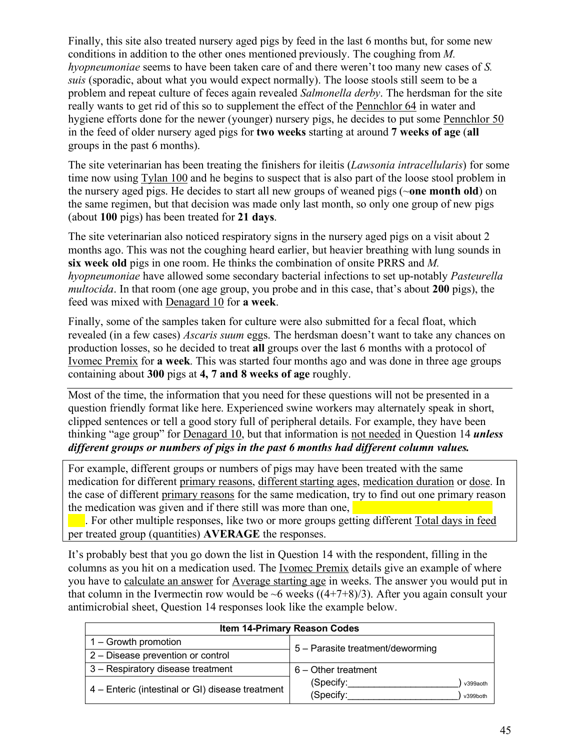Finally, this site also treated nursery aged pigs by feed in the last 6 months but, for some new conditions in addition to the other ones mentioned previously. The coughing from *M. hyopneumoniae* seems to have been taken care of and there weren't too many new cases of *S. suis* (sporadic, about what you would expect normally). The loose stools still seem to be a problem and repeat culture of feces again revealed *Salmonella derby*. The herdsman for the site really wants to get rid of this so to supplement the effect of the Pennchlor 64 in water and hygiene efforts done for the newer (younger) nursery pigs, he decides to put some Pennchlor 50 in the feed of older nursery aged pigs for **two weeks** starting at around **7 weeks of age** (**all** groups in the past 6 months).

The site veterinarian has been treating the finishers for ileitis (*Lawsonia intracellularis*) for some time now using Tylan 100 and he begins to suspect that is also part of the loose stool problem in the nursery aged pigs. He decides to start all new groups of weaned pigs (~**one month old**) on the same regimen, but that decision was made only last month, so only one group of new pigs (about **100** pigs) has been treated for **21 days**.

The site veterinarian also noticed respiratory signs in the nursery aged pigs on a visit about 2 months ago. This was not the coughing heard earlier, but heavier breathing with lung sounds in **six week old** pigs in one room. He thinks the combination of onsite PRRS and *M. hyopneumoniae* have allowed some secondary bacterial infections to set up-notably *Pasteurella multocida*. In that room (one age group, you probe and in this case, that's about **200** pigs), the feed was mixed with Denagard 10 for **a week**.

Finally, some of the samples taken for culture were also submitted for a fecal float, which revealed (in a few cases) *Ascaris suum* eggs. The herdsman doesn't want to take any chances on production losses, so he decided to treat **all** groups over the last 6 months with a protocol of Ivomec Premix for **a week**. This was started four months ago and was done in three age groups containing about **300** pigs at **4, 7 and 8 weeks of age** roughly.

---

Most of the time, the information that you need for these questions will not be presented in a question friendly format like here. Experienced swine workers may alternately speak in short, clipped sentences or tell a good story full of peripheral details. For example, they have been thinking "age group" for Denagard 10, but that information is not needed in Question 14 ***unless different groups or numbers of pigs in the past 6 months had different column values.***

For example, different groups or numbers of pigs may have been treated with the same medication for different primary reasons, different starting ages, medication duration or dose. In the case of different primary reasons for the same medication, try to find out one primary reason the medication was given and if there still was more than one, . For other multiple responses, like two or more groups getting different Total days in feed per treated group (quantities) **AVERAGE** the responses.

It's probably best that you go down the list in Question 14 with the respondent, filling in the columns as you hit on a medication used. The Ivomec Premix details give an example of where you have to calculate an answer for Average starting age in weeks. The answer you would put in that column in the Ivermectin row would be ~6 weeks ((4+7+8)/3). After you again consult your antimicrobial sheet, Question 14 responses look like the example below.

| Item 14-Primary Reason Codes | |
|---|---|
| 1 – Growth promotion | 5 – Parasite treatment/deworming |
| 2 – Disease prevention or control | |
| 3 – Respiratory disease treatment | 6 – Other treatment |
| 4 – Enteric (intestinal or GI) disease treatment | (Specify:_____________________) v399aoth<br>(Specify:_____________________) v399both |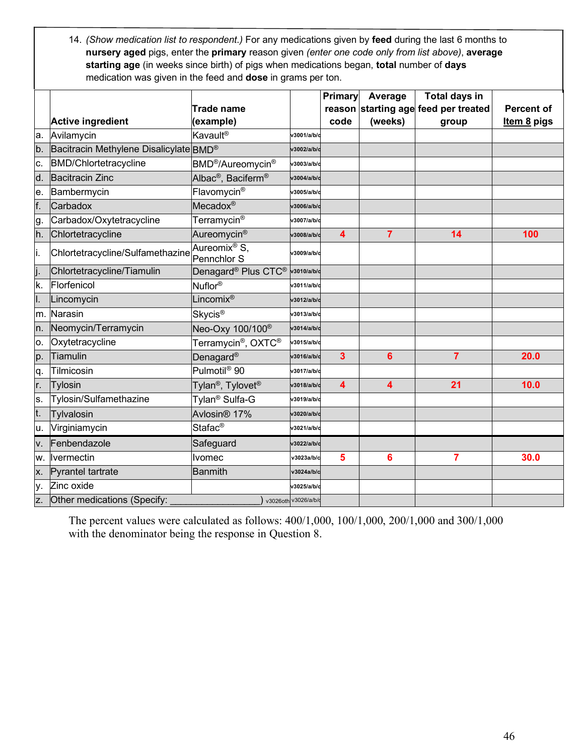14. *(Show medication list to respondent.)* For any medications given by **feed** during the last 6 months to **nursery aged** pigs, enter the **primary** reason given *(enter one code only from list above)*, **average starting age** (in weeks since birth) of pigs when medications began, **total** number of **days** medication was given in the feed and **dose** in grams per ton.

| | Active ingredient | Trade name (example) | | Primary reason code | Average starting age (weeks) | Total days in feed per treated group | Percent of Item 8 pigs |
|---|---|---|---|---|---|---|---|
| a. | Avilamycin | Kavault® | v3001/a/b/c | | | | |
| b. | Bacitracin Methylene Disalicylate | BMD® | v3002/a/b/c | | | | |
| c. | BMD/Chlortetracycline | BMD®/Aureomycin® | v3003/a/b/c | | | | |
| d. | Bacitracin Zinc | Albac®, Baciferm® | v3004/a/b/c | | | | |
| e. | Bambermycin | Flavomycin® | v3005/a/b/c | | | | |
| f. | Carbadox | Mecadox® | v3006/a/b/c | | | | |
| g. | Carbadox/Oxytetracycline | Terramycin® | v3007/a/b/c | | | | |
| h. | Chlortetracycline | Aureomycin® | v3008/a/b/c | 4 | 7 | 14 | 100 |
| i. | Chlortetracycline/Sulfamethazine | Aureomix® S, Pennchlor S | v3009/a/b/c | | | | |
| j. | Chlortetracycline/Tiamulin | Denagard® Plus CTC® | v3010/a/b/c | | | | |
| k. | Florfenicol | Nuflor® | v3011/a/b/c | | | | |
| l. | Lincomycin | Lincomix® | v3012/a/b/c | | | | |
| m. | Narasin | Skycis® | v3013/a/b/c | | | | |
| n. | Neomycin/Terramycin | Neo-Oxy 100/100® | v3014/a/b/c | | | | |
| o. | Oxytetracycline | Terramycin®, OXTC® | v3015/a/b/c | | | | |
| p. | Tiamulin | Denagard® | v3016/a/b/c | 3 | 6 | 7 | 20.0 |
| q. | Tilmicosin | Pulmotil® 90 | v3017/a/b/c | | | | |
| r. | Tylosin | Tylan®, Tylovet® | v3018/a/b/c | 4 | 4 | 21 | 10.0 |
| s. | Tylosin/Sulfamethazine | Tylan® Sulfa-G | v3019/a/b/c | | | | |
| t. | Tylvalosin | Avlosin® 17% | v3020/a/b/c | | | | |
| u. | Virginiamycin | Stafac® | v3021/a/b/c | | | | |
| v. | Fenbendazole | Safeguard | v3022/a/b/c | | | | |
| w. | Ivermectin | Ivomec | v3023a/b/c | 5 | 6 | 7 | 30.0 |
| x. | Pyrantel tartrate | Banmith | v3024a/b/c | | | | |
| y. | Zinc oxide | | v3025/a/b/c | | | | |
| z. | Other medications (Specify: ________________) v3026oth | | v3026/a/b/c | | | | |

The percent values were calculated as follows: 400/1,000, 100/1,000, 200/1,000 and 300/1,000 with the denominator being the response in Question 8.